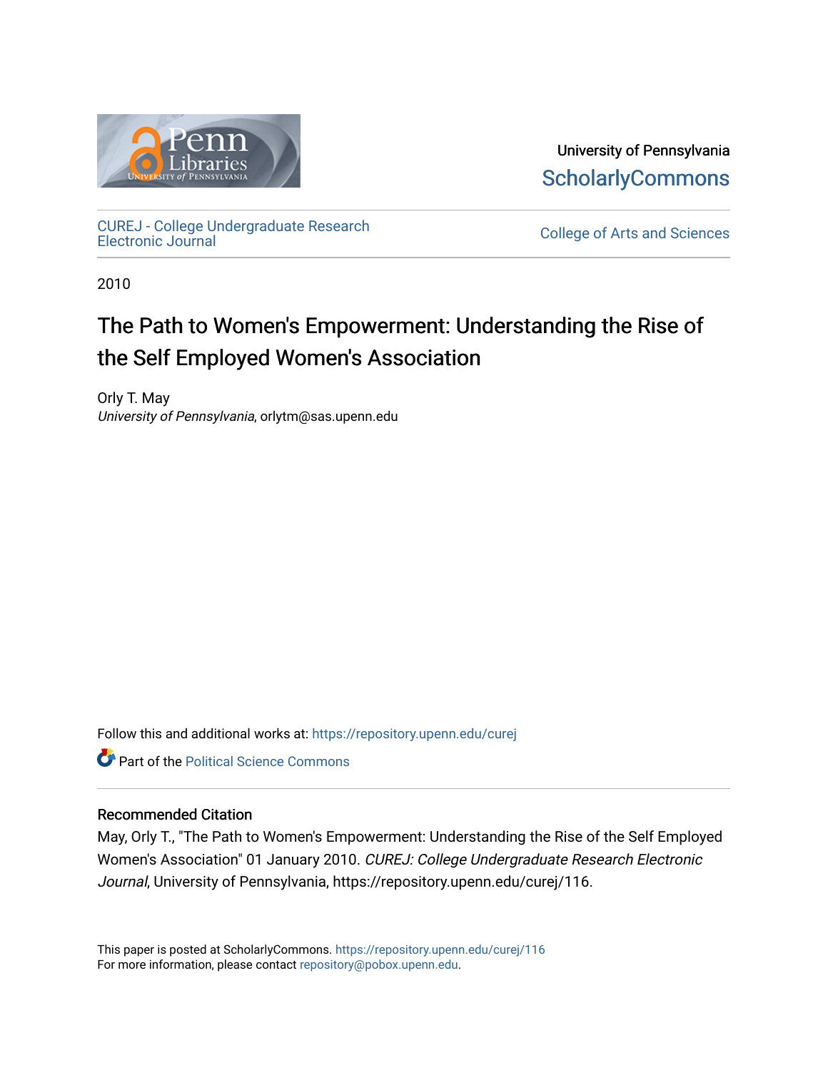University of Pennsylvania
ScholarlyCommons

CUREJ - College Undergraduate Research Electronic Journal

College of Arts and Sciences

2010

# The Path to Women's Empowerment: Understanding the Rise of the Self Employed Women's Association

Orly T. May
*University of Pennsylvania*, orlytm@sas.upenn.edu

Follow this and additional works at: https://repository.upenn.edu/curej

Part of the Political Science Commons

## Recommended Citation

May, Orly T., "The Path to Women's Empowerment: Understanding the Rise of the Self Employed Women's Association" 01 January 2010. *CUREJ: College Undergraduate Research Electronic Journal*, University of Pennsylvania, https://repository.upenn.edu/curej/116.

This paper is posted at ScholarlyCommons. https://repository.upenn.edu/curej/116
For more information, please contact repository@pobox.upenn.edu.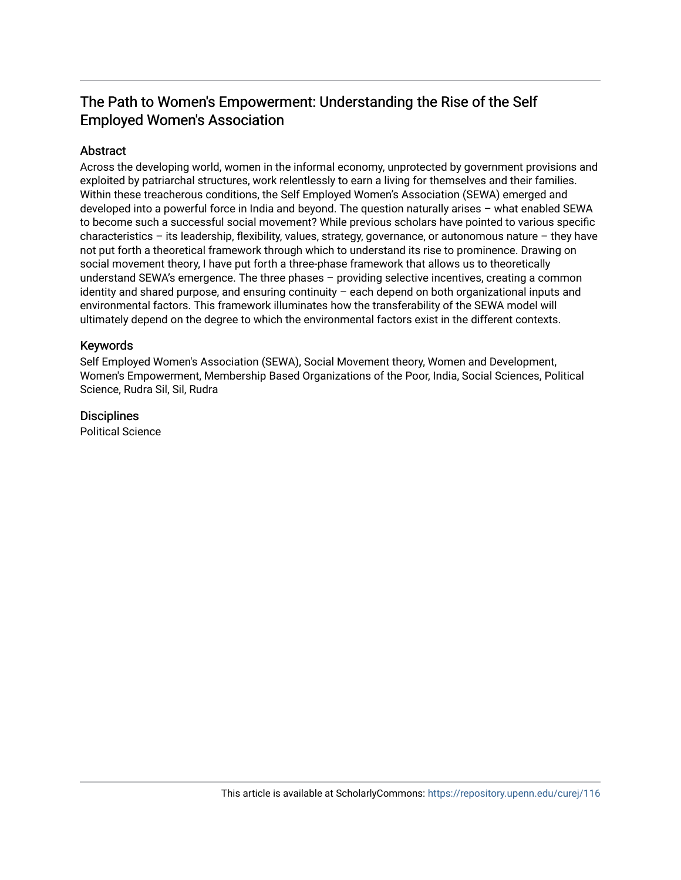## The Path to Women's Empowerment: Understanding the Rise of the Self Employed Women's Association

### Abstract

Across the developing world, women in the informal economy, unprotected by government provisions and exploited by patriarchal structures, work relentlessly to earn a living for themselves and their families. Within these treacherous conditions, the Self Employed Women's Association (SEWA) emerged and developed into a powerful force in India and beyond. The question naturally arises – what enabled SEWA to become such a successful social movement? While previous scholars have pointed to various specific characteristics – its leadership, flexibility, values, strategy, governance, or autonomous nature – they have not put forth a theoretical framework through which to understand its rise to prominence. Drawing on social movement theory, I have put forth a three-phase framework that allows us to theoretically understand SEWA's emergence. The three phases – providing selective incentives, creating a common identity and shared purpose, and ensuring continuity – each depend on both organizational inputs and environmental factors. This framework illuminates how the transferability of the SEWA model will ultimately depend on the degree to which the environmental factors exist in the different contexts.

### Keywords

Self Employed Women's Association (SEWA), Social Movement theory, Women and Development, Women's Empowerment, Membership Based Organizations of the Poor, India, Social Sciences, Political Science, Rudra Sil, Sil, Rudra

### Disciplines

Political Science

This article is available at ScholarlyCommons: https://repository.upenn.edu/curej/116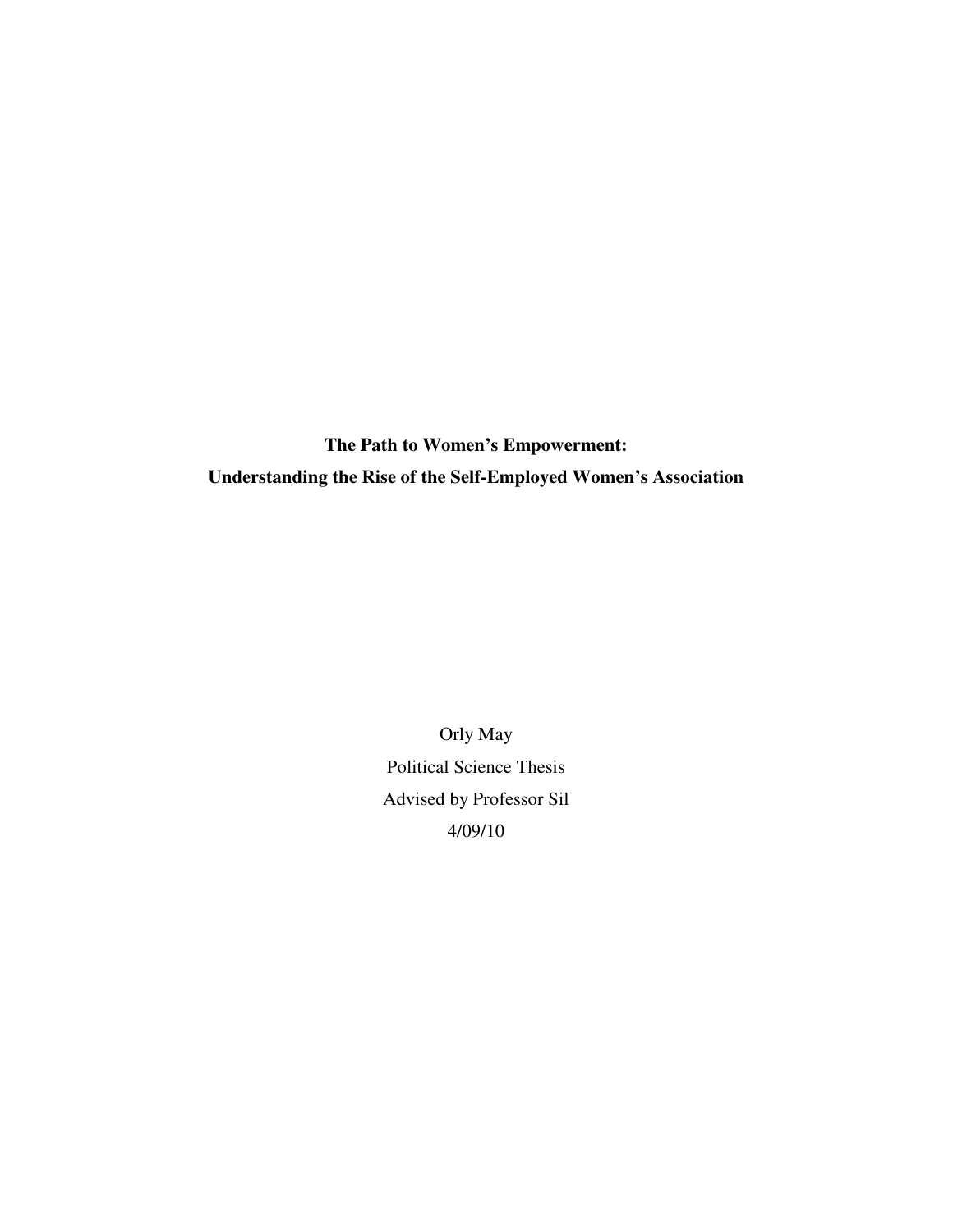**The Path to Women's Empowerment:**

**Understanding the Rise of the Self-Employed Women's Association**

Orly May

Political Science Thesis

Advised by Professor Sil

4/09/10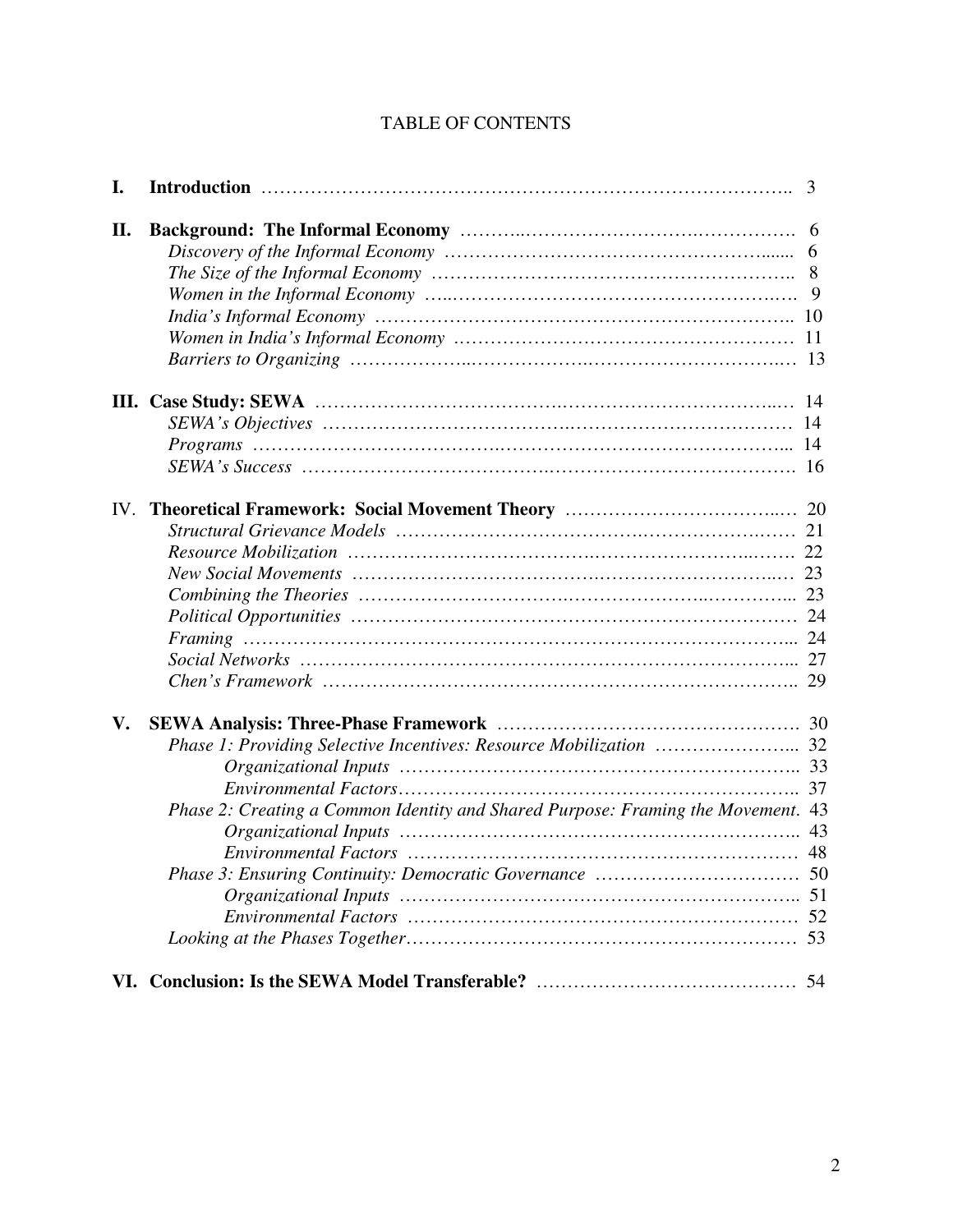TABLE OF CONTENTS

| | | |
|---|---|---|
| **I.** | **Introduction** | 3 |
| **II.** | **Background: The Informal Economy** | 6 |
| | *Discovery of the Informal Economy* | 6 |
| | *The Size of the Informal Economy* | 8 |
| | *Women in the Informal Economy* | 9 |
| | *India's Informal Economy* | 10 |
| | *Women in India's Informal Economy* | 11 |
| | *Barriers to Organizing* | 13 |
| **III.** | **Case Study: SEWA** | 14 |
| | *SEWA's Objectives* | 14 |
| | *Programs* | 14 |
| | *SEWA's Success* | 16 |
| IV. | **Theoretical Framework: Social Movement Theory** | 20 |
| | *Structural Grievance Models* | 21 |
| | *Resource Mobilization* | 22 |
| | *New Social Movements* | 23 |
| | *Combining the Theories* | 23 |
| | *Political Opportunities* | 24 |
| | *Framing* | 24 |
| | *Social Networks* | 27 |
| | *Chen's Framework* | 29 |
| **V.** | **SEWA Analysis: Three-Phase Framework** | 30 |
| | *Phase 1: Providing Selective Incentives: Resource Mobilization* | 32 |
| | *Organizational Inputs* | 33 |
| | *Environmental Factors* | 37 |
| | *Phase 2: Creating a Common Identity and Shared Purpose: Framing the Movement.* | 43 |
| | *Organizational Inputs* | 43 |
| | *Environmental Factors* | 48 |
| | *Phase 3: Ensuring Continuity: Democratic Governance* | 50 |
| | *Organizational Inputs* | 51 |
| | *Environmental Factors* | 52 |
| | *Looking at the Phases Together* | 53 |
| **VI.** | **Conclusion: Is the SEWA Model Transferable?** | 54 |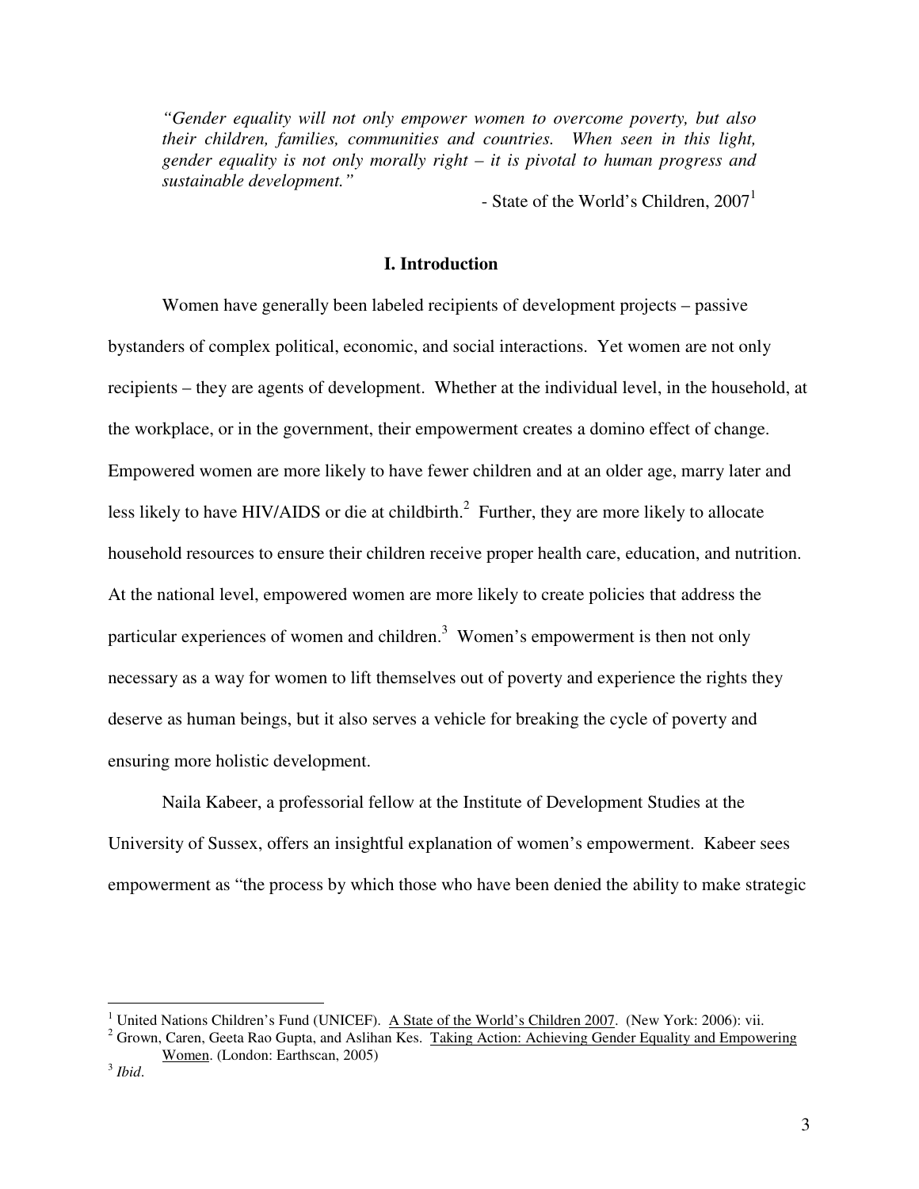*"Gender equality will not only empower women to overcome poverty, but also their children, families, communities and countries. When seen in this light, gender equality is not only morally right – it is pivotal to human progress and sustainable development."*

- State of the World's Children, 2007[1]

## I. Introduction

Women have generally been labeled recipients of development projects – passive bystanders of complex political, economic, and social interactions. Yet women are not only recipients – they are agents of development. Whether at the individual level, in the household, at the workplace, or in the government, their empowerment creates a domino effect of change. Empowered women are more likely to have fewer children and at an older age, marry later and less likely to have HIV/AIDS or die at childbirth.[2] Further, they are more likely to allocate household resources to ensure their children receive proper health care, education, and nutrition. At the national level, empowered women are more likely to create policies that address the particular experiences of women and children.[3] Women's empowerment is then not only necessary as a way for women to lift themselves out of poverty and experience the rights they deserve as human beings, but it also serves a vehicle for breaking the cycle of poverty and ensuring more holistic development.

Naila Kabeer, a professorial fellow at the Institute of Development Studies at the University of Sussex, offers an insightful explanation of women's empowerment. Kabeer sees empowerment as "the process by which those who have been denied the ability to make strategic

---

[1] United Nations Children's Fund (UNICEF). A State of the World's Children 2007. (New York: 2006): vii.

[2] Grown, Caren, Geeta Rao Gupta, and Aslihan Kes. Taking Action: Achieving Gender Equality and Empowering Women. (London: Earthscan, 2005)

[3] *Ibid.*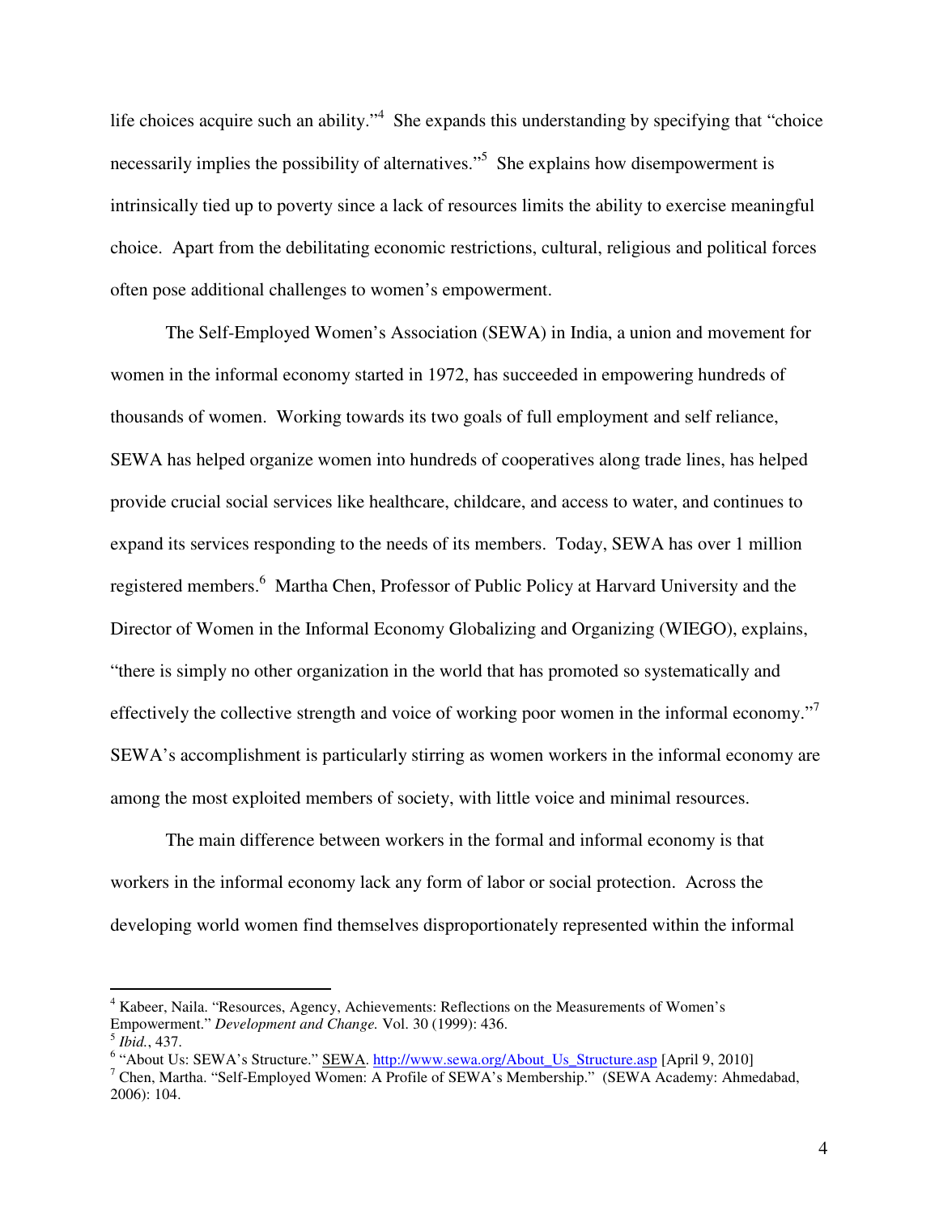life choices acquire such an ability."[4] She expands this understanding by specifying that "choice necessarily implies the possibility of alternatives."[5] She explains how disempowerment is intrinsically tied up to poverty since a lack of resources limits the ability to exercise meaningful choice. Apart from the debilitating economic restrictions, cultural, religious and political forces often pose additional challenges to women's empowerment.

The Self-Employed Women's Association (SEWA) in India, a union and movement for women in the informal economy started in 1972, has succeeded in empowering hundreds of thousands of women. Working towards its two goals of full employment and self reliance, SEWA has helped organize women into hundreds of cooperatives along trade lines, has helped provide crucial social services like healthcare, childcare, and access to water, and continues to expand its services responding to the needs of its members. Today, SEWA has over 1 million registered members.[6] Martha Chen, Professor of Public Policy at Harvard University and the Director of Women in the Informal Economy Globalizing and Organizing (WIEGO), explains, "there is simply no other organization in the world that has promoted so systematically and effectively the collective strength and voice of working poor women in the informal economy."[7] SEWA's accomplishment is particularly stirring as women workers in the informal economy are among the most exploited members of society, with little voice and minimal resources.

The main difference between workers in the formal and informal economy is that workers in the informal economy lack any form of labor or social protection. Across the developing world women find themselves disproportionately represented within the informal

---

[4] Kabeer, Naila. "Resources, Agency, Achievements: Reflections on the Measurements of Women's Empowerment." *Development and Change.* Vol. 30 (1999): 436.

[5] *Ibid.*, 437.

[6] "About Us: SEWA's Structure." SEWA. http://www.sewa.org/About_Us_Structure.asp [April 9, 2010]

[7] Chen, Martha. "Self-Employed Women: A Profile of SEWA's Membership." (SEWA Academy: Ahmedabad, 2006): 104.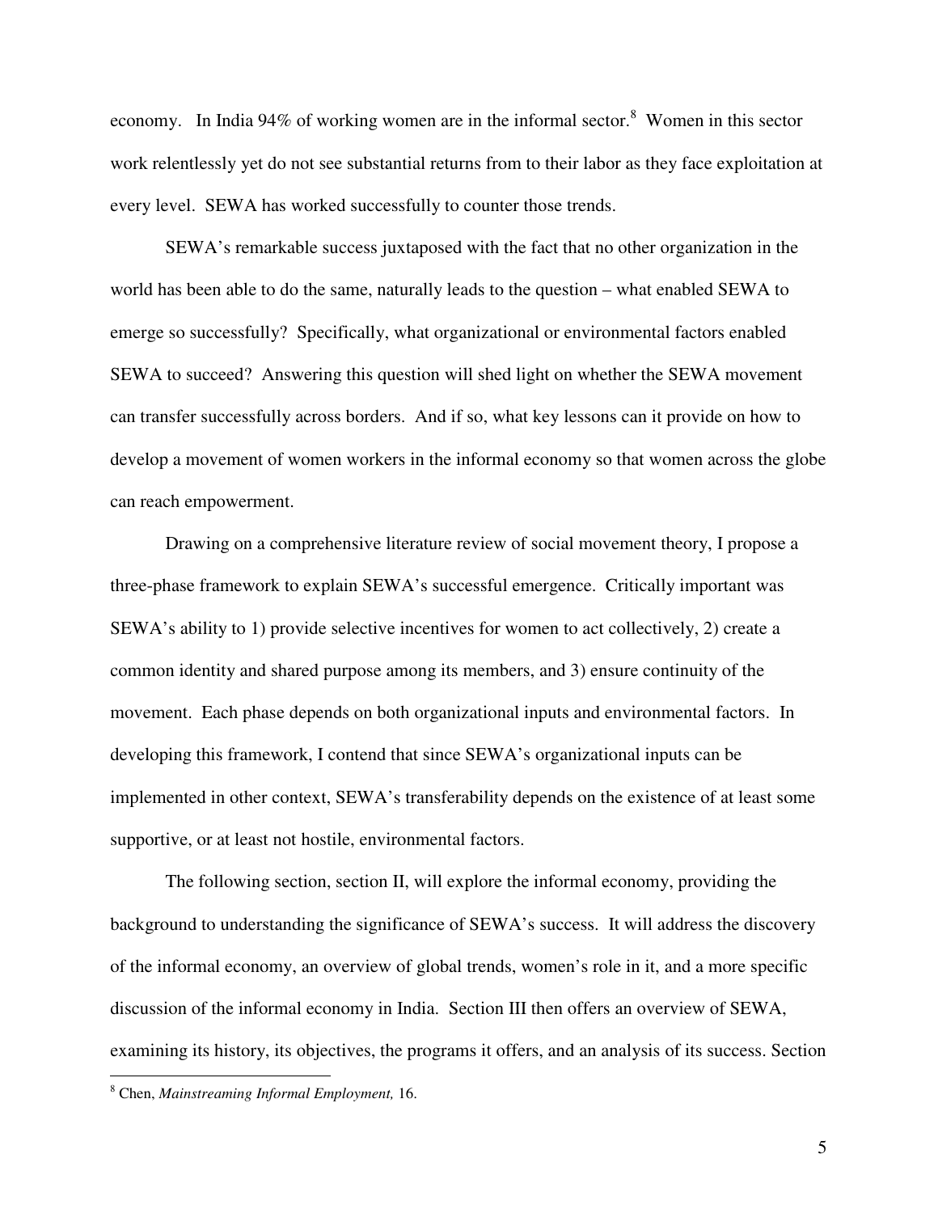economy. In India 94% of working women are in the informal sector.[8] Women in this sector work relentlessly yet do not see substantial returns from to their labor as they face exploitation at every level. SEWA has worked successfully to counter those trends.

SEWA's remarkable success juxtaposed with the fact that no other organization in the world has been able to do the same, naturally leads to the question – what enabled SEWA to emerge so successfully? Specifically, what organizational or environmental factors enabled SEWA to succeed? Answering this question will shed light on whether the SEWA movement can transfer successfully across borders. And if so, what key lessons can it provide on how to develop a movement of women workers in the informal economy so that women across the globe can reach empowerment.

Drawing on a comprehensive literature review of social movement theory, I propose a three-phase framework to explain SEWA's successful emergence. Critically important was SEWA's ability to 1) provide selective incentives for women to act collectively, 2) create a common identity and shared purpose among its members, and 3) ensure continuity of the movement. Each phase depends on both organizational inputs and environmental factors. In developing this framework, I contend that since SEWA's organizational inputs can be implemented in other context, SEWA's transferability depends on the existence of at least some supportive, or at least not hostile, environmental factors.

The following section, section II, will explore the informal economy, providing the background to understanding the significance of SEWA's success. It will address the discovery of the informal economy, an overview of global trends, women's role in it, and a more specific discussion of the informal economy in India. Section III then offers an overview of SEWA, examining its history, its objectives, the programs it offers, and an analysis of its success. Section

---

[8] Chen, *Mainstreaming Informal Employment,* 16.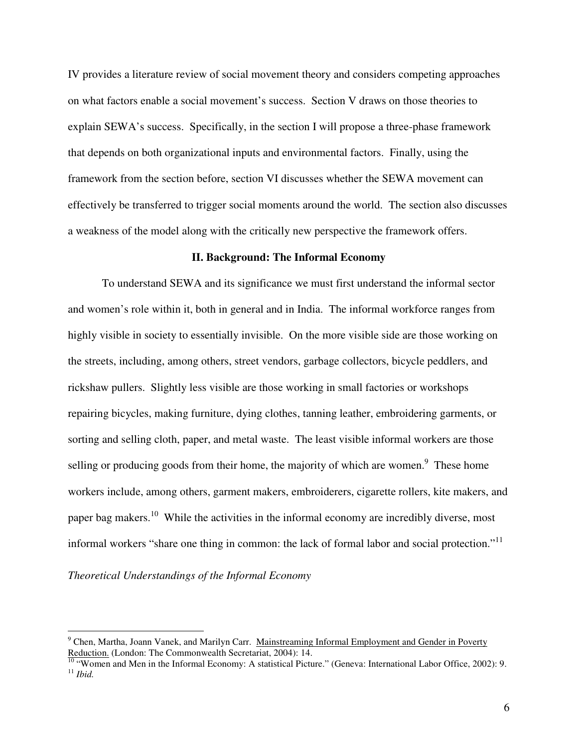IV provides a literature review of social movement theory and considers competing approaches on what factors enable a social movement's success. Section V draws on those theories to explain SEWA's success. Specifically, in the section I will propose a three-phase framework that depends on both organizational inputs and environmental factors. Finally, using the framework from the section before, section VI discusses whether the SEWA movement can effectively be transferred to trigger social moments around the world. The section also discusses a weakness of the model along with the critically new perspective the framework offers.

## II. Background: The Informal Economy

To understand SEWA and its significance we must first understand the informal sector and women's role within it, both in general and in India. The informal workforce ranges from highly visible in society to essentially invisible. On the more visible side are those working on the streets, including, among others, street vendors, garbage collectors, bicycle peddlers, and rickshaw pullers. Slightly less visible are those working in small factories or workshops repairing bicycles, making furniture, dying clothes, tanning leather, embroidering garments, or sorting and selling cloth, paper, and metal waste. The least visible informal workers are those selling or producing goods from their home, the majority of which are women.[9] These home workers include, among others, garment makers, embroiderers, cigarette rollers, kite makers, and paper bag makers.[10] While the activities in the informal economy are incredibly diverse, most informal workers "share one thing in common: the lack of formal labor and social protection."[11]

*Theoretical Understandings of the Informal Economy*

---

[9] Chen, Martha, Joann Vanek, and Marilyn Carr. Mainstreaming Informal Employment and Gender in Poverty Reduction. (London: The Commonwealth Secretariat, 2004): 14.

[10] "Women and Men in the Informal Economy: A statistical Picture." (Geneva: International Labor Office, 2002): 9.

[11] *Ibid.*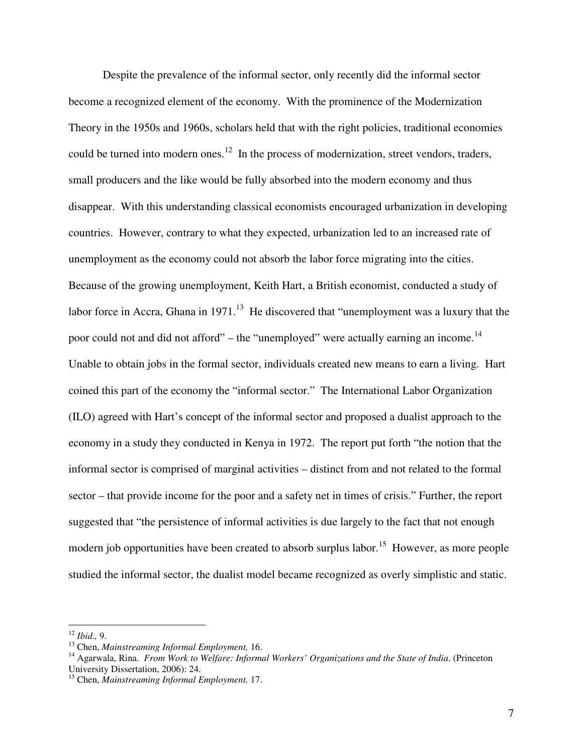Despite the prevalence of the informal sector, only recently did the informal sector become a recognized element of the economy. With the prominence of the Modernization Theory in the 1950s and 1960s, scholars held that with the right policies, traditional economies could be turned into modern ones.[12] In the process of modernization, street vendors, traders, small producers and the like would be fully absorbed into the modern economy and thus disappear. With this understanding classical economists encouraged urbanization in developing countries. However, contrary to what they expected, urbanization led to an increased rate of unemployment as the economy could not absorb the labor force migrating into the cities. Because of the growing unemployment, Keith Hart, a British economist, conducted a study of labor force in Accra, Ghana in 1971.[13] He discovered that "unemployment was a luxury that the poor could not and did not afford" – the "unemployed" were actually earning an income.[14] Unable to obtain jobs in the formal sector, individuals created new means to earn a living. Hart coined this part of the economy the "informal sector." The International Labor Organization (ILO) agreed with Hart's concept of the informal sector and proposed a dualist approach to the economy in a study they conducted in Kenya in 1972. The report put forth "the notion that the informal sector is comprised of marginal activities – distinct from and not related to the formal sector – that provide income for the poor and a safety net in times of crisis." Further, the report suggested that "the persistence of informal activities is due largely to the fact that not enough modern job opportunities have been created to absorb surplus labor.[15] However, as more people studied the informal sector, the dualist model became recognized as overly simplistic and static.

---

[12] *Ibid.,* 9.

[13] Chen, *Mainstreaming Informal Employment,* 16.

[14] Agarwala, Rina. *From Work to Welfare: Informal Workers' Organizations and the State of India*. (Princeton University Dissertation, 2006): 24.

[15] Chen, *Mainstreaming Informal Employment,* 17.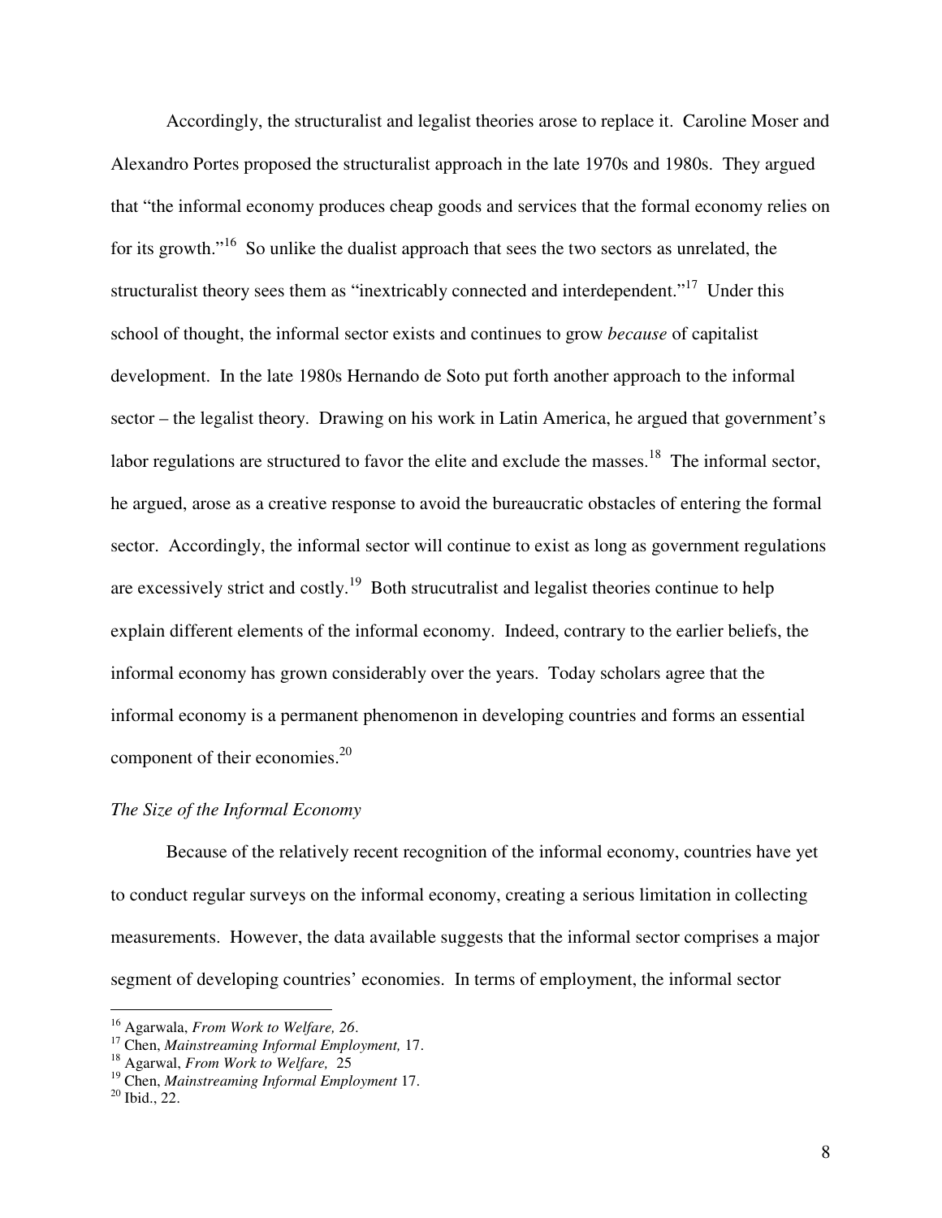Accordingly, the structuralist and legalist theories arose to replace it. Caroline Moser and Alexandro Portes proposed the structuralist approach in the late 1970s and 1980s. They argued that "the informal economy produces cheap goods and services that the formal economy relies on for its growth."[16] So unlike the dualist approach that sees the two sectors as unrelated, the structuralist theory sees them as "inextricably connected and interdependent."[17] Under this school of thought, the informal sector exists and continues to grow *because* of capitalist development. In the late 1980s Hernando de Soto put forth another approach to the informal sector – the legalist theory. Drawing on his work in Latin America, he argued that government's labor regulations are structured to favor the elite and exclude the masses.[18] The informal sector, he argued, arose as a creative response to avoid the bureaucratic obstacles of entering the formal sector. Accordingly, the informal sector will continue to exist as long as government regulations are excessively strict and costly.[19] Both strucutralist and legalist theories continue to help explain different elements of the informal economy. Indeed, contrary to the earlier beliefs, the informal economy has grown considerably over the years. Today scholars agree that the informal economy is a permanent phenomenon in developing countries and forms an essential component of their economies.[20]

*The Size of the Informal Economy*

Because of the relatively recent recognition of the informal economy, countries have yet to conduct regular surveys on the informal economy, creating a serious limitation in collecting measurements. However, the data available suggests that the informal sector comprises a major segment of developing countries' economies. In terms of employment, the informal sector

---

[16] Agarwala, *From Work to Welfare, 26*.

[17] Chen, *Mainstreaming Informal Employment,* 17.

[18] Agarwal, *From Work to Welfare,* 25

[19] Chen, *Mainstreaming Informal Employment* 17.

[20] Ibid., 22.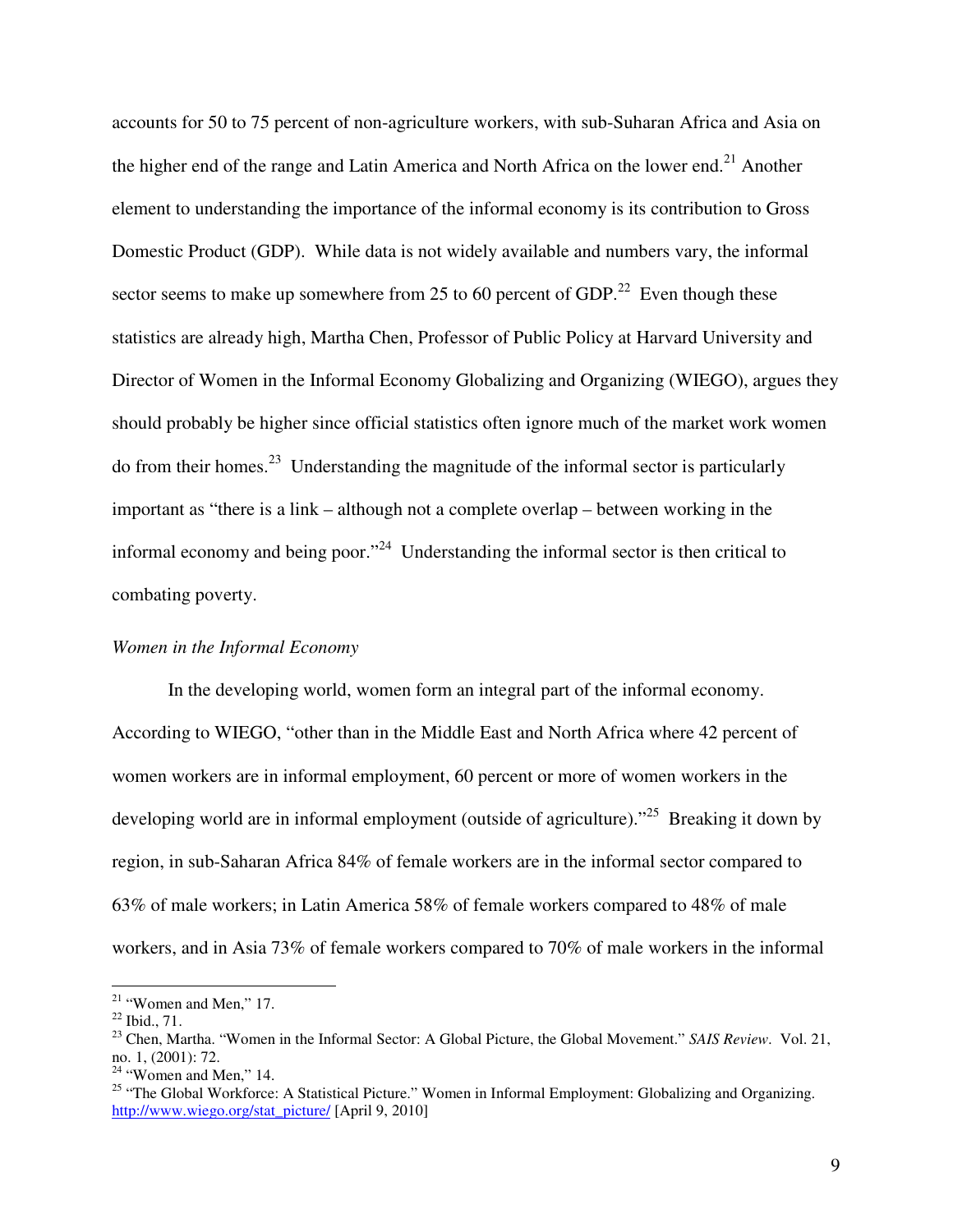accounts for 50 to 75 percent of non-agriculture workers, with sub-Suharan Africa and Asia on the higher end of the range and Latin America and North Africa on the lower end.[21] Another element to understanding the importance of the informal economy is its contribution to Gross Domestic Product (GDP). While data is not widely available and numbers vary, the informal sector seems to make up somewhere from 25 to 60 percent of GDP.[22] Even though these statistics are already high, Martha Chen, Professor of Public Policy at Harvard University and Director of Women in the Informal Economy Globalizing and Organizing (WIEGO), argues they should probably be higher since official statistics often ignore much of the market work women do from their homes.[23] Understanding the magnitude of the informal sector is particularly important as "there is a link – although not a complete overlap – between working in the informal economy and being poor."[24] Understanding the informal sector is then critical to combating poverty.

*Women in the Informal Economy*

In the developing world, women form an integral part of the informal economy. According to WIEGO, "other than in the Middle East and North Africa where 42 percent of women workers are in informal employment, 60 percent or more of women workers in the developing world are in informal employment (outside of agriculture)."[25] Breaking it down by region, in sub-Saharan Africa 84% of female workers are in the informal sector compared to 63% of male workers; in Latin America 58% of female workers compared to 48% of male workers, and in Asia 73% of female workers compared to 70% of male workers in the informal

---

[21] "Women and Men," 17.

[22] Ibid., 71.

[23] Chen, Martha. "Women in the Informal Sector: A Global Picture, the Global Movement." *SAIS Review*. Vol. 21, no. 1, (2001): 72.

[24] "Women and Men," 14.

[25] "The Global Workforce: A Statistical Picture." Women in Informal Employment: Globalizing and Organizing. http://www.wiego.org/stat_picture/ [April 9, 2010]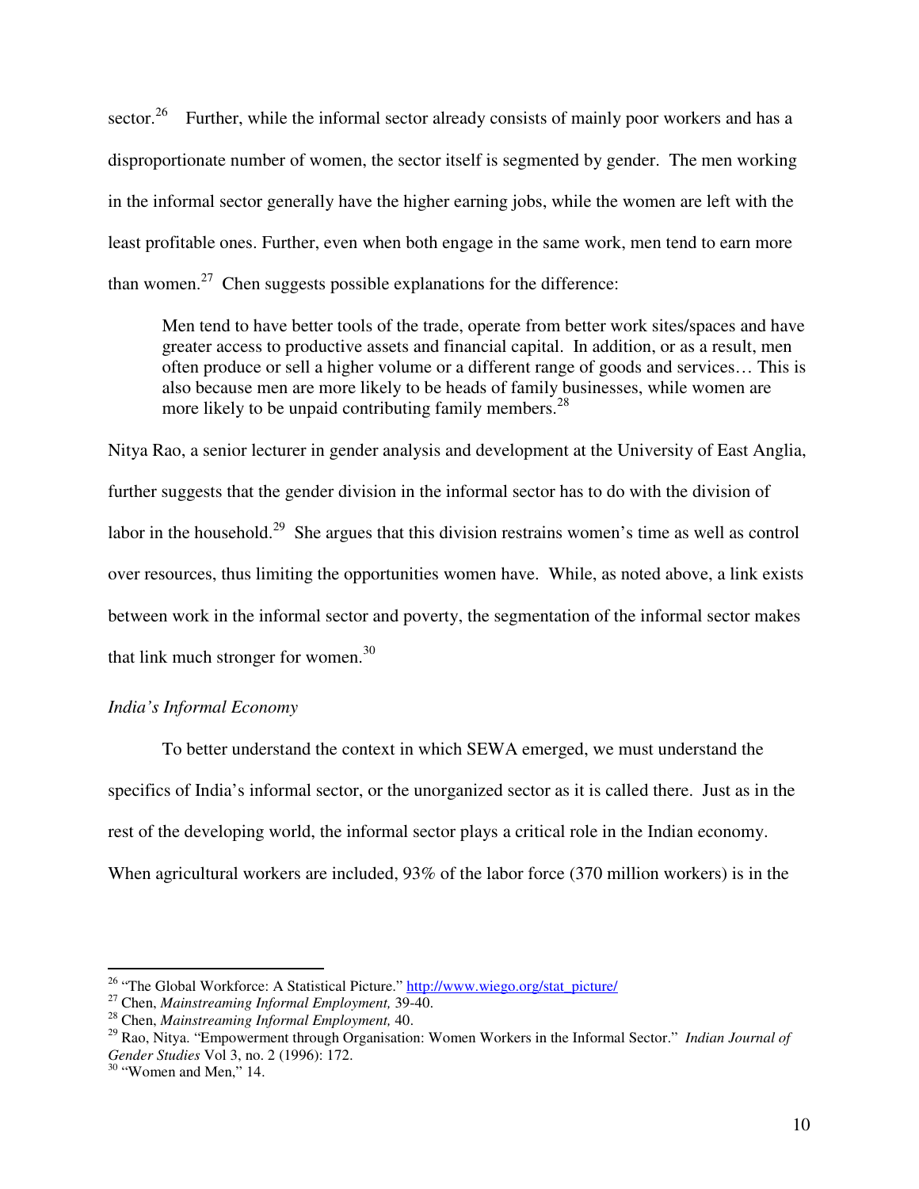sector.[26] Further, while the informal sector already consists of mainly poor workers and has a disproportionate number of women, the sector itself is segmented by gender. The men working in the informal sector generally have the higher earning jobs, while the women are left with the least profitable ones. Further, even when both engage in the same work, men tend to earn more than women.[27] Chen suggests possible explanations for the difference:

> Men tend to have better tools of the trade, operate from better work sites/spaces and have greater access to productive assets and financial capital. In addition, or as a result, men often produce or sell a higher volume or a different range of goods and services… This is also because men are more likely to be heads of family businesses, while women are more likely to be unpaid contributing family members.[28]

Nitya Rao, a senior lecturer in gender analysis and development at the University of East Anglia, further suggests that the gender division in the informal sector has to do with the division of labor in the household.[29] She argues that this division restrains women's time as well as control over resources, thus limiting the opportunities women have. While, as noted above, a link exists between work in the informal sector and poverty, the segmentation of the informal sector makes that link much stronger for women.[30]

*India's Informal Economy*

To better understand the context in which SEWA emerged, we must understand the specifics of India's informal sector, or the unorganized sector as it is called there. Just as in the rest of the developing world, the informal sector plays a critical role in the Indian economy. When agricultural workers are included, 93% of the labor force (370 million workers) is in the

---

[26] "The Global Workforce: A Statistical Picture." http://www.wiego.org/stat_picture/

[27] Chen, *Mainstreaming Informal Employment,* 39-40.

[28] Chen, *Mainstreaming Informal Employment,* 40.

[29] Rao, Nitya. "Empowerment through Organisation: Women Workers in the Informal Sector." *Indian Journal of Gender Studies* Vol 3, no. 2 (1996): 172.

[30] "Women and Men," 14.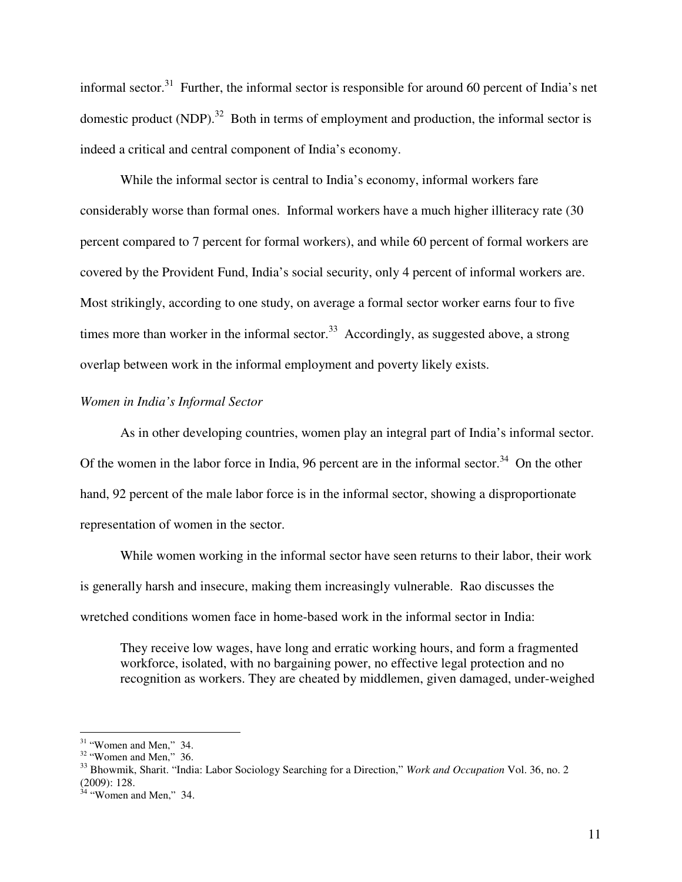informal sector.[31] Further, the informal sector is responsible for around 60 percent of India's net domestic product (NDP).[32] Both in terms of employment and production, the informal sector is indeed a critical and central component of India's economy.

While the informal sector is central to India's economy, informal workers fare considerably worse than formal ones. Informal workers have a much higher illiteracy rate (30 percent compared to 7 percent for formal workers), and while 60 percent of formal workers are covered by the Provident Fund, India's social security, only 4 percent of informal workers are. Most strikingly, according to one study, on average a formal sector worker earns four to five times more than worker in the informal sector.[33] Accordingly, as suggested above, a strong overlap between work in the informal employment and poverty likely exists.

*Women in India's Informal Sector*

As in other developing countries, women play an integral part of India's informal sector. Of the women in the labor force in India, 96 percent are in the informal sector.[34] On the other hand, 92 percent of the male labor force is in the informal sector, showing a disproportionate representation of women in the sector.

While women working in the informal sector have seen returns to their labor, their work is generally harsh and insecure, making them increasingly vulnerable. Rao discusses the wretched conditions women face in home-based work in the informal sector in India:

> They receive low wages, have long and erratic working hours, and form a fragmented workforce, isolated, with no bargaining power, no effective legal protection and no recognition as workers. They are cheated by middlemen, given damaged, under-weighed

---

[31] "Women and Men," 34.

[32] "Women and Men," 36.

[33] Bhowmik, Sharit. "India: Labor Sociology Searching for a Direction," *Work and Occupation* Vol. 36, no. 2 (2009): 128.

[34] "Women and Men," 34.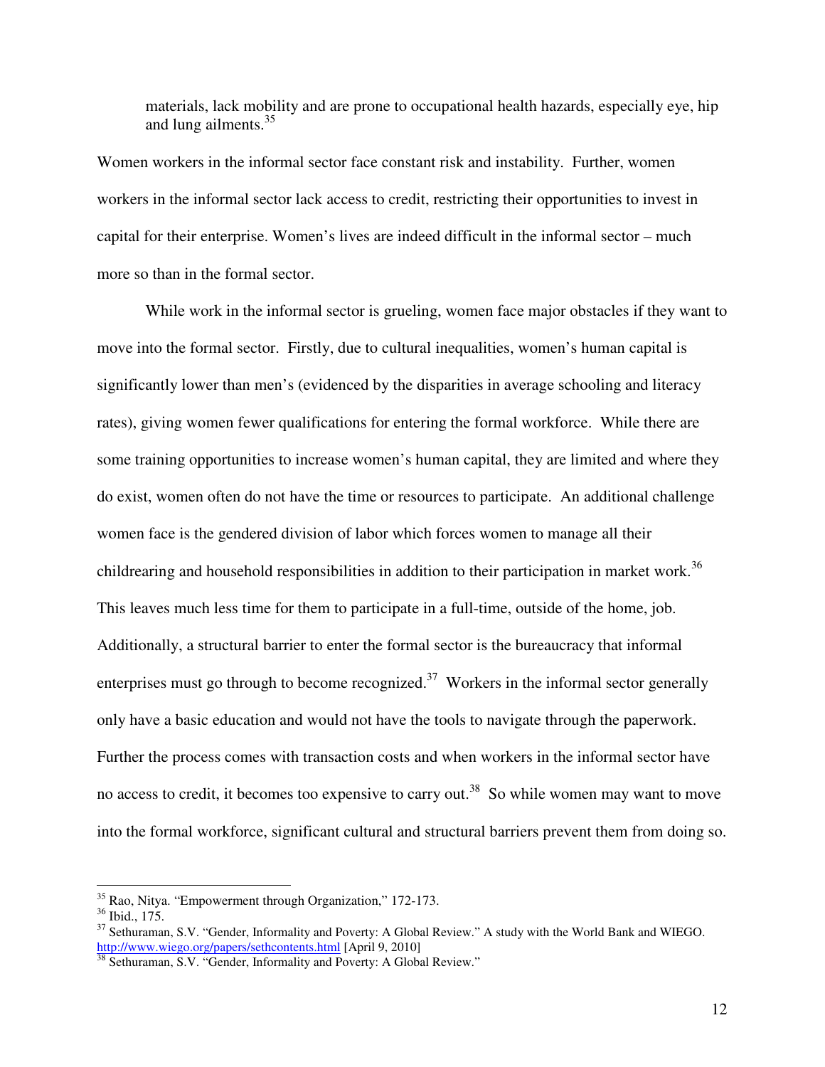> materials, lack mobility and are prone to occupational health hazards, especially eye, hip and lung ailments.[35]

Women workers in the informal sector face constant risk and instability. Further, women workers in the informal sector lack access to credit, restricting their opportunities to invest in capital for their enterprise. Women's lives are indeed difficult in the informal sector – much more so than in the formal sector.

While work in the informal sector is grueling, women face major obstacles if they want to move into the formal sector. Firstly, due to cultural inequalities, women's human capital is significantly lower than men's (evidenced by the disparities in average schooling and literacy rates), giving women fewer qualifications for entering the formal workforce. While there are some training opportunities to increase women's human capital, they are limited and where they do exist, women often do not have the time or resources to participate. An additional challenge women face is the gendered division of labor which forces women to manage all their childrearing and household responsibilities in addition to their participation in market work.[36] This leaves much less time for them to participate in a full-time, outside of the home, job. Additionally, a structural barrier to enter the formal sector is the bureaucracy that informal enterprises must go through to become recognized.[37] Workers in the informal sector generally only have a basic education and would not have the tools to navigate through the paperwork. Further the process comes with transaction costs and when workers in the informal sector have no access to credit, it becomes too expensive to carry out.[38] So while women may want to move into the formal workforce, significant cultural and structural barriers prevent them from doing so.

---

[35] Rao, Nitya. "Empowerment through Organization," 172-173.

[36] Ibid., 175.

[37] Sethuraman, S.V. "Gender, Informality and Poverty: A Global Review." A study with the World Bank and WIEGO. http://www.wiego.org/papers/sethcontents.html [April 9, 2010]

[38] Sethuraman, S.V. "Gender, Informality and Poverty: A Global Review."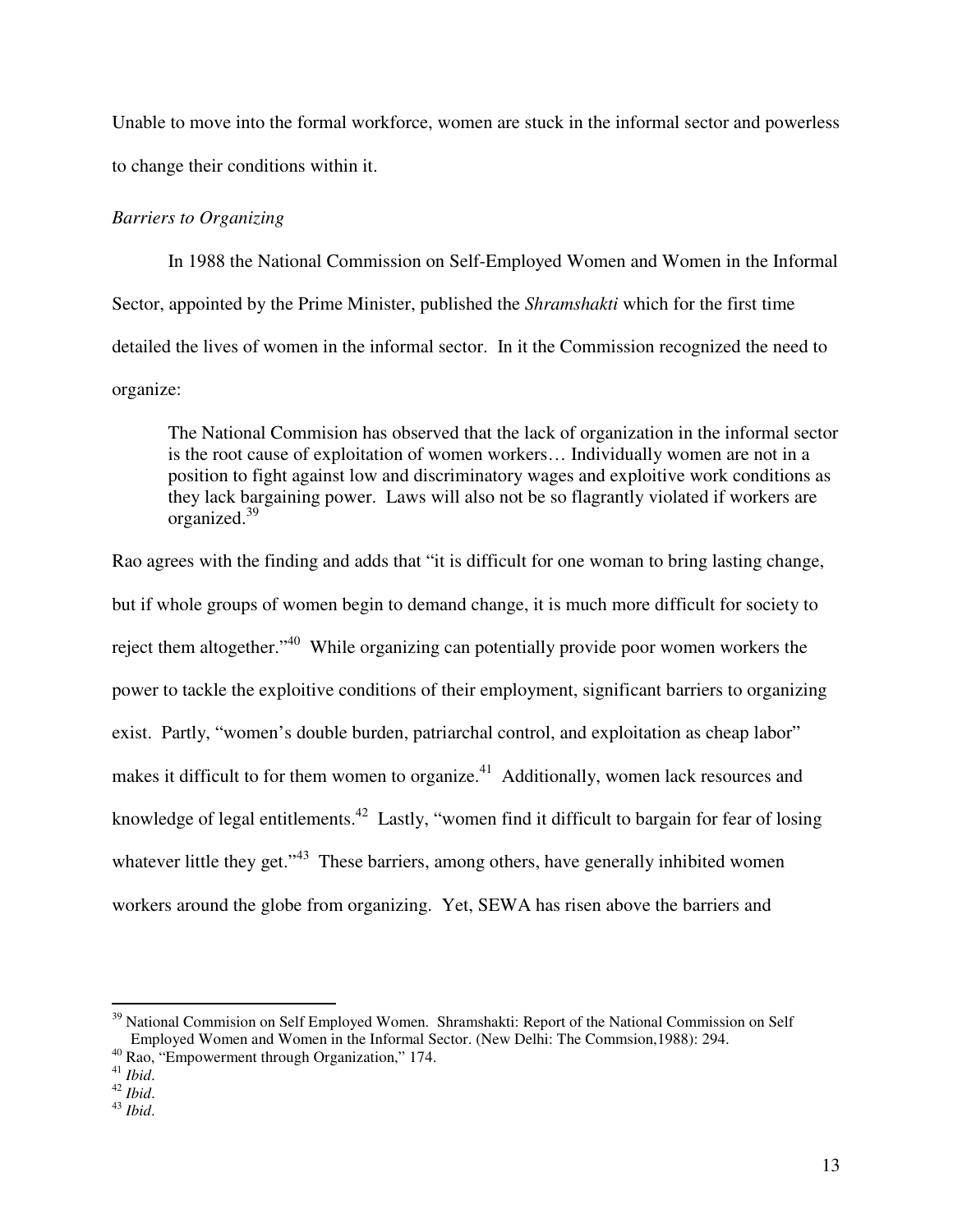Unable to move into the formal workforce, women are stuck in the informal sector and powerless to change their conditions within it.

*Barriers to Organizing*

In 1988 the National Commission on Self-Employed Women and Women in the Informal Sector, appointed by the Prime Minister, published the *Shramshakti* which for the first time detailed the lives of women in the informal sector. In it the Commission recognized the need to organize:

> The National Commision has observed that the lack of organization in the informal sector is the root cause of exploitation of women workers… Individually women are not in a position to fight against low and discriminatory wages and exploitive work conditions as they lack bargaining power. Laws will also not be so flagrantly violated if workers are organized.[39]

Rao agrees with the finding and adds that "it is difficult for one woman to bring lasting change, but if whole groups of women begin to demand change, it is much more difficult for society to reject them altogether."[40] While organizing can potentially provide poor women workers the power to tackle the exploitive conditions of their employment, significant barriers to organizing exist. Partly, "women's double burden, patriarchal control, and exploitation as cheap labor" makes it difficult to for them women to organize.[41] Additionally, women lack resources and knowledge of legal entitlements.[42] Lastly, "women find it difficult to bargain for fear of losing whatever little they get."[43] These barriers, among others, have generally inhibited women workers around the globe from organizing. Yet, SEWA has risen above the barriers and

---

[39] National Commision on Self Employed Women. Shramshakti: Report of the National Commission on Self Employed Women and Women in the Informal Sector. (New Delhi: The Commsion,1988): 294.

[40] Rao, "Empowerment through Organization," 174.

[41] *Ibid*.

[42] *Ibid*.

[43] *Ibid*.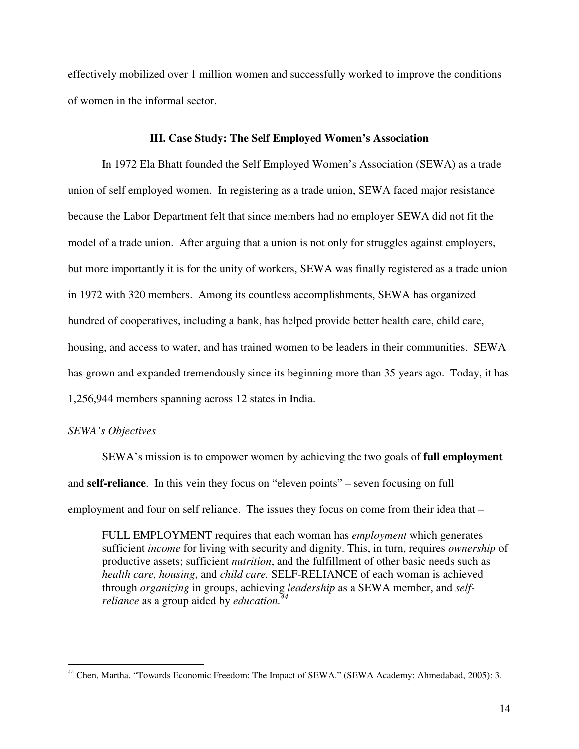effectively mobilized over 1 million women and successfully worked to improve the conditions of women in the informal sector.

## III. Case Study: The Self Employed Women's Association

In 1972 Ela Bhatt founded the Self Employed Women's Association (SEWA) as a trade union of self employed women. In registering as a trade union, SEWA faced major resistance because the Labor Department felt that since members had no employer SEWA did not fit the model of a trade union. After arguing that a union is not only for struggles against employers, but more importantly it is for the unity of workers, SEWA was finally registered as a trade union in 1972 with 320 members. Among its countless accomplishments, SEWA has organized hundred of cooperatives, including a bank, has helped provide better health care, child care, housing, and access to water, and has trained women to be leaders in their communities. SEWA has grown and expanded tremendously since its beginning more than 35 years ago. Today, it has 1,256,944 members spanning across 12 states in India.

*SEWA's Objectives*

SEWA's mission is to empower women by achieving the two goals of **full employment** and **self-reliance**. In this vein they focus on "eleven points" – seven focusing on full employment and four on self reliance. The issues they focus on come from their idea that –

> FULL EMPLOYMENT requires that each woman has *employment* which generates sufficient *income* for living with security and dignity. This, in turn, requires *ownership* of productive assets; sufficient *nutrition*, and the fulfillment of other basic needs such as *health care, housing*, and *child care.* SELF-RELIANCE of each woman is achieved through *organizing* in groups, achieving *leadership* as a SEWA member, and *self-reliance* as a group aided by *education.*[44]

[44] Chen, Martha. "Towards Economic Freedom: The Impact of SEWA." (SEWA Academy: Ahmedabad, 2005): 3.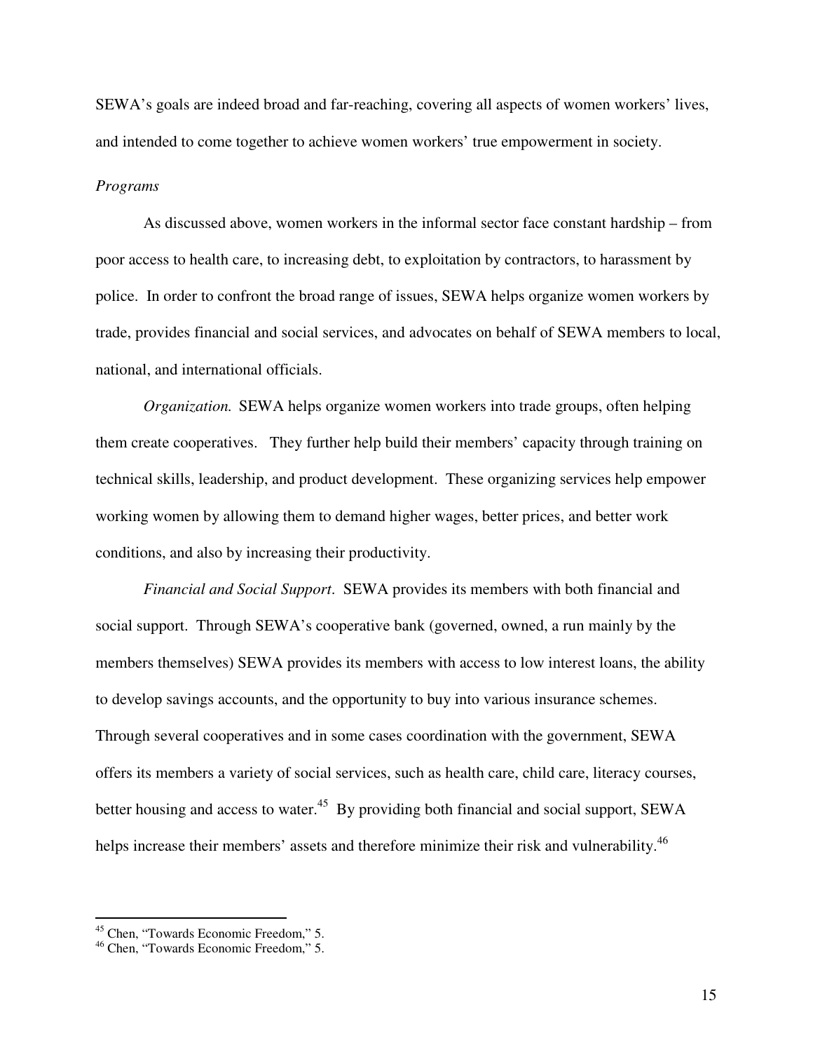SEWA's goals are indeed broad and far-reaching, covering all aspects of women workers' lives, and intended to come together to achieve women workers' true empowerment in society.

*Programs*

As discussed above, women workers in the informal sector face constant hardship – from poor access to health care, to increasing debt, to exploitation by contractors, to harassment by police. In order to confront the broad range of issues, SEWA helps organize women workers by trade, provides financial and social services, and advocates on behalf of SEWA members to local, national, and international officials.

*Organization.* SEWA helps organize women workers into trade groups, often helping them create cooperatives. They further help build their members' capacity through training on technical skills, leadership, and product development. These organizing services help empower working women by allowing them to demand higher wages, better prices, and better work conditions, and also by increasing their productivity.

*Financial and Social Support*. SEWA provides its members with both financial and social support. Through SEWA's cooperative bank (governed, owned, a run mainly by the members themselves) SEWA provides its members with access to low interest loans, the ability to develop savings accounts, and the opportunity to buy into various insurance schemes. Through several cooperatives and in some cases coordination with the government, SEWA offers its members a variety of social services, such as health care, child care, literacy courses, better housing and access to water.[45] By providing both financial and social support, SEWA helps increase their members' assets and therefore minimize their risk and vulnerability.[46]

---

[45] Chen, "Towards Economic Freedom," 5.

[46] Chen, "Towards Economic Freedom," 5.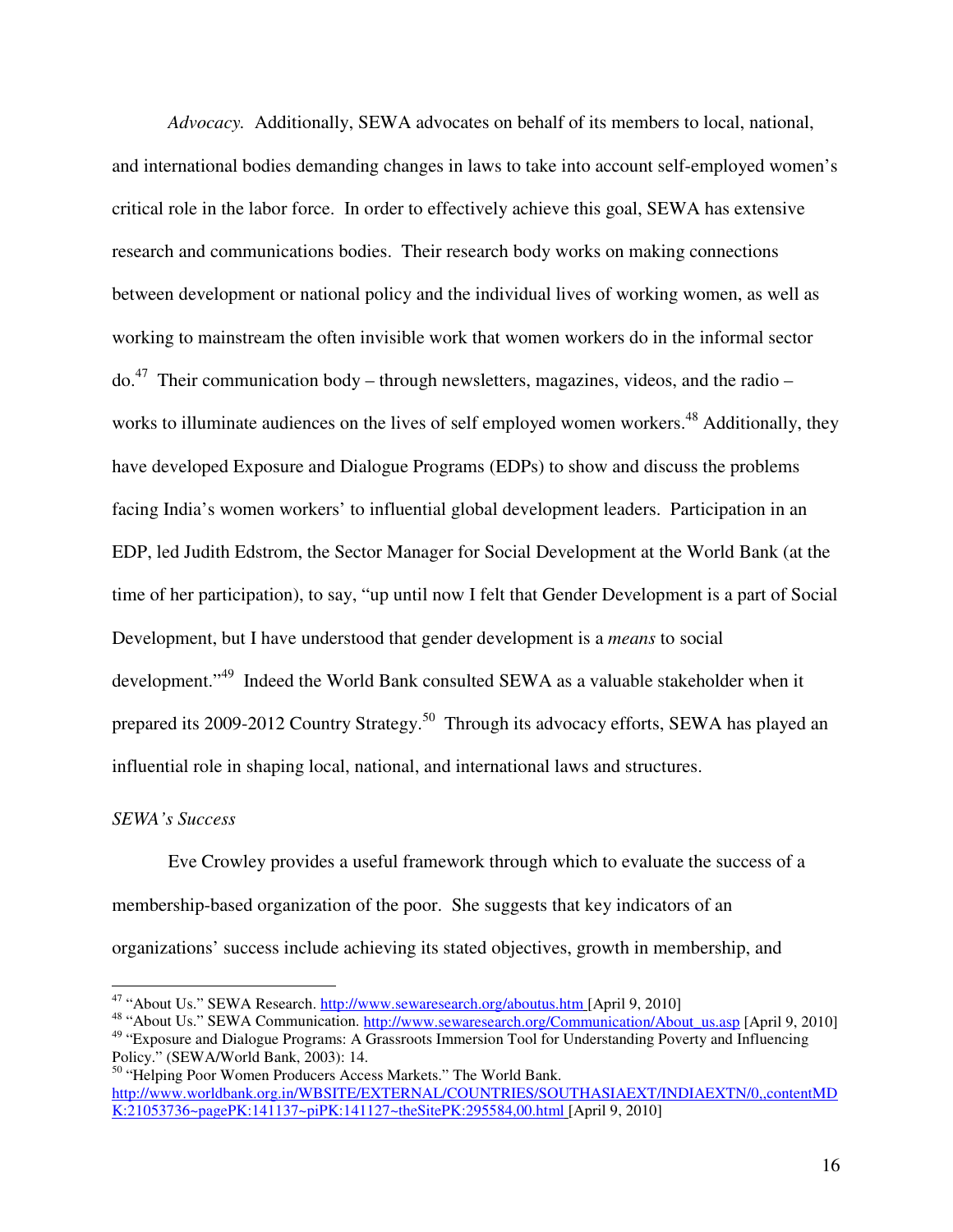*Advocacy.* Additionally, SEWA advocates on behalf of its members to local, national, and international bodies demanding changes in laws to take into account self-employed women's critical role in the labor force. In order to effectively achieve this goal, SEWA has extensive research and communications bodies. Their research body works on making connections between development or national policy and the individual lives of working women, as well as working to mainstream the often invisible work that women workers do in the informal sector do.[47] Their communication body – through newsletters, magazines, videos, and the radio – works to illuminate audiences on the lives of self employed women workers.[48] Additionally, they have developed Exposure and Dialogue Programs (EDPs) to show and discuss the problems facing India's women workers' to influential global development leaders. Participation in an EDP, led Judith Edstrom, the Sector Manager for Social Development at the World Bank (at the time of her participation), to say, "up until now I felt that Gender Development is a part of Social Development, but I have understood that gender development is a *means* to social development."[49] Indeed the World Bank consulted SEWA as a valuable stakeholder when it prepared its 2009-2012 Country Strategy.[50] Through its advocacy efforts, SEWA has played an influential role in shaping local, national, and international laws and structures.

*SEWA's Success*

Eve Crowley provides a useful framework through which to evaluate the success of a membership-based organization of the poor. She suggests that key indicators of an organizations' success include achieving its stated objectives, growth in membership, and

---

[47] "About Us." SEWA Research. http://www.sewaresearch.org/aboutus.htm [April 9, 2010]

[48] "About Us." SEWA Communication. http://www.sewaresearch.org/Communication/About_us.asp [April 9, 2010]

[49] "Exposure and Dialogue Programs: A Grassroots Immersion Tool for Understanding Poverty and Influencing Policy." (SEWA/World Bank, 2003): 14.

[50] "Helping Poor Women Producers Access Markets." The World Bank. http://www.worldbank.org.in/WBSITE/EXTERNAL/COUNTRIES/SOUTHASIAEXT/INDIAEXTN/0,,contentMDK:21053736~pagePK:141137~piPK:141127~theSitePK:295584,00.html [April 9, 2010]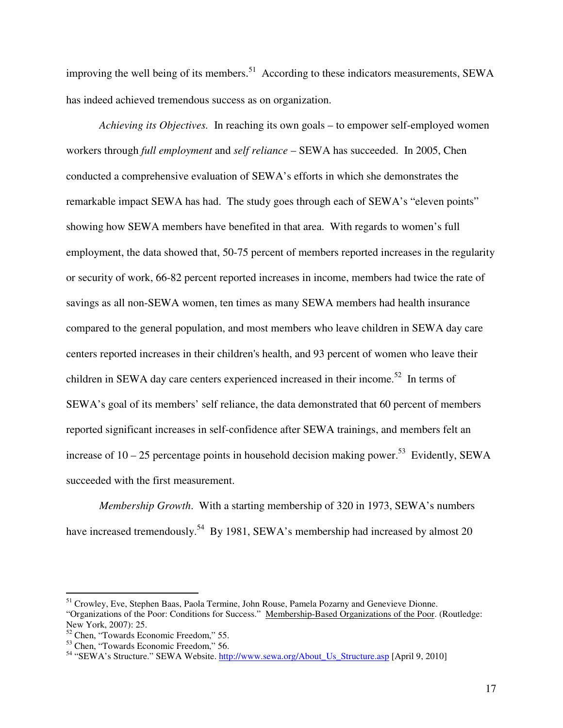improving the well being of its members.[51] According to these indicators measurements, SEWA has indeed achieved tremendous success as on organization.

*Achieving its Objectives.* In reaching its own goals – to empower self-employed women workers through *full employment* and *self reliance* – SEWA has succeeded. In 2005, Chen conducted a comprehensive evaluation of SEWA's efforts in which she demonstrates the remarkable impact SEWA has had. The study goes through each of SEWA's "eleven points" showing how SEWA members have benefited in that area. With regards to women's full employment, the data showed that, 50-75 percent of members reported increases in the regularity or security of work, 66-82 percent reported increases in income, members had twice the rate of savings as all non-SEWA women, ten times as many SEWA members had health insurance compared to the general population, and most members who leave children in SEWA day care centers reported increases in their children's health, and 93 percent of women who leave their children in SEWA day care centers experienced increased in their income.[52] In terms of SEWA's goal of its members' self reliance, the data demonstrated that 60 percent of members reported significant increases in self-confidence after SEWA trainings, and members felt an increase of 10 – 25 percentage points in household decision making power.[53] Evidently, SEWA succeeded with the first measurement.

*Membership Growth.* With a starting membership of 320 in 1973, SEWA's numbers have increased tremendously.[54] By 1981, SEWA's membership had increased by almost 20

---

[51] Crowley, Eve, Stephen Baas, Paola Termine, John Rouse, Pamela Pozarny and Genevieve Dionne. "Organizations of the Poor: Conditions for Success." Membership-Based Organizations of the Poor. (Routledge: New York, 2007): 25.

[52] Chen, "Towards Economic Freedom," 55.

[53] Chen, "Towards Economic Freedom," 56.

[54] "SEWA's Structure." SEWA Website. http://www.sewa.org/About_Us_Structure.asp [April 9, 2010]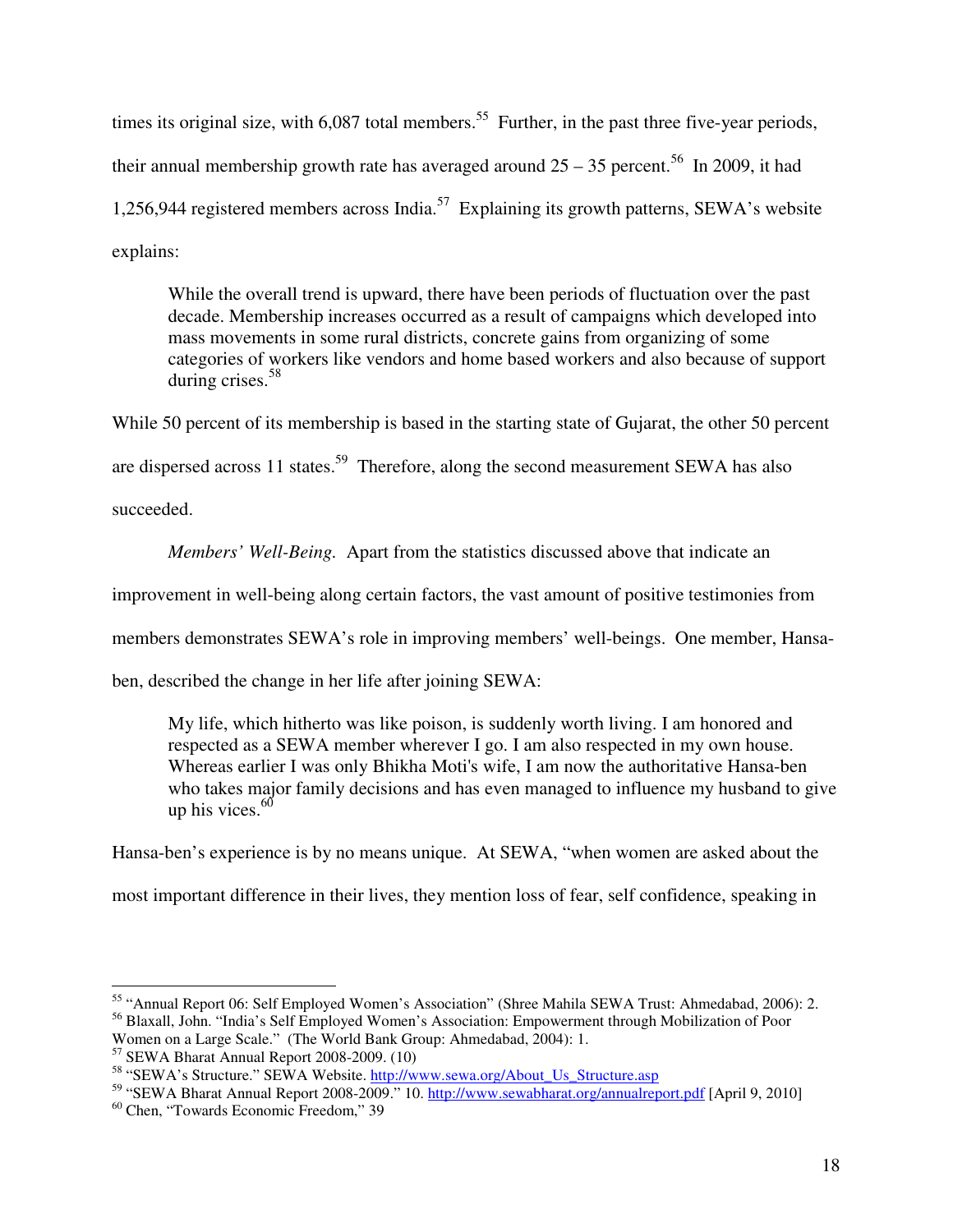times its original size, with 6,087 total members.[55] Further, in the past three five-year periods, their annual membership growth rate has averaged around 25 – 35 percent.[56] In 2009, it had 1,256,944 registered members across India.[57] Explaining its growth patterns, SEWA's website explains:

> While the overall trend is upward, there have been periods of fluctuation over the past decade. Membership increases occurred as a result of campaigns which developed into mass movements in some rural districts, concrete gains from organizing of some categories of workers like vendors and home based workers and also because of support during crises.[58]

While 50 percent of its membership is based in the starting state of Gujarat, the other 50 percent are dispersed across 11 states.[59] Therefore, along the second measurement SEWA has also succeeded.

*Members' Well-Being.* Apart from the statistics discussed above that indicate an improvement in well-being along certain factors, the vast amount of positive testimonies from members demonstrates SEWA's role in improving members' well-beings. One member, Hansa-ben, described the change in her life after joining SEWA:

> My life, which hitherto was like poison, is suddenly worth living. I am honored and respected as a SEWA member wherever I go. I am also respected in my own house. Whereas earlier I was only Bhikha Moti's wife, I am now the authoritative Hansa-ben who takes major family decisions and has even managed to influence my husband to give up his vices.[60]

Hansa-ben's experience is by no means unique. At SEWA, "when women are asked about the most important difference in their lives, they mention loss of fear, self confidence, speaking in

---

[55] "Annual Report 06: Self Employed Women's Association" (Shree Mahila SEWA Trust: Ahmedabad, 2006): 2.

[56] Blaxall, John. "India's Self Employed Women's Association: Empowerment through Mobilization of Poor Women on a Large Scale." (The World Bank Group: Ahmedabad, 2004): 1.

[57] SEWA Bharat Annual Report 2008-2009. (10)

[58] "SEWA's Structure." SEWA Website. http://www.sewa.org/About_Us_Structure.asp

[59] "SEWA Bharat Annual Report 2008-2009." 10. http://www.sewabharat.org/annualreport.pdf [April 9, 2010]

[60] Chen, "Towards Economic Freedom," 39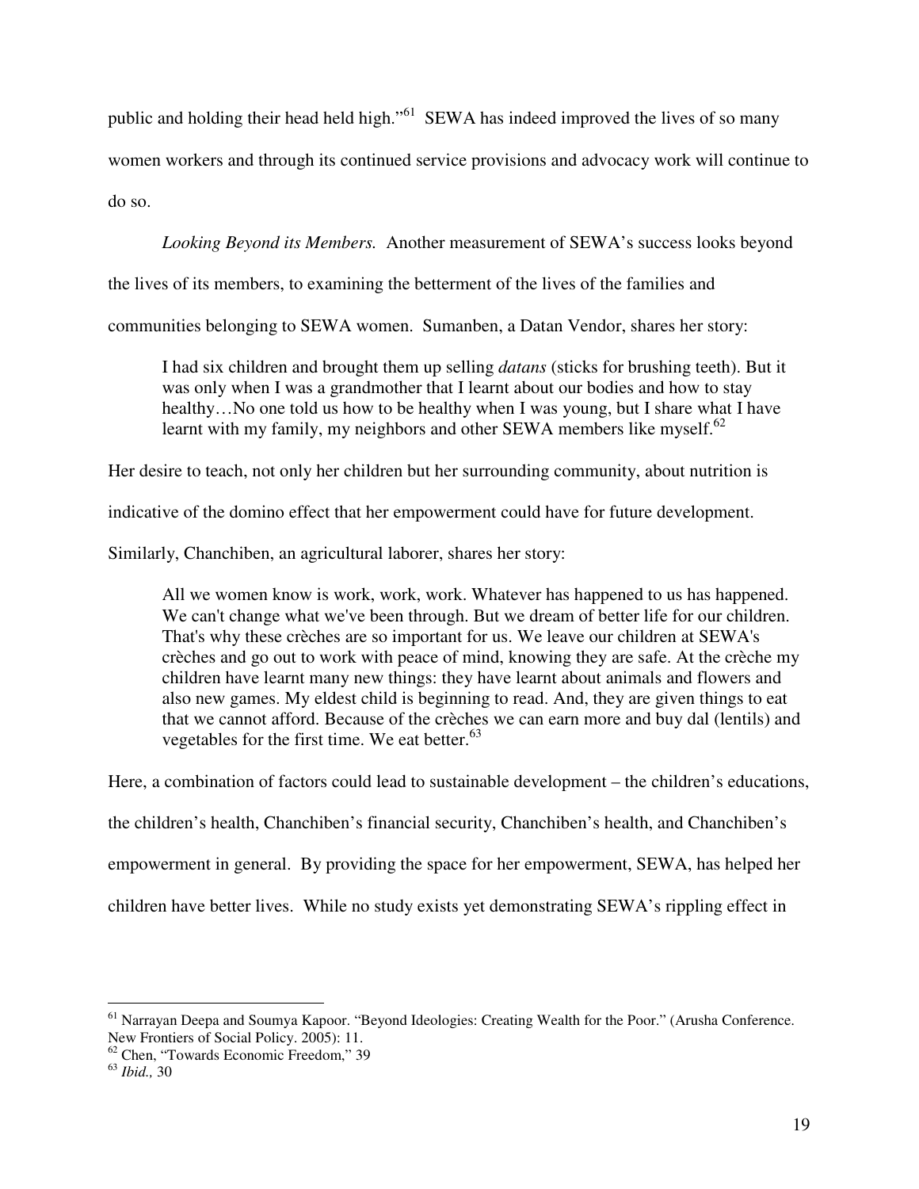public and holding their head held high."[61] SEWA has indeed improved the lives of so many women workers and through its continued service provisions and advocacy work will continue to do so.

*Looking Beyond its Members.* Another measurement of SEWA's success looks beyond the lives of its members, to examining the betterment of the lives of the families and communities belonging to SEWA women. Sumanben, a Datan Vendor, shares her story:

> I had six children and brought them up selling *datans* (sticks for brushing teeth). But it was only when I was a grandmother that I learnt about our bodies and how to stay healthy…No one told us how to be healthy when I was young, but I share what I have learnt with my family, my neighbors and other SEWA members like myself.[62]

Her desire to teach, not only her children but her surrounding community, about nutrition is indicative of the domino effect that her empowerment could have for future development. Similarly, Chanchiben, an agricultural laborer, shares her story:

> All we women know is work, work, work. Whatever has happened to us has happened. We can't change what we've been through. But we dream of better life for our children. That's why these crèches are so important for us. We leave our children at SEWA's crèches and go out to work with peace of mind, knowing they are safe. At the crèche my children have learnt many new things: they have learnt about animals and flowers and also new games. My eldest child is beginning to read. And, they are given things to eat that we cannot afford. Because of the crèches we can earn more and buy dal (lentils) and vegetables for the first time. We eat better.[63]

Here, a combination of factors could lead to sustainable development – the children's educations, the children's health, Chanchiben's financial security, Chanchiben's health, and Chanchiben's empowerment in general. By providing the space for her empowerment, SEWA, has helped her children have better lives. While no study exists yet demonstrating SEWA's rippling effect in

---

[61] Narrayan Deepa and Soumya Kapoor. "Beyond Ideologies: Creating Wealth for the Poor." (Arusha Conference. New Frontiers of Social Policy. 2005): 11.

[62] Chen, "Towards Economic Freedom," 39

[63] *Ibid.,* 30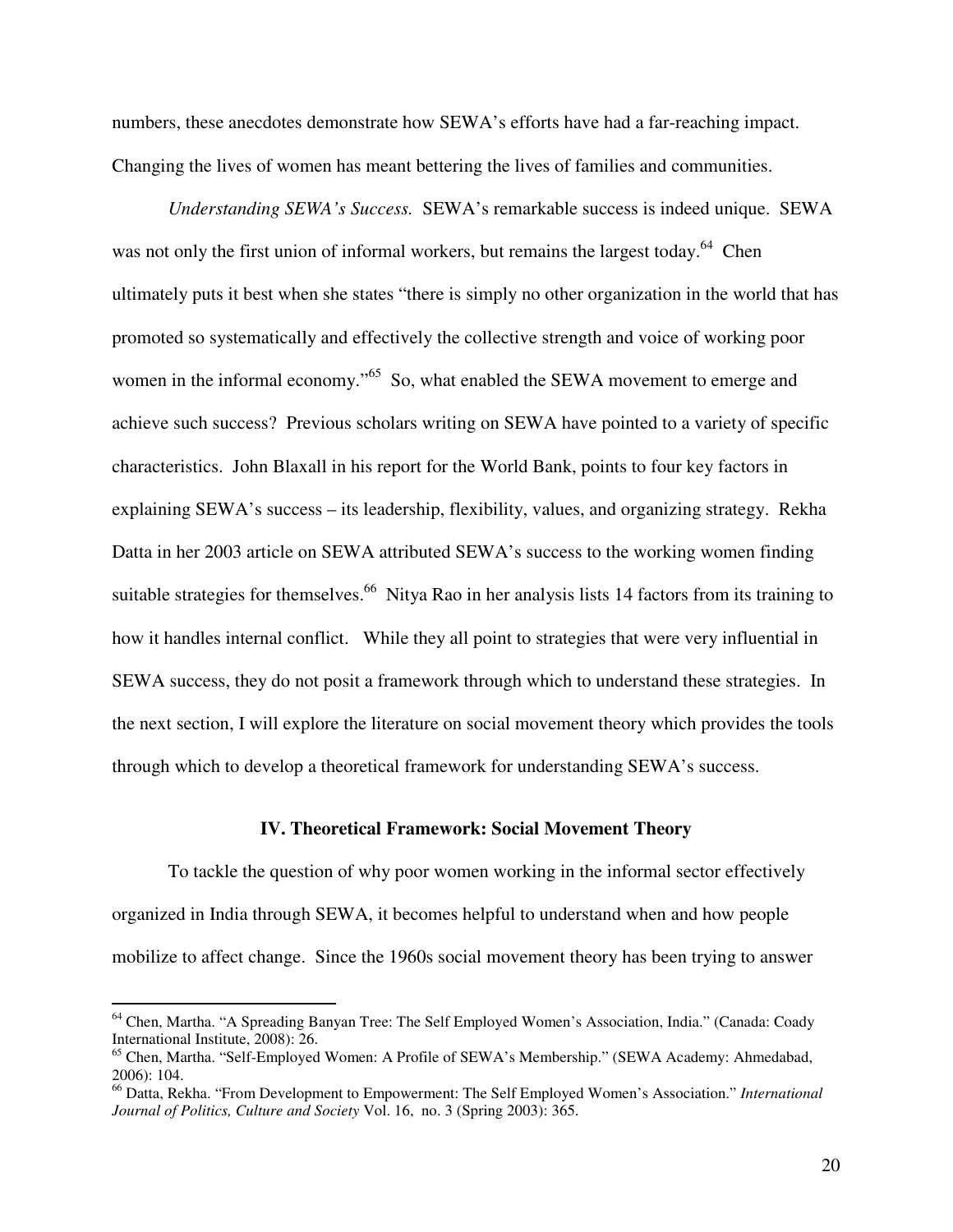numbers, these anecdotes demonstrate how SEWA's efforts have had a far-reaching impact. Changing the lives of women has meant bettering the lives of families and communities.

*Understanding SEWA's Success.* SEWA's remarkable success is indeed unique. SEWA was not only the first union of informal workers, but remains the largest today.[64] Chen ultimately puts it best when she states "there is simply no other organization in the world that has promoted so systematically and effectively the collective strength and voice of working poor women in the informal economy."[65] So, what enabled the SEWA movement to emerge and achieve such success? Previous scholars writing on SEWA have pointed to a variety of specific characteristics. John Blaxall in his report for the World Bank, points to four key factors in explaining SEWA's success – its leadership, flexibility, values, and organizing strategy. Rekha Datta in her 2003 article on SEWA attributed SEWA's success to the working women finding suitable strategies for themselves.[66] Nitya Rao in her analysis lists 14 factors from its training to how it handles internal conflict. While they all point to strategies that were very influential in SEWA success, they do not posit a framework through which to understand these strategies. In the next section, I will explore the literature on social movement theory which provides the tools through which to develop a theoretical framework for understanding SEWA's success.

## IV. Theoretical Framework: Social Movement Theory

To tackle the question of why poor women working in the informal sector effectively organized in India through SEWA, it becomes helpful to understand when and how people mobilize to affect change. Since the 1960s social movement theory has been trying to answer

---

[64] Chen, Martha. "A Spreading Banyan Tree: The Self Employed Women's Association, India." (Canada: Coady International Institute, 2008): 26.

[65] Chen, Martha. "Self-Employed Women: A Profile of SEWA's Membership." (SEWA Academy: Ahmedabad, 2006): 104.

[66] Datta, Rekha. "From Development to Empowerment: The Self Employed Women's Association." *International Journal of Politics, Culture and Society* Vol. 16, no. 3 (Spring 2003): 365.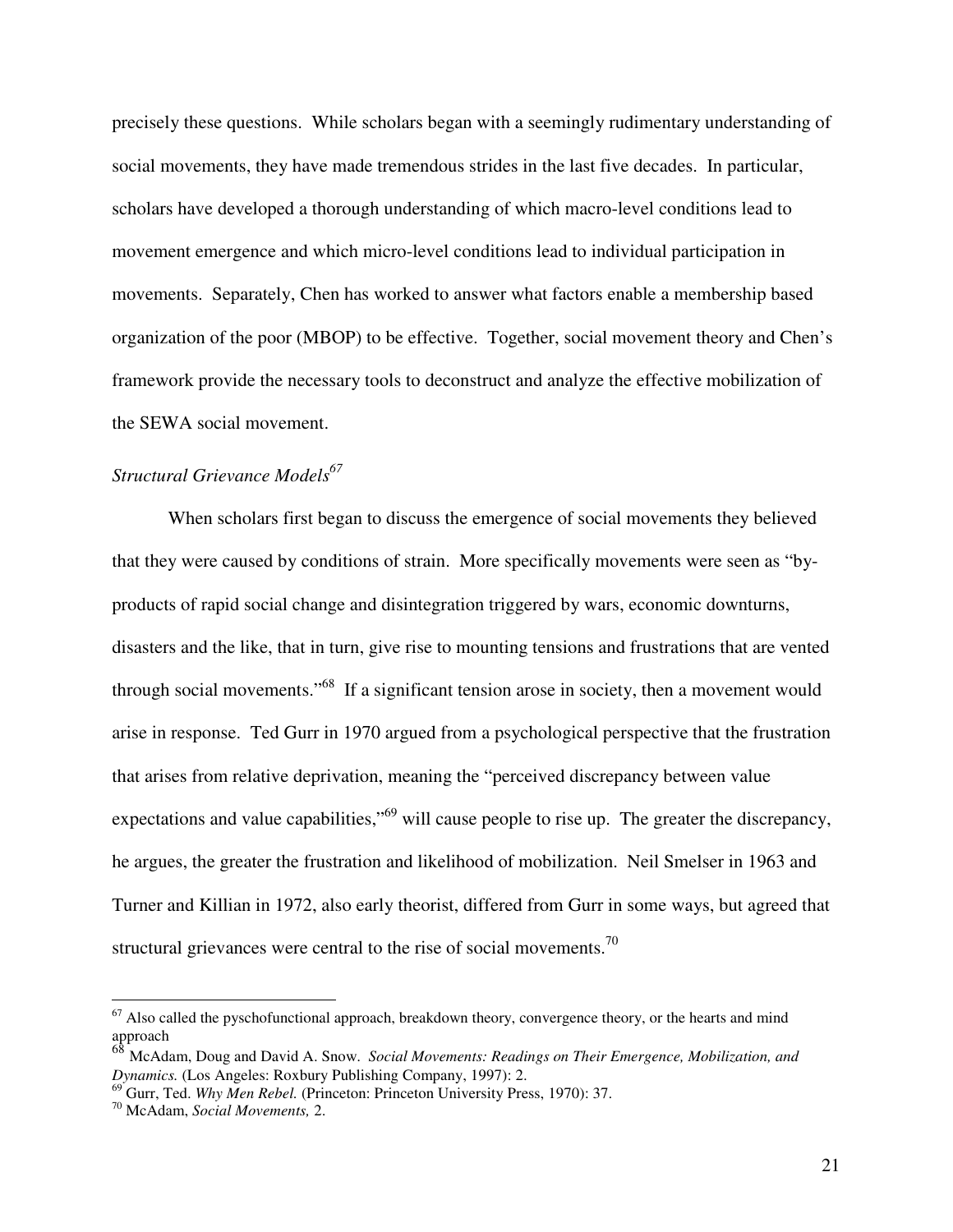precisely these questions. While scholars began with a seemingly rudimentary understanding of social movements, they have made tremendous strides in the last five decades. In particular, scholars have developed a thorough understanding of which macro-level conditions lead to movement emergence and which micro-level conditions lead to individual participation in movements. Separately, Chen has worked to answer what factors enable a membership based organization of the poor (MBOP) to be effective. Together, social movement theory and Chen's framework provide the necessary tools to deconstruct and analyze the effective mobilization of the SEWA social movement.

### *Structural Grievance Models*[67]

When scholars first began to discuss the emergence of social movements they believed that they were caused by conditions of strain. More specifically movements were seen as "by-products of rapid social change and disintegration triggered by wars, economic downturns, disasters and the like, that in turn, give rise to mounting tensions and frustrations that are vented through social movements."[68] If a significant tension arose in society, then a movement would arise in response. Ted Gurr in 1970 argued from a psychological perspective that the frustration that arises from relative deprivation, meaning the "perceived discrepancy between value expectations and value capabilities,"[69] will cause people to rise up. The greater the discrepancy, he argues, the greater the frustration and likelihood of mobilization. Neil Smelser in 1963 and Turner and Killian in 1972, also early theorist, differed from Gurr in some ways, but agreed that structural grievances were central to the rise of social movements.[70]

---

[67] Also called the pyschofunctional approach, breakdown theory, convergence theory, or the hearts and mind approach

[68] McAdam, Doug and David A. Snow. *Social Movements: Readings on Their Emergence, Mobilization, and Dynamics.* (Los Angeles: Roxbury Publishing Company, 1997): 2.

[69] Gurr, Ted. *Why Men Rebel.* (Princeton: Princeton University Press, 1970): 37.

[70] McAdam, *Social Movements,* 2.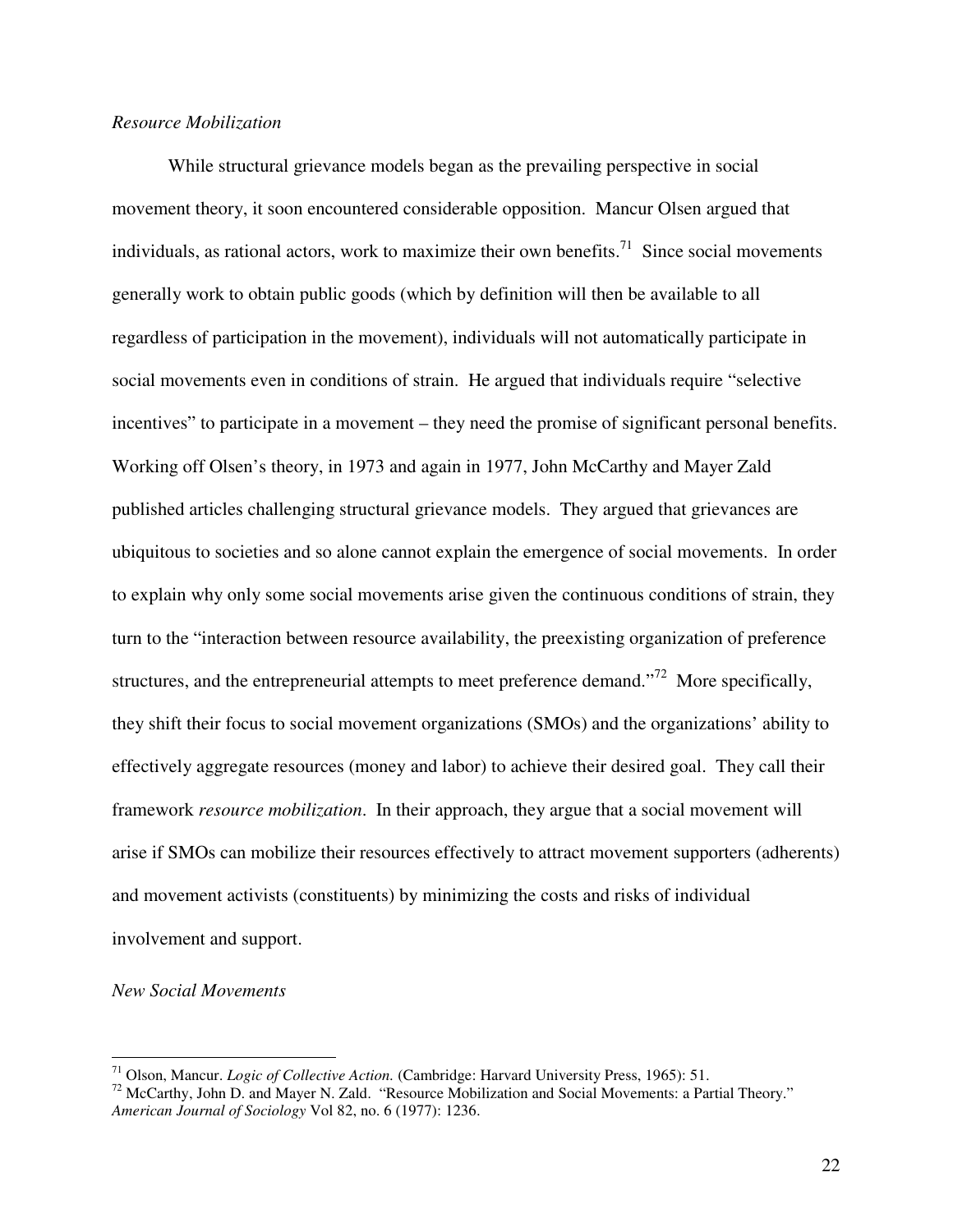*Resource Mobilization*

While structural grievance models began as the prevailing perspective in social movement theory, it soon encountered considerable opposition. Mancur Olsen argued that individuals, as rational actors, work to maximize their own benefits.[71] Since social movements generally work to obtain public goods (which by definition will then be available to all regardless of participation in the movement), individuals will not automatically participate in social movements even in conditions of strain. He argued that individuals require "selective incentives" to participate in a movement – they need the promise of significant personal benefits. Working off Olsen's theory, in 1973 and again in 1977, John McCarthy and Mayer Zald published articles challenging structural grievance models. They argued that grievances are ubiquitous to societies and so alone cannot explain the emergence of social movements. In order to explain why only some social movements arise given the continuous conditions of strain, they turn to the "interaction between resource availability, the preexisting organization of preference structures, and the entrepreneurial attempts to meet preference demand."[72] More specifically, they shift their focus to social movement organizations (SMOs) and the organizations' ability to effectively aggregate resources (money and labor) to achieve their desired goal. They call their framework *resource mobilization*. In their approach, they argue that a social movement will arise if SMOs can mobilize their resources effectively to attract movement supporters (adherents) and movement activists (constituents) by minimizing the costs and risks of individual involvement and support.

*New Social Movements*

---

[71] Olson, Mancur. *Logic of Collective Action.* (Cambridge: Harvard University Press, 1965): 51.

[72] McCarthy, John D. and Mayer N. Zald. "Resource Mobilization and Social Movements: a Partial Theory." *American Journal of Sociology* Vol 82, no. 6 (1977): 1236.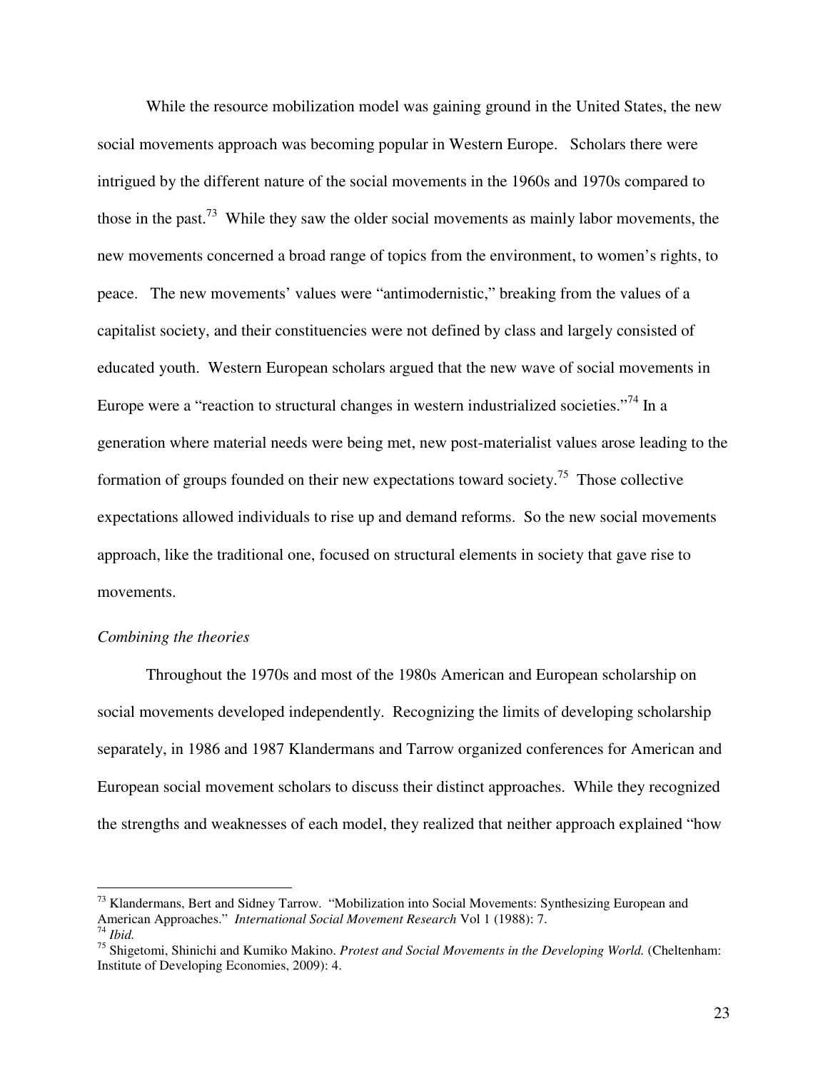While the resource mobilization model was gaining ground in the United States, the new social movements approach was becoming popular in Western Europe. Scholars there were intrigued by the different nature of the social movements in the 1960s and 1970s compared to those in the past.[73] While they saw the older social movements as mainly labor movements, the new movements concerned a broad range of topics from the environment, to women's rights, to peace. The new movements' values were "antimodernistic," breaking from the values of a capitalist society, and their constituencies were not defined by class and largely consisted of educated youth. Western European scholars argued that the new wave of social movements in Europe were a "reaction to structural changes in western industrialized societies."[74] In a generation where material needs were being met, new post-materialist values arose leading to the formation of groups founded on their new expectations toward society.[75] Those collective expectations allowed individuals to rise up and demand reforms. So the new social movements approach, like the traditional one, focused on structural elements in society that gave rise to movements.

*Combining the theories*

Throughout the 1970s and most of the 1980s American and European scholarship on social movements developed independently. Recognizing the limits of developing scholarship separately, in 1986 and 1987 Klandermans and Tarrow organized conferences for American and European social movement scholars to discuss their distinct approaches. While they recognized the strengths and weaknesses of each model, they realized that neither approach explained "how

---

[73] Klandermans, Bert and Sidney Tarrow. "Mobilization into Social Movements: Synthesizing European and American Approaches." *International Social Movement Research* Vol 1 (1988): 7.

[74] *Ibid.*

[75] Shigetomi, Shinichi and Kumiko Makino. *Protest and Social Movements in the Developing World.* (Cheltenham: Institute of Developing Economies, 2009): 4.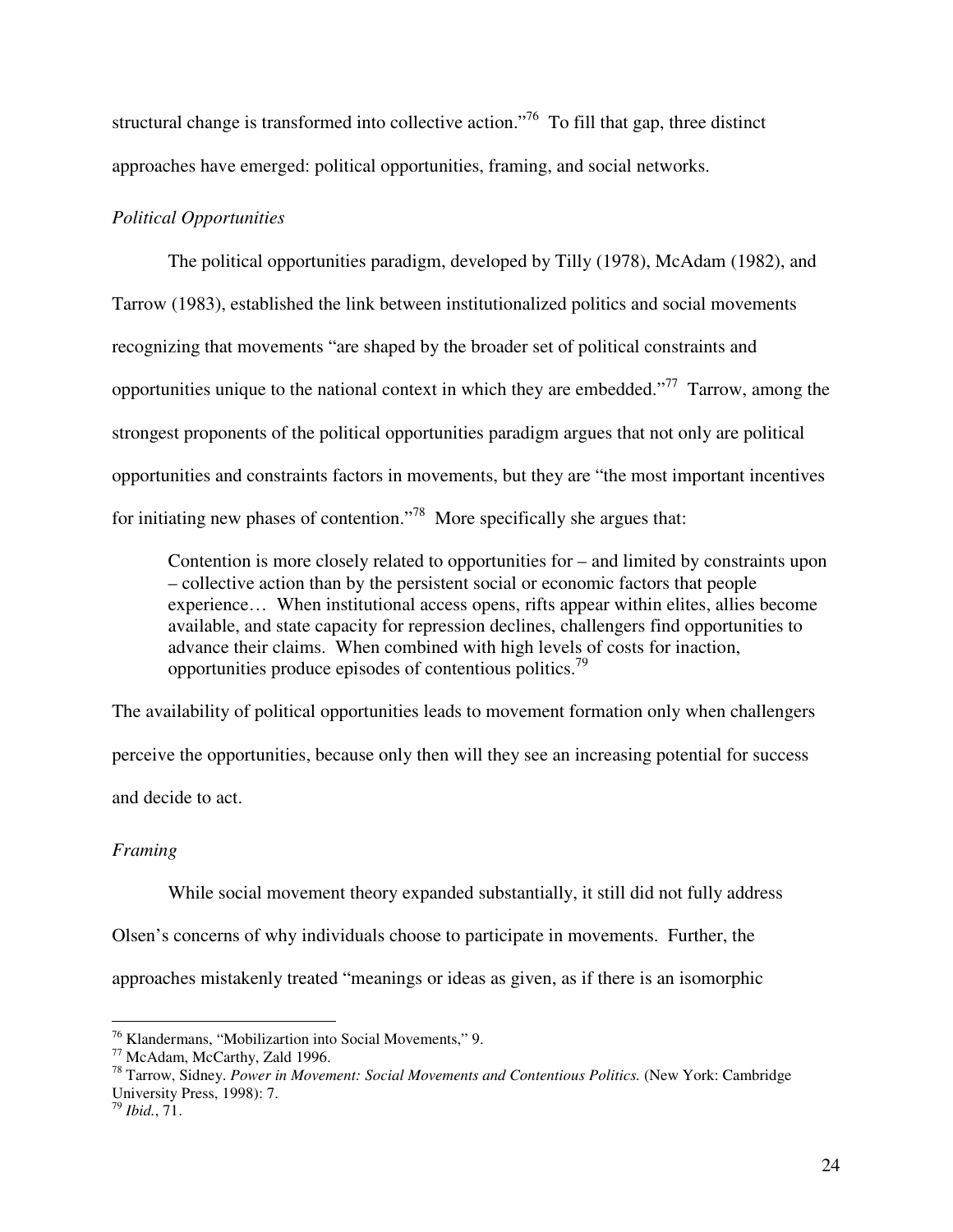structural change is transformed into collective action."[76] To fill that gap, three distinct approaches have emerged: political opportunities, framing, and social networks.

*Political Opportunities*

The political opportunities paradigm, developed by Tilly (1978), McAdam (1982), and Tarrow (1983), established the link between institutionalized politics and social movements recognizing that movements "are shaped by the broader set of political constraints and opportunities unique to the national context in which they are embedded."[77] Tarrow, among the strongest proponents of the political opportunities paradigm argues that not only are political opportunities and constraints factors in movements, but they are "the most important incentives for initiating new phases of contention."[78] More specifically she argues that:

> Contention is more closely related to opportunities for – and limited by constraints upon – collective action than by the persistent social or economic factors that people experience… When institutional access opens, rifts appear within elites, allies become available, and state capacity for repression declines, challengers find opportunities to advance their claims. When combined with high levels of costs for inaction, opportunities produce episodes of contentious politics.[79]

The availability of political opportunities leads to movement formation only when challengers perceive the opportunities, because only then will they see an increasing potential for success and decide to act.

*Framing*

While social movement theory expanded substantially, it still did not fully address Olsen's concerns of why individuals choose to participate in movements. Further, the approaches mistakenly treated "meanings or ideas as given, as if there is an isomorphic

---

[76] Klandermans, "Mobilizartion into Social Movements," 9.

[77] McAdam, McCarthy, Zald 1996.

[78] Tarrow, Sidney. *Power in Movement: Social Movements and Contentious Politics.* (New York: Cambridge University Press, 1998): 7.

[79] *Ibid.*, 71.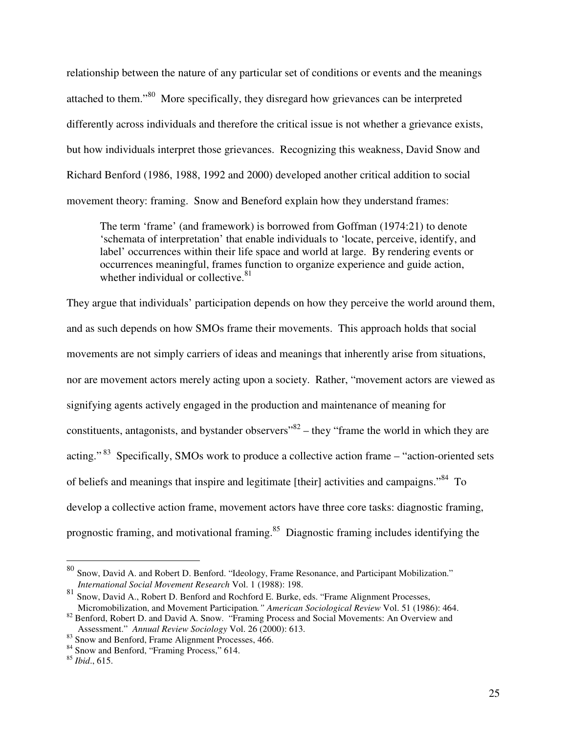relationship between the nature of any particular set of conditions or events and the meanings attached to them."[80] More specifically, they disregard how grievances can be interpreted differently across individuals and therefore the critical issue is not whether a grievance exists, but how individuals interpret those grievances. Recognizing this weakness, David Snow and Richard Benford (1986, 1988, 1992 and 2000) developed another critical addition to social movement theory: framing. Snow and Beneford explain how they understand frames:

> The term 'frame' (and framework) is borrowed from Goffman (1974:21) to denote 'schemata of interpretation' that enable individuals to 'locate, perceive, identify, and label' occurrences within their life space and world at large. By rendering events or occurrences meaningful, frames function to organize experience and guide action, whether individual or collective.[81]

They argue that individuals' participation depends on how they perceive the world around them, and as such depends on how SMOs frame their movements. This approach holds that social movements are not simply carriers of ideas and meanings that inherently arise from situations, nor are movement actors merely acting upon a society. Rather, "movement actors are viewed as signifying agents actively engaged in the production and maintenance of meaning for constituents, antagonists, and bystander observers"[82] – they "frame the world in which they are acting."[83] Specifically, SMOs work to produce a collective action frame – "action-oriented sets of beliefs and meanings that inspire and legitimate [their] activities and campaigns."[84] To develop a collective action frame, movement actors have three core tasks: diagnostic framing, prognostic framing, and motivational framing.[85] Diagnostic framing includes identifying the

---

[80] Snow, David A. and Robert D. Benford. "Ideology, Frame Resonance, and Participant Mobilization." *International Social Movement Research* Vol. 1 (1988): 198.

[81] Snow, David A., Robert D. Benford and Rochford E. Burke, eds. "Frame Alignment Processes, Micromobilization, and Movement Participation*." American Sociological Review* Vol. 51 (1986): 464.

[82] Benford, Robert D. and David A. Snow. "Framing Process and Social Movements: An Overview and Assessment." *Annual Review Sociology* Vol. 26 (2000): 613.

[83] Snow and Benford, Frame Alignment Processes, 466.

[84] Snow and Benford, "Framing Process," 614.

[85] *Ibid*., 615.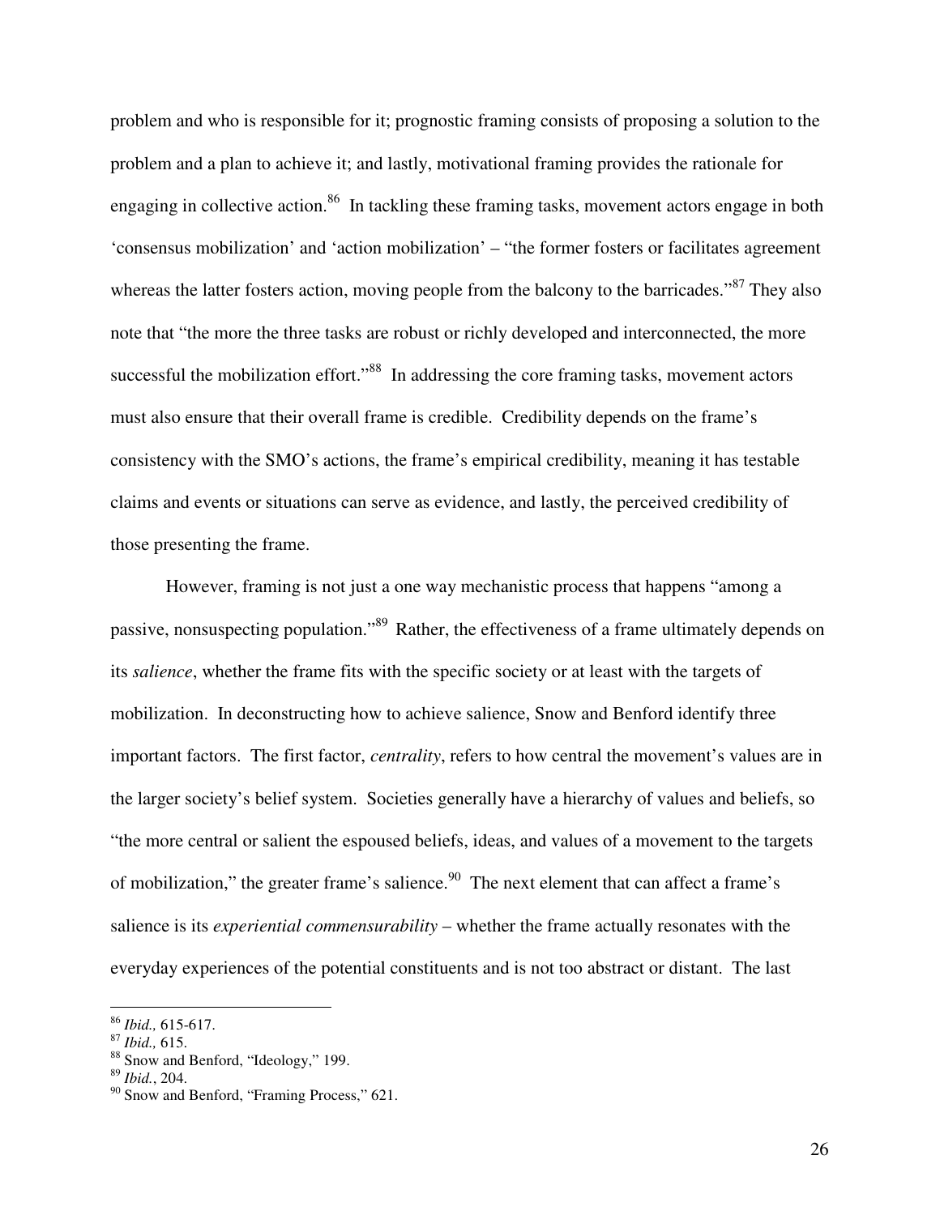problem and who is responsible for it; prognostic framing consists of proposing a solution to the problem and a plan to achieve it; and lastly, motivational framing provides the rationale for engaging in collective action.[86] In tackling these framing tasks, movement actors engage in both 'consensus mobilization' and 'action mobilization' – "the former fosters or facilitates agreement whereas the latter fosters action, moving people from the balcony to the barricades."[87] They also note that "the more the three tasks are robust or richly developed and interconnected, the more successful the mobilization effort."[88] In addressing the core framing tasks, movement actors must also ensure that their overall frame is credible. Credibility depends on the frame's consistency with the SMO's actions, the frame's empirical credibility, meaning it has testable claims and events or situations can serve as evidence, and lastly, the perceived credibility of those presenting the frame.

However, framing is not just a one way mechanistic process that happens "among a passive, nonsuspecting population."[89] Rather, the effectiveness of a frame ultimately depends on its *salience*, whether the frame fits with the specific society or at least with the targets of mobilization. In deconstructing how to achieve salience, Snow and Benford identify three important factors. The first factor, *centrality*, refers to how central the movement's values are in the larger society's belief system. Societies generally have a hierarchy of values and beliefs, so "the more central or salient the espoused beliefs, ideas, and values of a movement to the targets of mobilization," the greater frame's salience.[90] The next element that can affect a frame's salience is its *experiential commensurability* – whether the frame actually resonates with the everyday experiences of the potential constituents and is not too abstract or distant. The last

---

[86] *Ibid.,* 615-617.
[87] *Ibid.,* 615.
[88] Snow and Benford, "Ideology," 199.
[89] *Ibid.*, 204.
[90] Snow and Benford, "Framing Process," 621.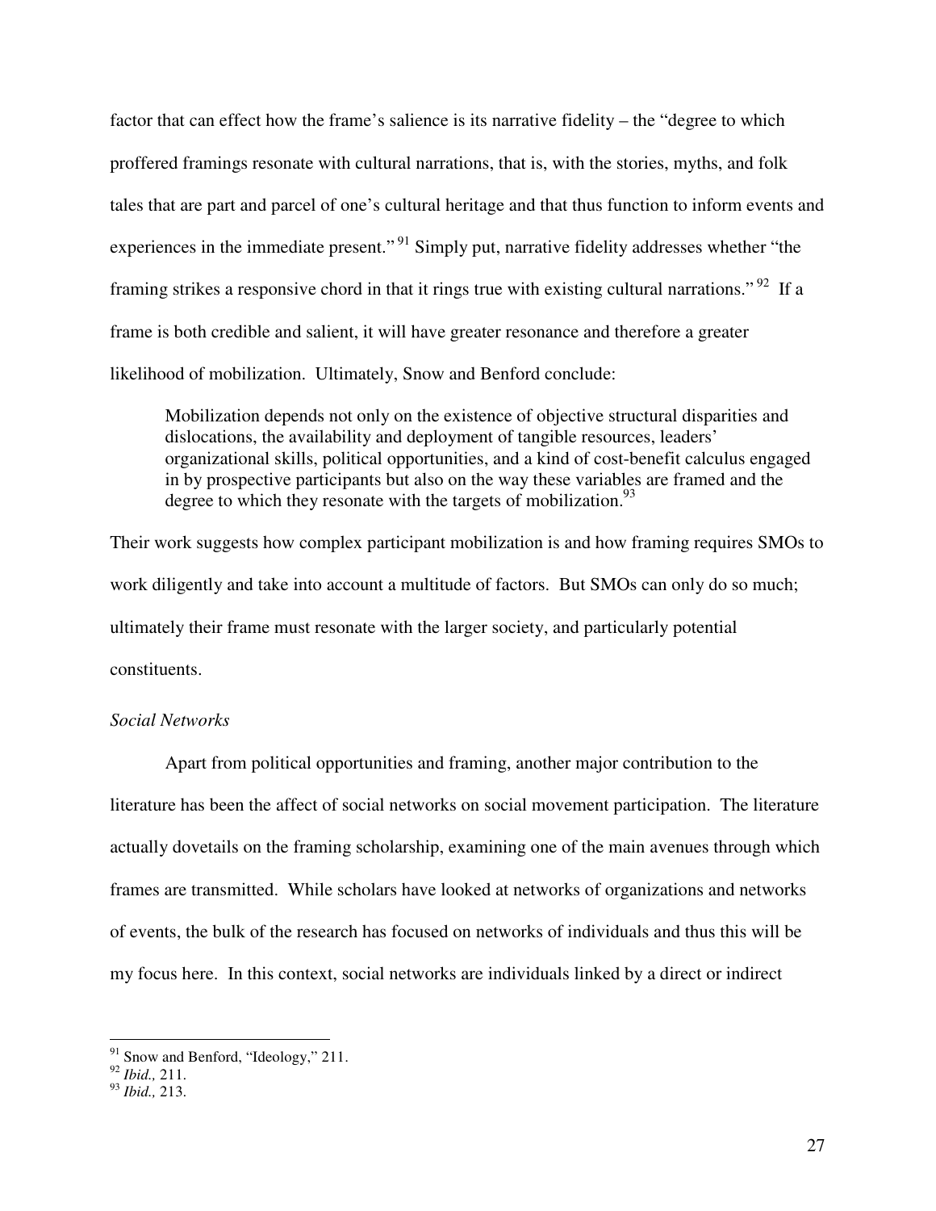factor that can effect how the frame's salience is its narrative fidelity – the "degree to which proffered framings resonate with cultural narrations, that is, with the stories, myths, and folk tales that are part and parcel of one's cultural heritage and that thus function to inform events and experiences in the immediate present."[91] Simply put, narrative fidelity addresses whether "the framing strikes a responsive chord in that it rings true with existing cultural narrations."[92] If a frame is both credible and salient, it will have greater resonance and therefore a greater likelihood of mobilization. Ultimately, Snow and Benford conclude:

> Mobilization depends not only on the existence of objective structural disparities and dislocations, the availability and deployment of tangible resources, leaders' organizational skills, political opportunities, and a kind of cost-benefit calculus engaged in by prospective participants but also on the way these variables are framed and the degree to which they resonate with the targets of mobilization.[93]

Their work suggests how complex participant mobilization is and how framing requires SMOs to work diligently and take into account a multitude of factors. But SMOs can only do so much; ultimately their frame must resonate with the larger society, and particularly potential constituents.

*Social Networks*

Apart from political opportunities and framing, another major contribution to the literature has been the affect of social networks on social movement participation. The literature actually dovetails on the framing scholarship, examining one of the main avenues through which frames are transmitted. While scholars have looked at networks of organizations and networks of events, the bulk of the research has focused on networks of individuals and thus this will be my focus here. In this context, social networks are individuals linked by a direct or indirect

---

[91] Snow and Benford, "Ideology," 211.

[92] *Ibid.,* 211.

[93] *Ibid.,* 213.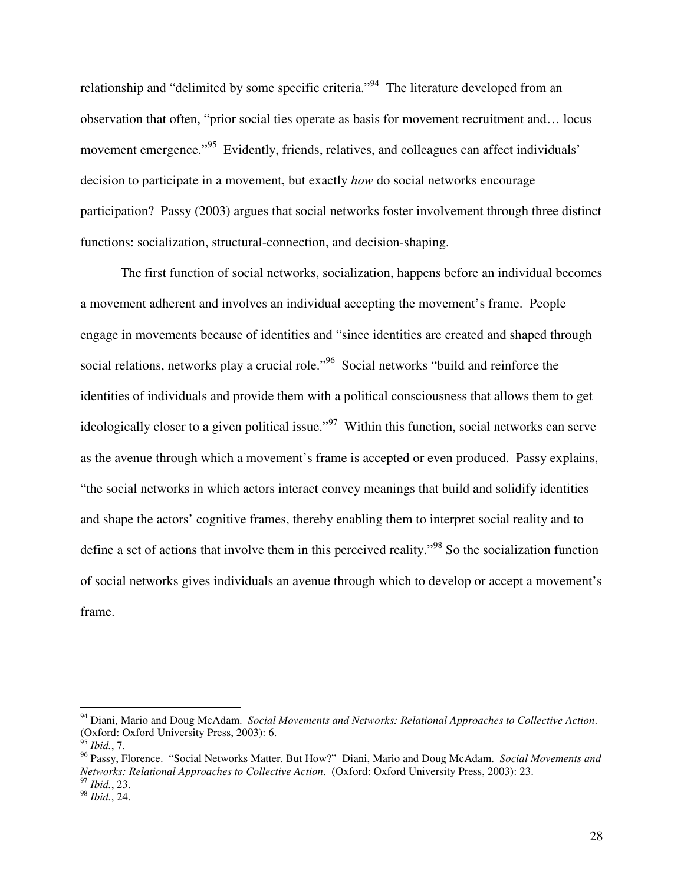relationship and "delimited by some specific criteria."[94] The literature developed from an observation that often, "prior social ties operate as basis for movement recruitment and… locus movement emergence."[95] Evidently, friends, relatives, and colleagues can affect individuals' decision to participate in a movement, but exactly *how* do social networks encourage participation? Passy (2003) argues that social networks foster involvement through three distinct functions: socialization, structural-connection, and decision-shaping.

The first function of social networks, socialization, happens before an individual becomes a movement adherent and involves an individual accepting the movement's frame. People engage in movements because of identities and "since identities are created and shaped through social relations, networks play a crucial role."[96] Social networks "build and reinforce the identities of individuals and provide them with a political consciousness that allows them to get ideologically closer to a given political issue."[97] Within this function, social networks can serve as the avenue through which a movement's frame is accepted or even produced. Passy explains, "the social networks in which actors interact convey meanings that build and solidify identities and shape the actors' cognitive frames, thereby enabling them to interpret social reality and to define a set of actions that involve them in this perceived reality."[98] So the socialization function of social networks gives individuals an avenue through which to develop or accept a movement's frame.

---

[94] Diani, Mario and Doug McAdam. *Social Movements and Networks: Relational Approaches to Collective Action*. (Oxford: Oxford University Press, 2003): 6.

[95] *Ibid.*, 7.

[96] Passy, Florence. "Social Networks Matter. But How?" Diani, Mario and Doug McAdam. *Social Movements and Networks: Relational Approaches to Collective Action*. (Oxford: Oxford University Press, 2003): 23.

[97] *Ibid.*, 23.

[98] *Ibid.*, 24.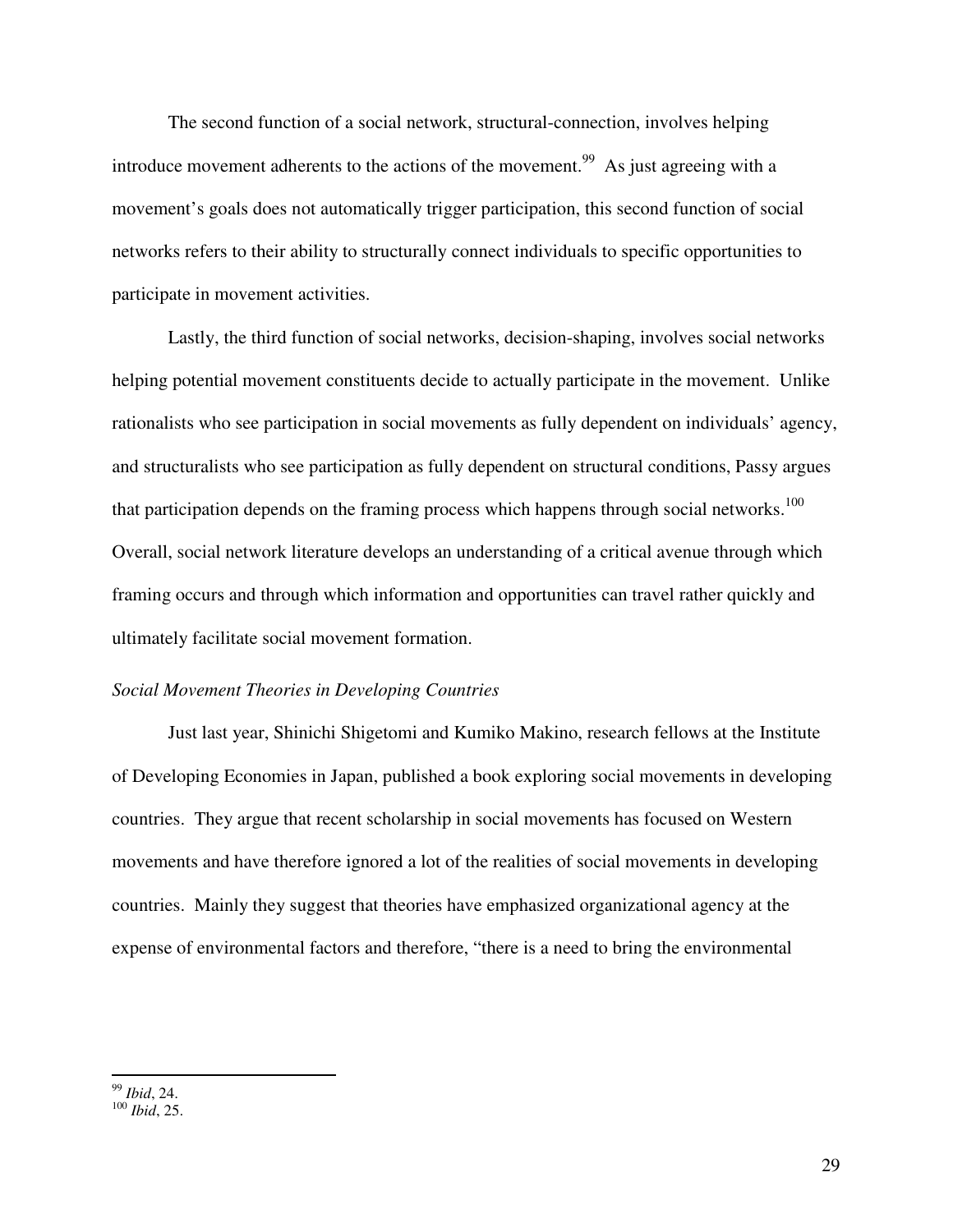The second function of a social network, structural-connection, involves helping introduce movement adherents to the actions of the movement.[99] As just agreeing with a movement's goals does not automatically trigger participation, this second function of social networks refers to their ability to structurally connect individuals to specific opportunities to participate in movement activities.

Lastly, the third function of social networks, decision-shaping, involves social networks helping potential movement constituents decide to actually participate in the movement. Unlike rationalists who see participation in social movements as fully dependent on individuals' agency, and structuralists who see participation as fully dependent on structural conditions, Passy argues that participation depends on the framing process which happens through social networks.[100] Overall, social network literature develops an understanding of a critical avenue through which framing occurs and through which information and opportunities can travel rather quickly and ultimately facilitate social movement formation.

*Social Movement Theories in Developing Countries*

Just last year, Shinichi Shigetomi and Kumiko Makino, research fellows at the Institute of Developing Economies in Japan, published a book exploring social movements in developing countries. They argue that recent scholarship in social movements has focused on Western movements and have therefore ignored a lot of the realities of social movements in developing countries. Mainly they suggest that theories have emphasized organizational agency at the expense of environmental factors and therefore, "there is a need to bring the environmental

---

[99] *Ibid*, 24.
[100] *Ibid*, 25.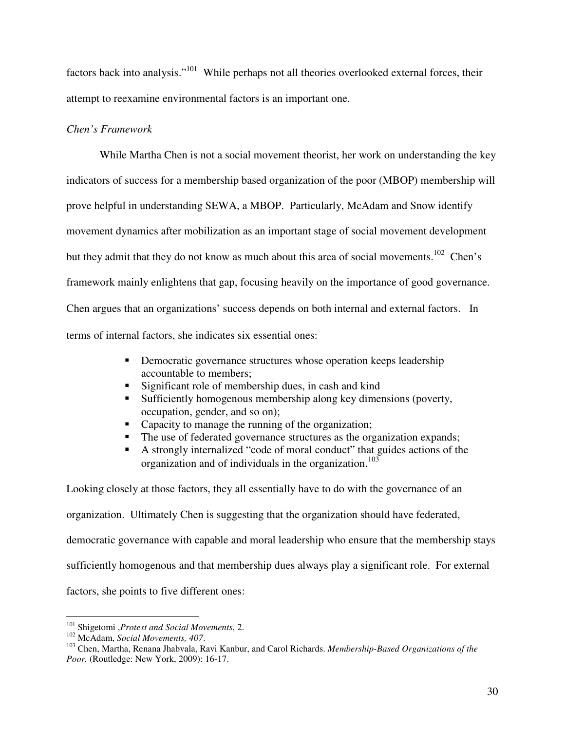factors back into analysis."[101] While perhaps not all theories overlooked external forces, their attempt to reexamine environmental factors is an important one.

*Chen's Framework*

While Martha Chen is not a social movement theorist, her work on understanding the key indicators of success for a membership based organization of the poor (MBOP) membership will prove helpful in understanding SEWA, a MBOP. Particularly, McAdam and Snow identify movement dynamics after mobilization as an important stage of social movement development but they admit that they do not know as much about this area of social movements.[102] Chen's framework mainly enlightens that gap, focusing heavily on the importance of good governance. Chen argues that an organizations' success depends on both internal and external factors. In terms of internal factors, she indicates six essential ones:

- Democratic governance structures whose operation keeps leadership accountable to members;
- Significant role of membership dues, in cash and kind
- Sufficiently homogenous membership along key dimensions (poverty, occupation, gender, and so on);
- Capacity to manage the running of the organization;
- The use of federated governance structures as the organization expands;
- A strongly internalized "code of moral conduct" that guides actions of the organization and of individuals in the organization.[103]

Looking closely at those factors, they all essentially have to do with the governance of an organization. Ultimately Chen is suggesting that the organization should have federated, democratic governance with capable and moral leadership who ensure that the membership stays sufficiently homogenous and that membership dues always play a significant role. For external factors, she points to five different ones:

---

[101] Shigetomi ,*Protest and Social Movements*, 2.

[102] McAdam, *Social Movements, 407*.

[103] Chen, Martha, Renana Jhabvala, Ravi Kanbur, and Carol Richards. *Membership-Based Organizations of the Poor.* (Routledge: New York, 2009): 16-17.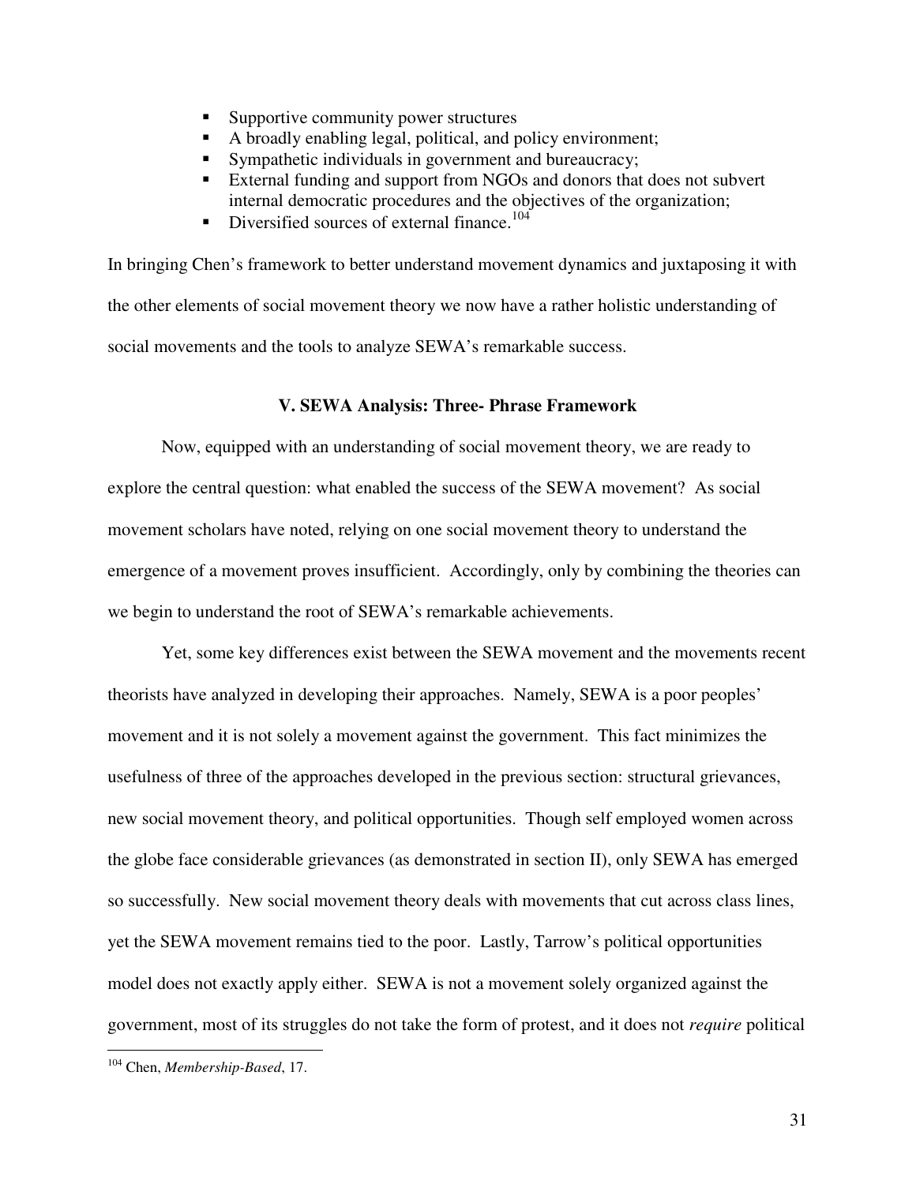- Supportive community power structures
- A broadly enabling legal, political, and policy environment;
- Sympathetic individuals in government and bureaucracy;
- External funding and support from NGOs and donors that does not subvert internal democratic procedures and the objectives of the organization;
- Diversified sources of external finance.[104]

In bringing Chen's framework to better understand movement dynamics and juxtaposing it with the other elements of social movement theory we now have a rather holistic understanding of social movements and the tools to analyze SEWA's remarkable success.

## V. SEWA Analysis: Three- Phrase Framework

Now, equipped with an understanding of social movement theory, we are ready to explore the central question: what enabled the success of the SEWA movement? As social movement scholars have noted, relying on one social movement theory to understand the emergence of a movement proves insufficient. Accordingly, only by combining the theories can we begin to understand the root of SEWA's remarkable achievements.

Yet, some key differences exist between the SEWA movement and the movements recent theorists have analyzed in developing their approaches. Namely, SEWA is a poor peoples' movement and it is not solely a movement against the government. This fact minimizes the usefulness of three of the approaches developed in the previous section: structural grievances, new social movement theory, and political opportunities. Though self employed women across the globe face considerable grievances (as demonstrated in section II), only SEWA has emerged so successfully. New social movement theory deals with movements that cut across class lines, yet the SEWA movement remains tied to the poor. Lastly, Tarrow's political opportunities model does not exactly apply either. SEWA is not a movement solely organized against the government, most of its struggles do not take the form of protest, and it does not *require* political

[104] Chen, *Membership-Based*, 17.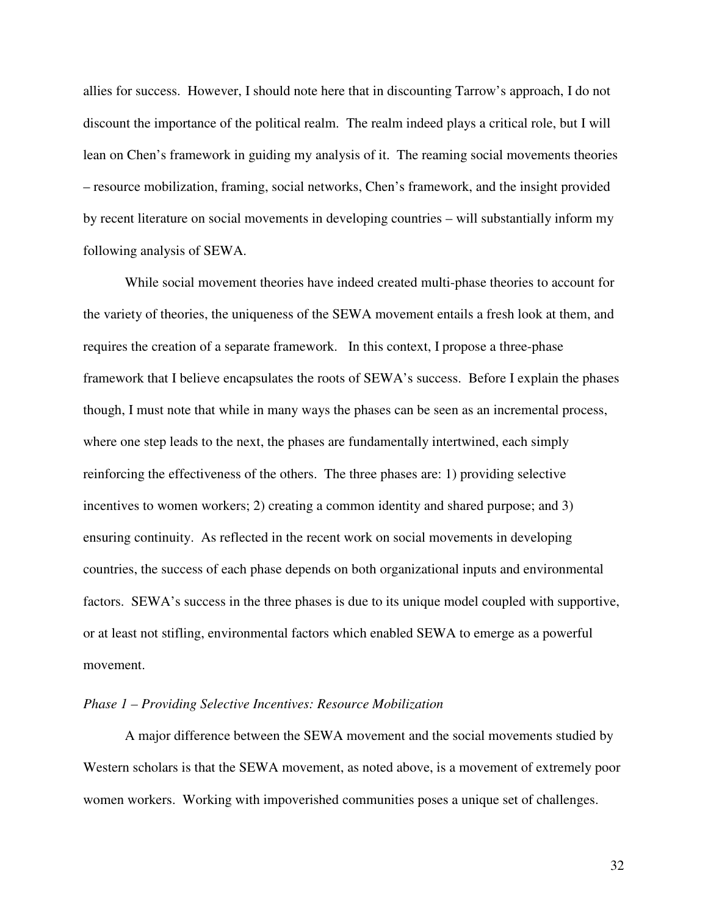allies for success. However, I should note here that in discounting Tarrow's approach, I do not discount the importance of the political realm. The realm indeed plays a critical role, but I will lean on Chen's framework in guiding my analysis of it. The reaming social movements theories – resource mobilization, framing, social networks, Chen's framework, and the insight provided by recent literature on social movements in developing countries – will substantially inform my following analysis of SEWA.

While social movement theories have indeed created multi-phase theories to account for the variety of theories, the uniqueness of the SEWA movement entails a fresh look at them, and requires the creation of a separate framework. In this context, I propose a three-phase framework that I believe encapsulates the roots of SEWA's success. Before I explain the phases though, I must note that while in many ways the phases can be seen as an incremental process, where one step leads to the next, the phases are fundamentally intertwined, each simply reinforcing the effectiveness of the others. The three phases are: 1) providing selective incentives to women workers; 2) creating a common identity and shared purpose; and 3) ensuring continuity. As reflected in the recent work on social movements in developing countries, the success of each phase depends on both organizational inputs and environmental factors. SEWA's success in the three phases is due to its unique model coupled with supportive, or at least not stifling, environmental factors which enabled SEWA to emerge as a powerful movement.

*Phase 1 – Providing Selective Incentives: Resource Mobilization*

A major difference between the SEWA movement and the social movements studied by Western scholars is that the SEWA movement, as noted above, is a movement of extremely poor women workers. Working with impoverished communities poses a unique set of challenges.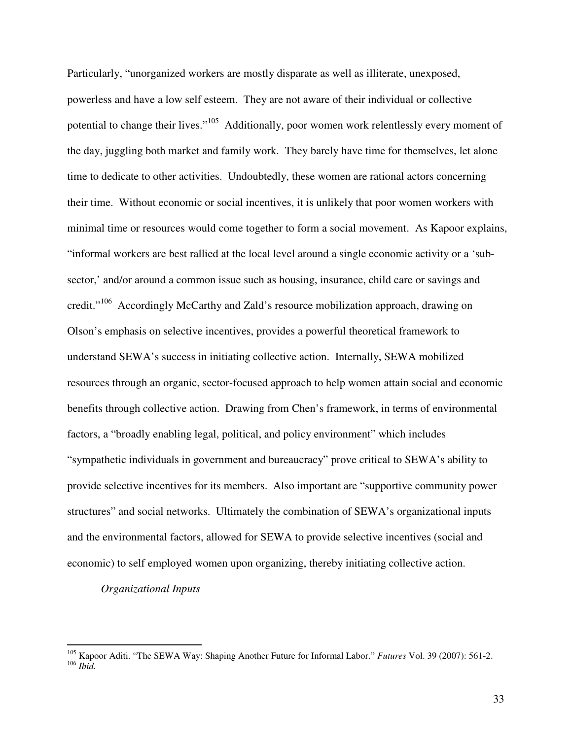Particularly, "unorganized workers are mostly disparate as well as illiterate, unexposed, powerless and have a low self esteem. They are not aware of their individual or collective potential to change their lives."[105] Additionally, poor women work relentlessly every moment of the day, juggling both market and family work. They barely have time for themselves, let alone time to dedicate to other activities. Undoubtedly, these women are rational actors concerning their time. Without economic or social incentives, it is unlikely that poor women workers with minimal time or resources would come together to form a social movement. As Kapoor explains, "informal workers are best rallied at the local level around a single economic activity or a 'sub-sector,' and/or around a common issue such as housing, insurance, child care or savings and credit."[106] Accordingly McCarthy and Zald's resource mobilization approach, drawing on Olson's emphasis on selective incentives, provides a powerful theoretical framework to understand SEWA's success in initiating collective action. Internally, SEWA mobilized resources through an organic, sector-focused approach to help women attain social and economic benefits through collective action. Drawing from Chen's framework, in terms of environmental factors, a "broadly enabling legal, political, and policy environment" which includes "sympathetic individuals in government and bureaucracy" prove critical to SEWA's ability to provide selective incentives for its members. Also important are "supportive community power structures" and social networks. Ultimately the combination of SEWA's organizational inputs and the environmental factors, allowed for SEWA to provide selective incentives (social and economic) to self employed women upon organizing, thereby initiating collective action.

*Organizational Inputs*

---

[105] Kapoor Aditi. "The SEWA Way: Shaping Another Future for Informal Labor." *Futures* Vol. 39 (2007): 561-2.

[106] *Ibid.*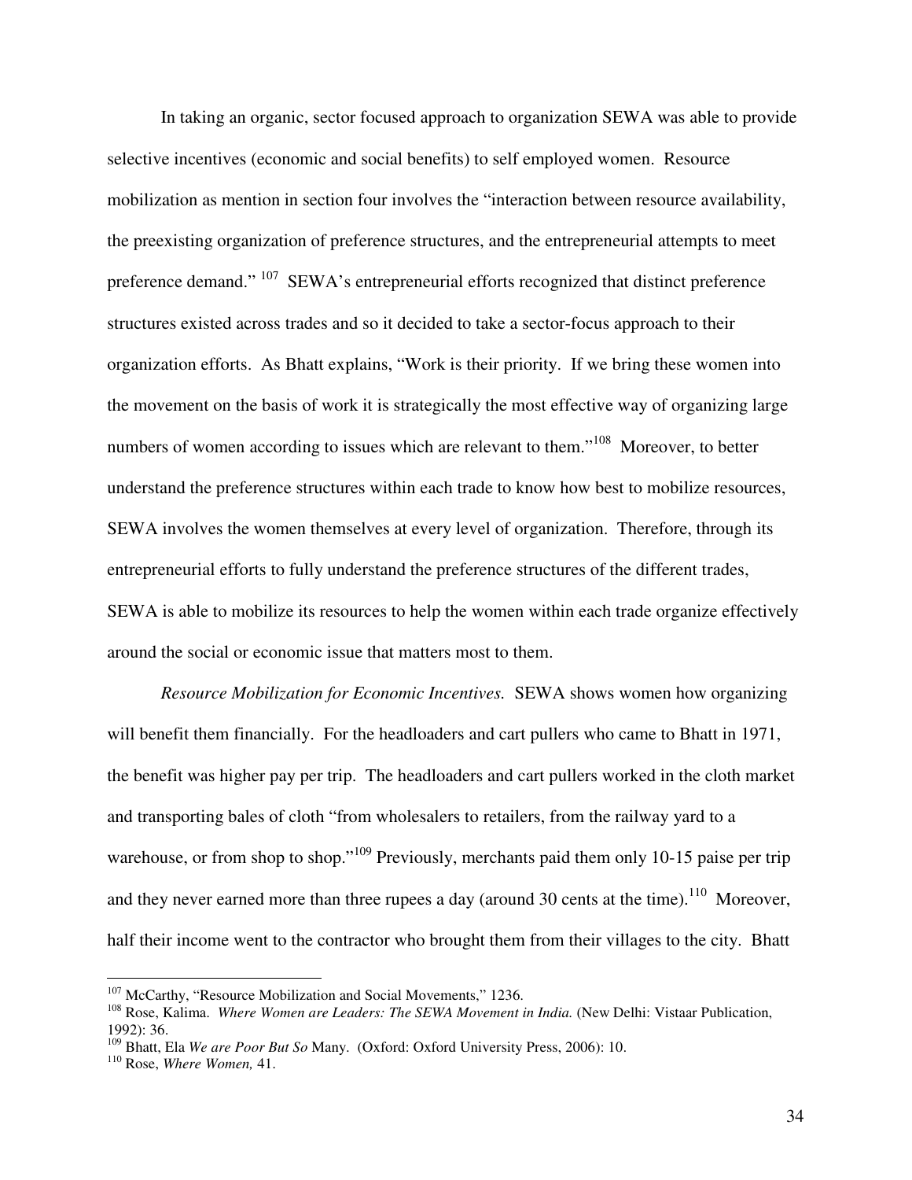In taking an organic, sector focused approach to organization SEWA was able to provide selective incentives (economic and social benefits) to self employed women. Resource mobilization as mention in section four involves the "interaction between resource availability, the preexisting organization of preference structures, and the entrepreneurial attempts to meet preference demand." [107] SEWA's entrepreneurial efforts recognized that distinct preference structures existed across trades and so it decided to take a sector-focus approach to their organization efforts. As Bhatt explains, "Work is their priority. If we bring these women into the movement on the basis of work it is strategically the most effective way of organizing large numbers of women according to issues which are relevant to them."[108] Moreover, to better understand the preference structures within each trade to know how best to mobilize resources, SEWA involves the women themselves at every level of organization. Therefore, through its entrepreneurial efforts to fully understand the preference structures of the different trades, SEWA is able to mobilize its resources to help the women within each trade organize effectively around the social or economic issue that matters most to them.

*Resource Mobilization for Economic Incentives.* SEWA shows women how organizing will benefit them financially. For the headloaders and cart pullers who came to Bhatt in 1971, the benefit was higher pay per trip. The headloaders and cart pullers worked in the cloth market and transporting bales of cloth "from wholesalers to retailers, from the railway yard to a warehouse, or from shop to shop."[109] Previously, merchants paid them only 10-15 paise per trip and they never earned more than three rupees a day (around 30 cents at the time).[110] Moreover, half their income went to the contractor who brought them from their villages to the city. Bhatt

---

[107] McCarthy, "Resource Mobilization and Social Movements," 1236.

[108] Rose, Kalima. *Where Women are Leaders: The SEWA Movement in India.* (New Delhi: Vistaar Publication, 1992): 36.

[109] Bhatt, Ela *We are Poor But So* Many. (Oxford: Oxford University Press, 2006): 10.

[110] Rose, *Where Women,* 41.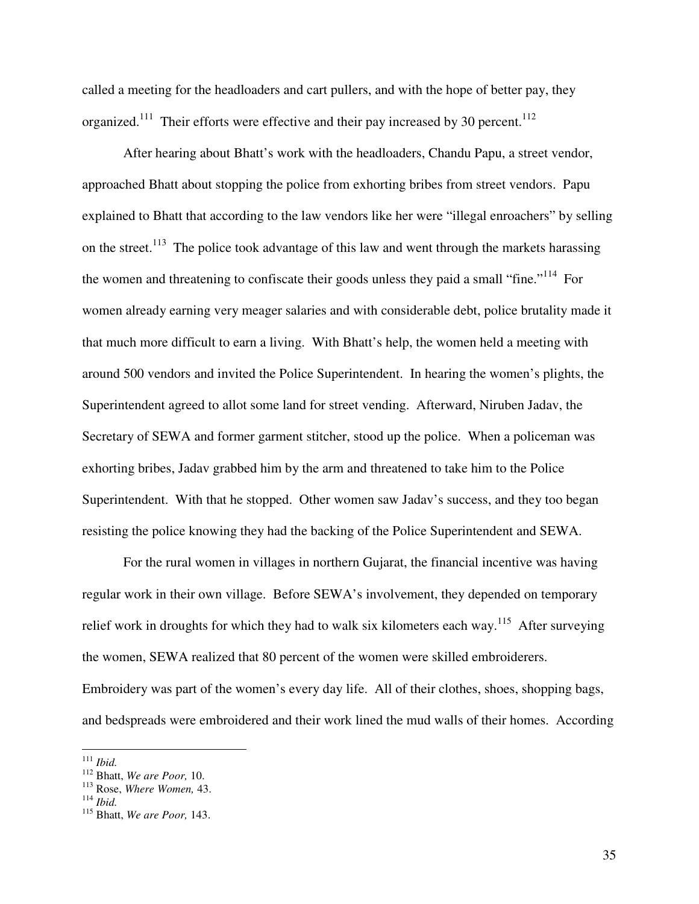called a meeting for the headloaders and cart pullers, and with the hope of better pay, they organized.[111] Their efforts were effective and their pay increased by 30 percent.[112]

After hearing about Bhatt's work with the headloaders, Chandu Papu, a street vendor, approached Bhatt about stopping the police from exhorting bribes from street vendors. Papu explained to Bhatt that according to the law vendors like her were "illegal enroachers" by selling on the street.[113] The police took advantage of this law and went through the markets harassing the women and threatening to confiscate their goods unless they paid a small "fine."[114] For women already earning very meager salaries and with considerable debt, police brutality made it that much more difficult to earn a living. With Bhatt's help, the women held a meeting with around 500 vendors and invited the Police Superintendent. In hearing the women's plights, the Superintendent agreed to allot some land for street vending. Afterward, Niruben Jadav, the Secretary of SEWA and former garment stitcher, stood up the police. When a policeman was exhorting bribes, Jadav grabbed him by the arm and threatened to take him to the Police Superintendent. With that he stopped. Other women saw Jadav's success, and they too began resisting the police knowing they had the backing of the Police Superintendent and SEWA.

For the rural women in villages in northern Gujarat, the financial incentive was having regular work in their own village. Before SEWA's involvement, they depended on temporary relief work in droughts for which they had to walk six kilometers each way.[115] After surveying the women, SEWA realized that 80 percent of the women were skilled embroiderers. Embroidery was part of the women's every day life. All of their clothes, shoes, shopping bags, and bedspreads were embroidered and their work lined the mud walls of their homes. According

---

[111] *Ibid.*
[112] Bhatt, *We are Poor,* 10.
[113] Rose, *Where Women,* 43.
[114] *Ibid.*
[115] Bhatt, *We are Poor,* 143.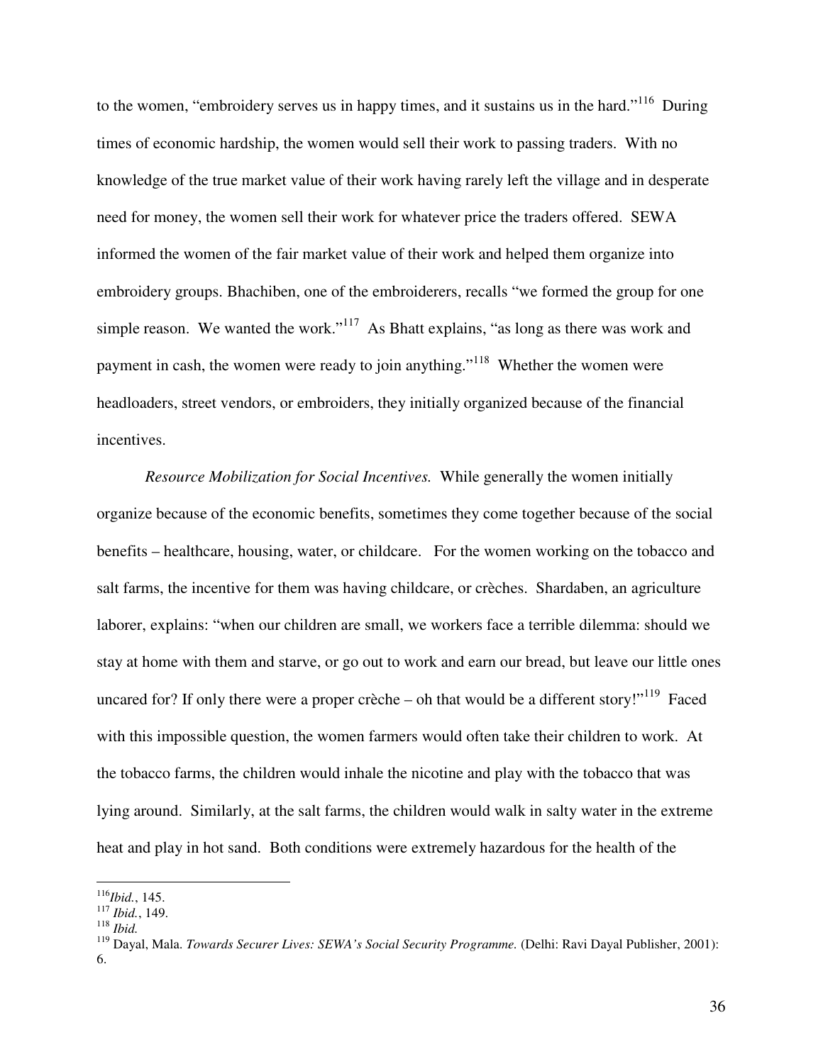to the women, "embroidery serves us in happy times, and it sustains us in the hard."[116] During times of economic hardship, the women would sell their work to passing traders. With no knowledge of the true market value of their work having rarely left the village and in desperate need for money, the women sell their work for whatever price the traders offered. SEWA informed the women of the fair market value of their work and helped them organize into embroidery groups. Bhachiben, one of the embroiderers, recalls "we formed the group for one simple reason. We wanted the work."[117] As Bhatt explains, "as long as there was work and payment in cash, the women were ready to join anything."[118] Whether the women were headloaders, street vendors, or embroiders, they initially organized because of the financial incentives.

*Resource Mobilization for Social Incentives.* While generally the women initially organize because of the economic benefits, sometimes they come together because of the social benefits – healthcare, housing, water, or childcare. For the women working on the tobacco and salt farms, the incentive for them was having childcare, or crèches. Shardaben, an agriculture laborer, explains: "when our children are small, we workers face a terrible dilemma: should we stay at home with them and starve, or go out to work and earn our bread, but leave our little ones uncared for? If only there were a proper crèche – oh that would be a different story!"[119] Faced with this impossible question, the women farmers would often take their children to work. At the tobacco farms, the children would inhale the nicotine and play with the tobacco that was lying around. Similarly, at the salt farms, the children would walk in salty water in the extreme heat and play in hot sand. Both conditions were extremely hazardous for the health of the

---

[116] *Ibid.*, 145.
[117] *Ibid.*, 149.
[118] *Ibid.*
[119] Dayal, Mala. *Towards Securer Lives: SEWA's Social Security Programme.* (Delhi: Ravi Dayal Publisher, 2001): 6.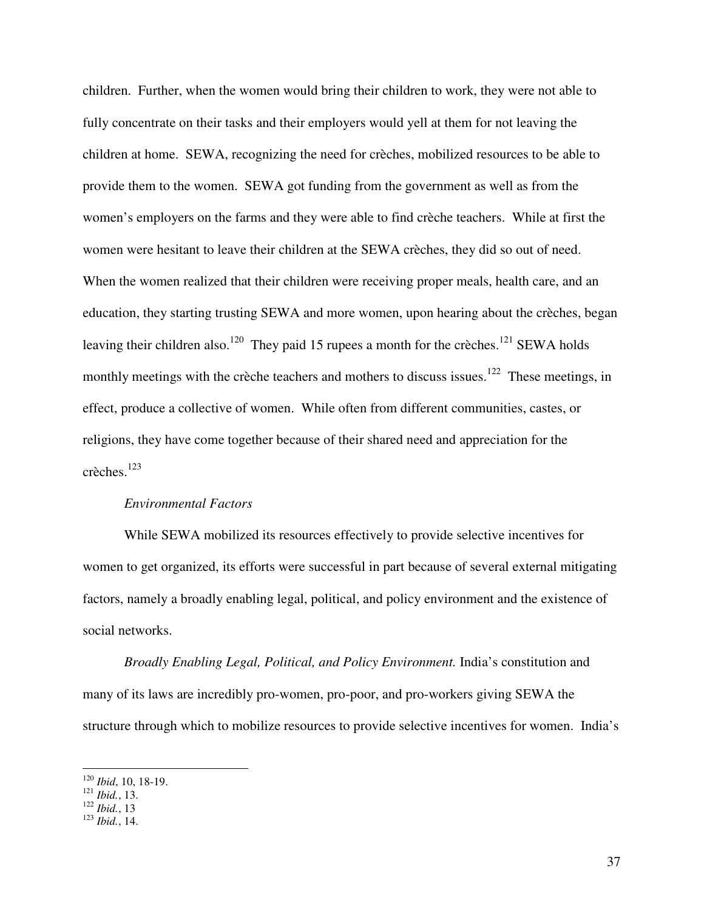children. Further, when the women would bring their children to work, they were not able to fully concentrate on their tasks and their employers would yell at them for not leaving the children at home. SEWA, recognizing the need for crèches, mobilized resources to be able to provide them to the women. SEWA got funding from the government as well as from the women's employers on the farms and they were able to find crèche teachers. While at first the women were hesitant to leave their children at the SEWA crèches, they did so out of need. When the women realized that their children were receiving proper meals, health care, and an education, they starting trusting SEWA and more women, upon hearing about the crèches, began leaving their children also.[120] They paid 15 rupees a month for the crèches.[121] SEWA holds monthly meetings with the crèche teachers and mothers to discuss issues.[122] These meetings, in effect, produce a collective of women. While often from different communities, castes, or religions, they have come together because of their shared need and appreciation for the crèches.[123]

*Environmental Factors*

While SEWA mobilized its resources effectively to provide selective incentives for women to get organized, its efforts were successful in part because of several external mitigating factors, namely a broadly enabling legal, political, and policy environment and the existence of social networks.

*Broadly Enabling Legal, Political, and Policy Environment.* India's constitution and many of its laws are incredibly pro-women, pro-poor, and pro-workers giving SEWA the structure through which to mobilize resources to provide selective incentives for women. India's

---

[120] *Ibid*, 10, 18-19.
[121] *Ibid.*, 13.
[122] *Ibid.*, 13
[123] *Ibid.*, 14.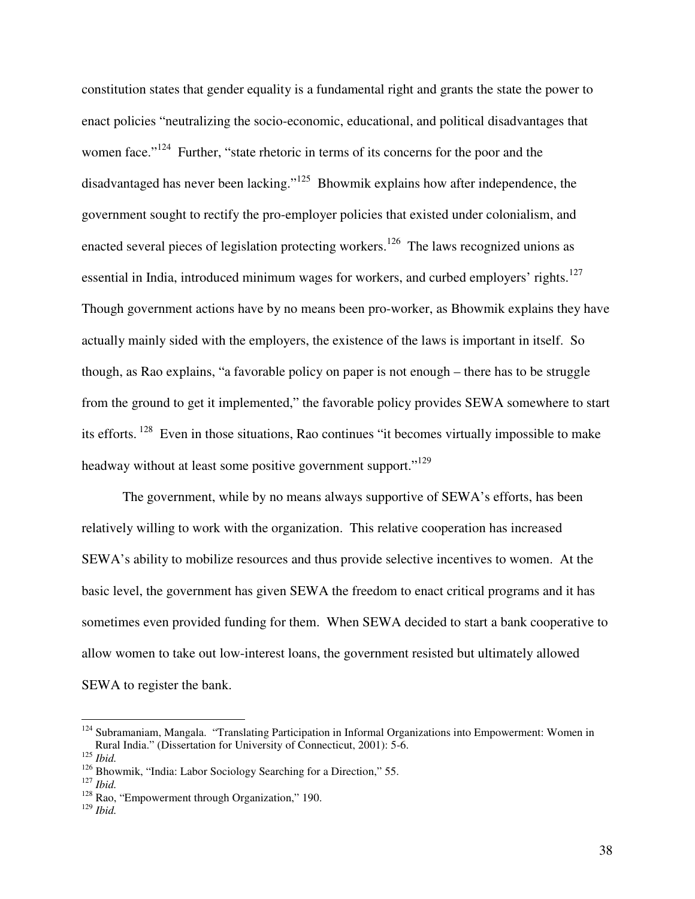constitution states that gender equality is a fundamental right and grants the state the power to enact policies "neutralizing the socio-economic, educational, and political disadvantages that women face."[124] Further, "state rhetoric in terms of its concerns for the poor and the disadvantaged has never been lacking."[125] Bhowmik explains how after independence, the government sought to rectify the pro-employer policies that existed under colonialism, and enacted several pieces of legislation protecting workers.[126] The laws recognized unions as essential in India, introduced minimum wages for workers, and curbed employers' rights.[127] Though government actions have by no means been pro-worker, as Bhowmik explains they have actually mainly sided with the employers, the existence of the laws is important in itself. So though, as Rao explains, "a favorable policy on paper is not enough – there has to be struggle from the ground to get it implemented," the favorable policy provides SEWA somewhere to start its efforts.[128] Even in those situations, Rao continues "it becomes virtually impossible to make headway without at least some positive government support."[129]

The government, while by no means always supportive of SEWA's efforts, has been relatively willing to work with the organization. This relative cooperation has increased SEWA's ability to mobilize resources and thus provide selective incentives to women. At the basic level, the government has given SEWA the freedom to enact critical programs and it has sometimes even provided funding for them. When SEWA decided to start a bank cooperative to allow women to take out low-interest loans, the government resisted but ultimately allowed SEWA to register the bank.

---

[124] Subramaniam, Mangala. "Translating Participation in Informal Organizations into Empowerment: Women in Rural India." (Dissertation for University of Connecticut, 2001): 5-6.
[125] *Ibid.*
[126] Bhowmik, "India: Labor Sociology Searching for a Direction," 55.
[127] *Ibid.*
[128] Rao, "Empowerment through Organization," 190.
[129] *Ibid.*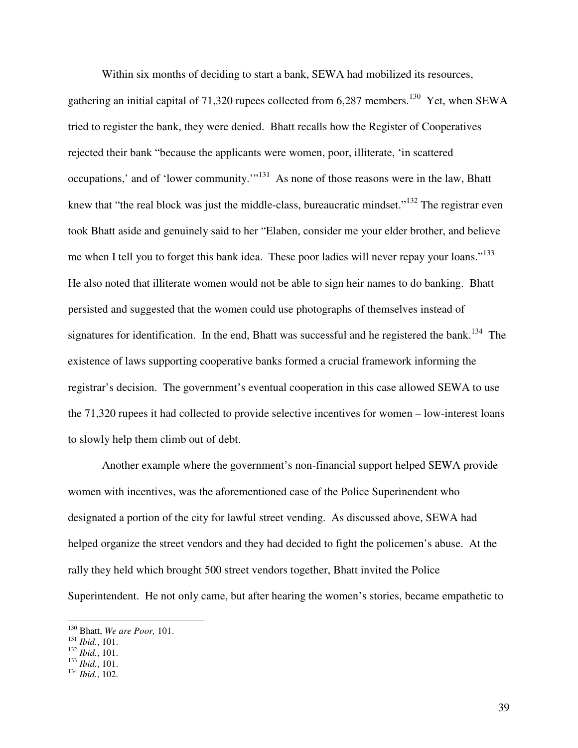Within six months of deciding to start a bank, SEWA had mobilized its resources, gathering an initial capital of 71,320 rupees collected from 6,287 members.[130] Yet, when SEWA tried to register the bank, they were denied. Bhatt recalls how the Register of Cooperatives rejected their bank "because the applicants were women, poor, illiterate, 'in scattered occupations,' and of 'lower community.'"[131] As none of those reasons were in the law, Bhatt knew that "the real block was just the middle-class, bureaucratic mindset."[132] The registrar even took Bhatt aside and genuinely said to her "Elaben, consider me your elder brother, and believe me when I tell you to forget this bank idea. These poor ladies will never repay your loans."[133] He also noted that illiterate women would not be able to sign heir names to do banking. Bhatt persisted and suggested that the women could use photographs of themselves instead of signatures for identification. In the end, Bhatt was successful and he registered the bank.[134] The existence of laws supporting cooperative banks formed a crucial framework informing the registrar's decision. The government's eventual cooperation in this case allowed SEWA to use the 71,320 rupees it had collected to provide selective incentives for women – low-interest loans to slowly help them climb out of debt.

Another example where the government's non-financial support helped SEWA provide women with incentives, was the aforementioned case of the Police Superinendent who designated a portion of the city for lawful street vending. As discussed above, SEWA had helped organize the street vendors and they had decided to fight the policemen's abuse. At the rally they held which brought 500 street vendors together, Bhatt invited the Police Superintendent. He not only came, but after hearing the women's stories, became empathetic to

---

[130] Bhatt, *We are Poor,* 101.
[131] *Ibid.*, 101.
[132] *Ibid.*, 101.
[133] *Ibid.*, 101.
[134] *Ibid.*, 102.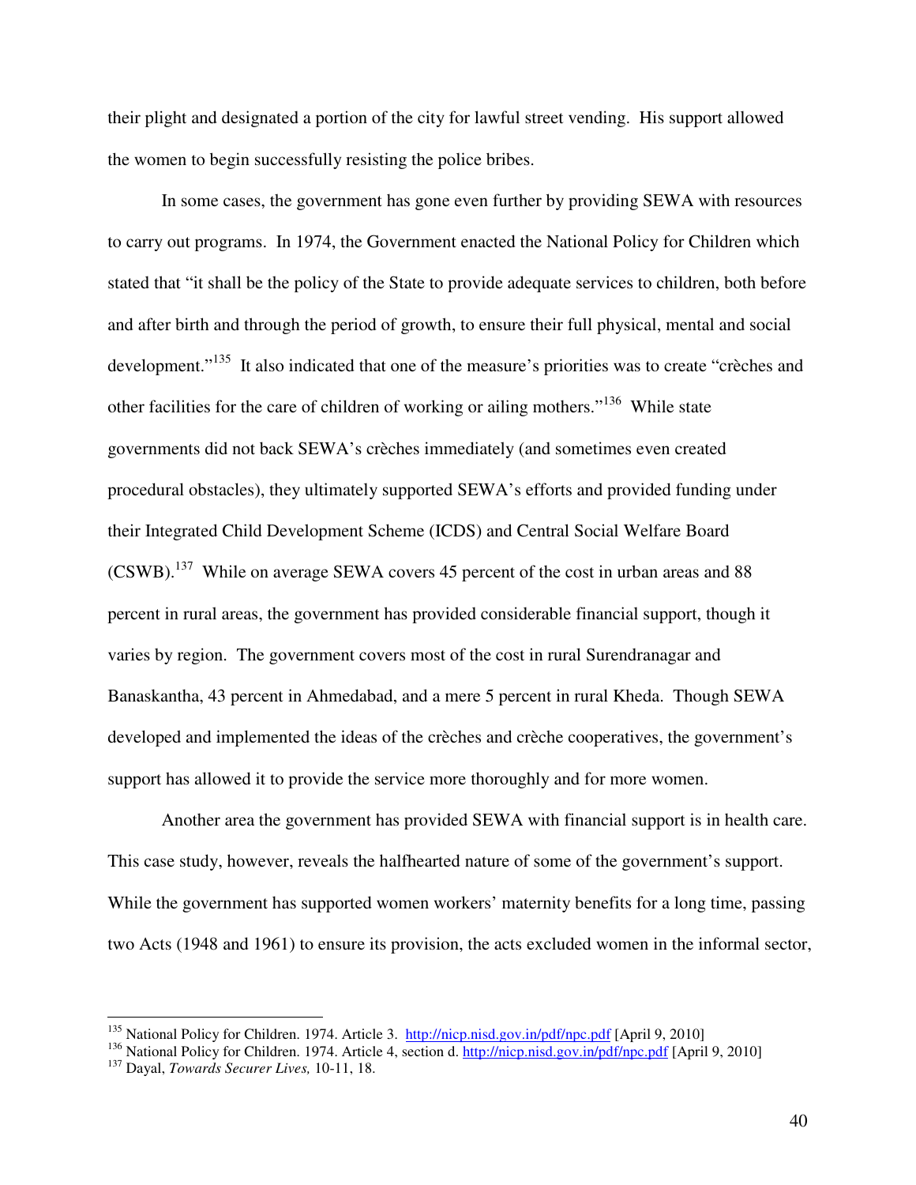their plight and designated a portion of the city for lawful street vending. His support allowed the women to begin successfully resisting the police bribes.

In some cases, the government has gone even further by providing SEWA with resources to carry out programs. In 1974, the Government enacted the National Policy for Children which stated that "it shall be the policy of the State to provide adequate services to children, both before and after birth and through the period of growth, to ensure their full physical, mental and social development."[135] It also indicated that one of the measure's priorities was to create "crèches and other facilities for the care of children of working or ailing mothers."[136] While state governments did not back SEWA's crèches immediately (and sometimes even created procedural obstacles), they ultimately supported SEWA's efforts and provided funding under their Integrated Child Development Scheme (ICDS) and Central Social Welfare Board (CSWB).[137] While on average SEWA covers 45 percent of the cost in urban areas and 88 percent in rural areas, the government has provided considerable financial support, though it varies by region. The government covers most of the cost in rural Surendranagar and Banaskantha, 43 percent in Ahmedabad, and a mere 5 percent in rural Kheda. Though SEWA developed and implemented the ideas of the crèches and crèche cooperatives, the government's support has allowed it to provide the service more thoroughly and for more women.

Another area the government has provided SEWA with financial support is in health care. This case study, however, reveals the halfhearted nature of some of the government's support. While the government has supported women workers' maternity benefits for a long time, passing two Acts (1948 and 1961) to ensure its provision, the acts excluded women in the informal sector,

---

[135] National Policy for Children. 1974. Article 3. http://nicp.nisd.gov.in/pdf/npc.pdf [April 9, 2010]

[136] National Policy for Children. 1974. Article 4, section d. http://nicp.nisd.gov.in/pdf/npc.pdf [April 9, 2010]

[137] Dayal, *Towards Securer Lives,* 10-11, 18.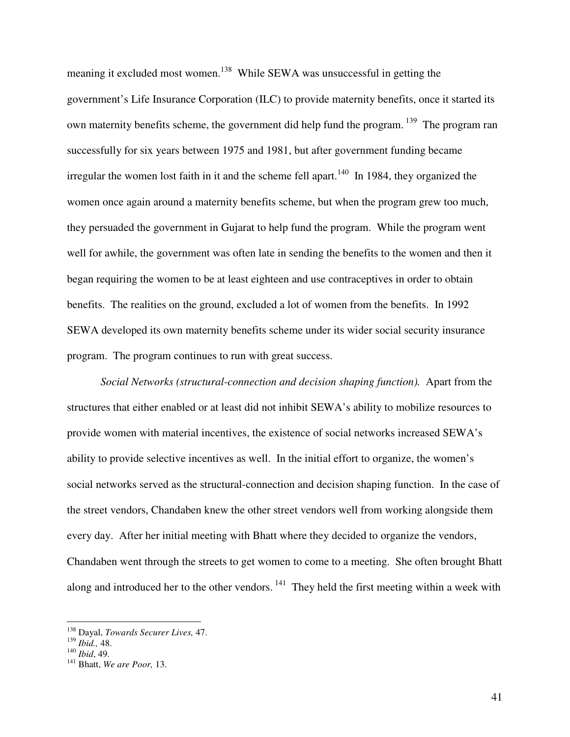meaning it excluded most women.[138] While SEWA was unsuccessful in getting the government's Life Insurance Corporation (ILC) to provide maternity benefits, once it started its own maternity benefits scheme, the government did help fund the program.[139] The program ran successfully for six years between 1975 and 1981, but after government funding became irregular the women lost faith in it and the scheme fell apart.[140] In 1984, they organized the women once again around a maternity benefits scheme, but when the program grew too much, they persuaded the government in Gujarat to help fund the program. While the program went well for awhile, the government was often late in sending the benefits to the women and then it began requiring the women to be at least eighteen and use contraceptives in order to obtain benefits. The realities on the ground, excluded a lot of women from the benefits. In 1992 SEWA developed its own maternity benefits scheme under its wider social security insurance program. The program continues to run with great success.

*Social Networks (structural-connection and decision shaping function).* Apart from the structures that either enabled or at least did not inhibit SEWA's ability to mobilize resources to provide women with material incentives, the existence of social networks increased SEWA's ability to provide selective incentives as well. In the initial effort to organize, the women's social networks served as the structural-connection and decision shaping function. In the case of the street vendors, Chandaben knew the other street vendors well from working alongside them every day. After her initial meeting with Bhatt where they decided to organize the vendors, Chandaben went through the streets to get women to come to a meeting. She often brought Bhatt along and introduced her to the other vendors.[141] They held the first meeting within a week with

---

[138] Dayal, *Towards Securer Lives,* 47.
[139] *Ibid.,* 48.
[140] *Ibid*, 49.
[141] Bhatt, *We are Poor,* 13.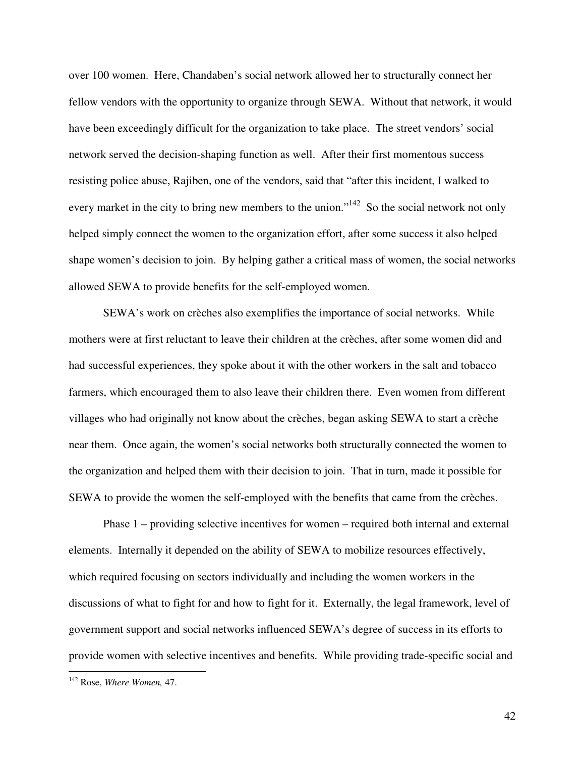over 100 women. Here, Chandaben's social network allowed her to structurally connect her fellow vendors with the opportunity to organize through SEWA. Without that network, it would have been exceedingly difficult for the organization to take place. The street vendors' social network served the decision-shaping function as well. After their first momentous success resisting police abuse, Rajiben, one of the vendors, said that "after this incident, I walked to every market in the city to bring new members to the union."[142] So the social network not only helped simply connect the women to the organization effort, after some success it also helped shape women's decision to join. By helping gather a critical mass of women, the social networks allowed SEWA to provide benefits for the self-employed women.

SEWA's work on crèches also exemplifies the importance of social networks. While mothers were at first reluctant to leave their children at the crèches, after some women did and had successful experiences, they spoke about it with the other workers in the salt and tobacco farmers, which encouraged them to also leave their children there. Even women from different villages who had originally not know about the crèches, began asking SEWA to start a crèche near them. Once again, the women's social networks both structurally connected the women to the organization and helped them with their decision to join. That in turn, made it possible for SEWA to provide the women the self-employed with the benefits that came from the crèches.

Phase 1 – providing selective incentives for women – required both internal and external elements. Internally it depended on the ability of SEWA to mobilize resources effectively, which required focusing on sectors individually and including the women workers in the discussions of what to fight for and how to fight for it. Externally, the legal framework, level of government support and social networks influenced SEWA's degree of success in its efforts to provide women with selective incentives and benefits. While providing trade-specific social and

[142] Rose, *Where Women,* 47.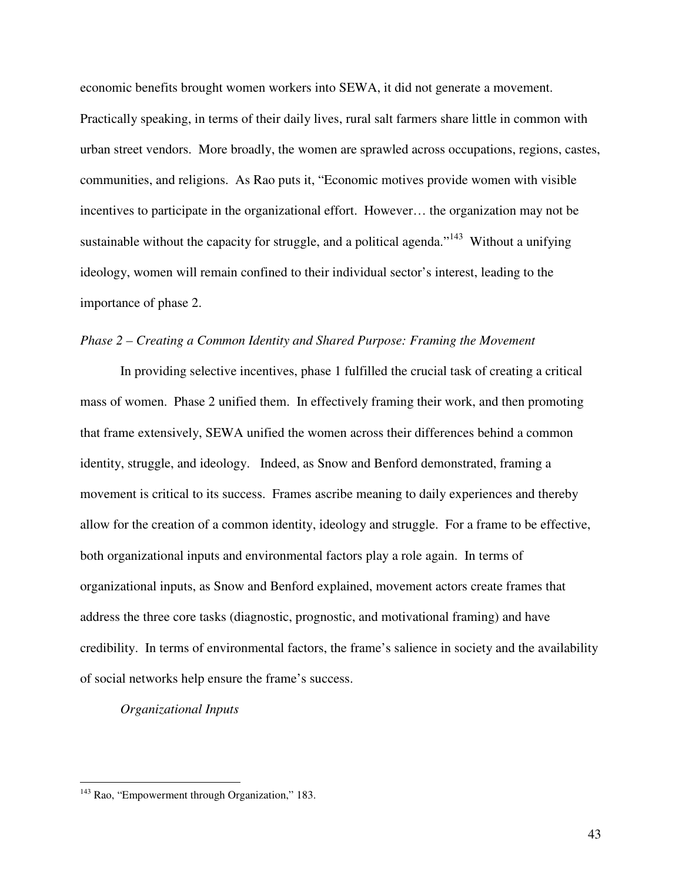economic benefits brought women workers into SEWA, it did not generate a movement. Practically speaking, in terms of their daily lives, rural salt farmers share little in common with urban street vendors. More broadly, the women are sprawled across occupations, regions, castes, communities, and religions. As Rao puts it, "Economic motives provide women with visible incentives to participate in the organizational effort. However… the organization may not be sustainable without the capacity for struggle, and a political agenda."[143] Without a unifying ideology, women will remain confined to their individual sector's interest, leading to the importance of phase 2.

*Phase 2 – Creating a Common Identity and Shared Purpose: Framing the Movement*

In providing selective incentives, phase 1 fulfilled the crucial task of creating a critical mass of women. Phase 2 unified them. In effectively framing their work, and then promoting that frame extensively, SEWA unified the women across their differences behind a common identity, struggle, and ideology. Indeed, as Snow and Benford demonstrated, framing a movement is critical to its success. Frames ascribe meaning to daily experiences and thereby allow for the creation of a common identity, ideology and struggle. For a frame to be effective, both organizational inputs and environmental factors play a role again. In terms of organizational inputs, as Snow and Benford explained, movement actors create frames that address the three core tasks (diagnostic, prognostic, and motivational framing) and have credibility. In terms of environmental factors, the frame's salience in society and the availability of social networks help ensure the frame's success.

*Organizational Inputs*

---

[143] Rao, "Empowerment through Organization," 183.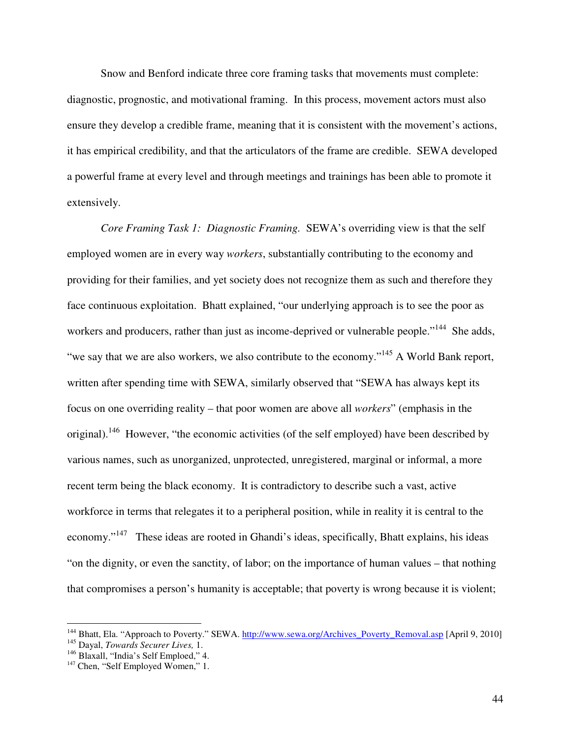Snow and Benford indicate three core framing tasks that movements must complete: diagnostic, prognostic, and motivational framing. In this process, movement actors must also ensure they develop a credible frame, meaning that it is consistent with the movement's actions, it has empirical credibility, and that the articulators of the frame are credible. SEWA developed a powerful frame at every level and through meetings and trainings has been able to promote it extensively.

*Core Framing Task 1: Diagnostic Framing.* SEWA's overriding view is that the self employed women are in every way *workers*, substantially contributing to the economy and providing for their families, and yet society does not recognize them as such and therefore they face continuous exploitation. Bhatt explained, "our underlying approach is to see the poor as workers and producers, rather than just as income-deprived or vulnerable people."[144] She adds, "we say that we are also workers, we also contribute to the economy."[145] A World Bank report, written after spending time with SEWA, similarly observed that "SEWA has always kept its focus on one overriding reality – that poor women are above all *workers*" (emphasis in the original).[146] However, "the economic activities (of the self employed) have been described by various names, such as unorganized, unprotected, unregistered, marginal or informal, a more recent term being the black economy. It is contradictory to describe such a vast, active workforce in terms that relegates it to a peripheral position, while in reality it is central to the economy."[147] These ideas are rooted in Ghandi's ideas, specifically, Bhatt explains, his ideas "on the dignity, or even the sanctity, of labor; on the importance of human values – that nothing that compromises a person's humanity is acceptable; that poverty is wrong because it is violent;

---

[144] Bhatt, Ela. "Approach to Poverty." SEWA. http://www.sewa.org/Archives_Poverty_Removal.asp [April 9, 2010]

[145] Dayal, *Towards Securer Lives,* 1.

[146] Blaxall, "India's Self Emploed," 4.

[147] Chen, "Self Employed Women," 1.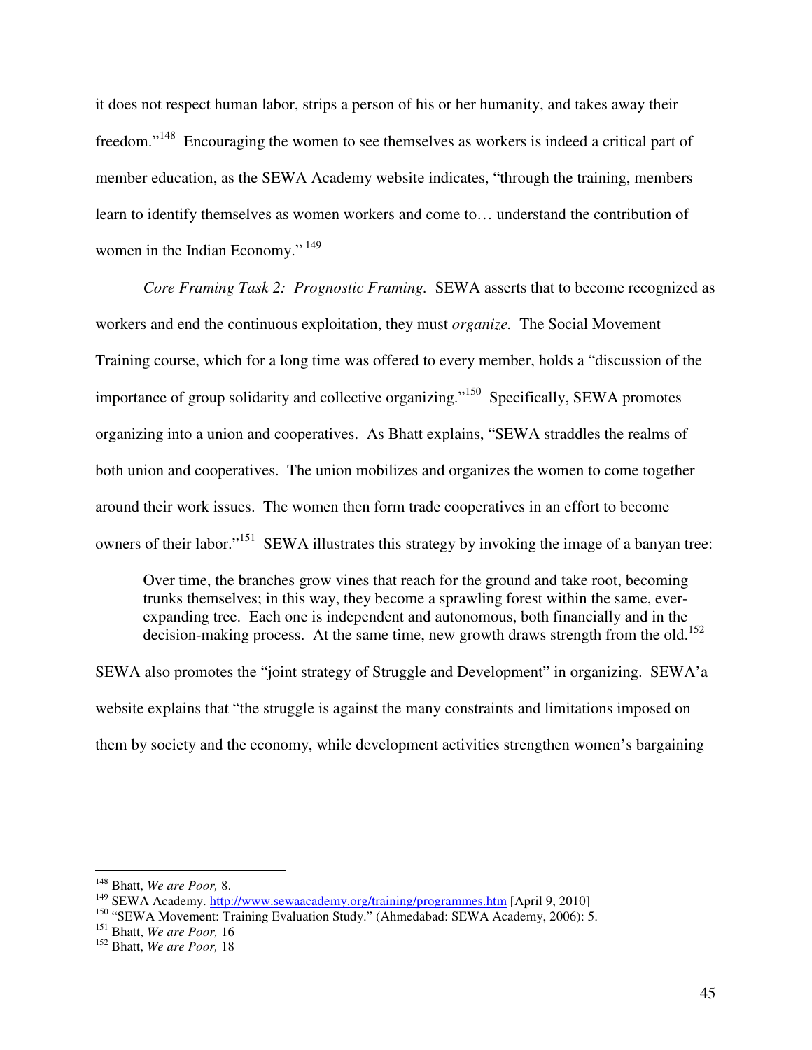it does not respect human labor, strips a person of his or her humanity, and takes away their freedom."[148] Encouraging the women to see themselves as workers is indeed a critical part of member education, as the SEWA Academy website indicates, "through the training, members learn to identify themselves as women workers and come to… understand the contribution of women in the Indian Economy." [149]

*Core Framing Task 2: Prognostic Framing.* SEWA asserts that to become recognized as workers and end the continuous exploitation, they must *organize.* The Social Movement Training course, which for a long time was offered to every member, holds a "discussion of the importance of group solidarity and collective organizing."[150] Specifically, SEWA promotes organizing into a union and cooperatives. As Bhatt explains, "SEWA straddles the realms of both union and cooperatives. The union mobilizes and organizes the women to come together around their work issues. The women then form trade cooperatives in an effort to become owners of their labor."[151] SEWA illustrates this strategy by invoking the image of a banyan tree:

> Over time, the branches grow vines that reach for the ground and take root, becoming trunks themselves; in this way, they become a sprawling forest within the same, ever-expanding tree. Each one is independent and autonomous, both financially and in the decision-making process. At the same time, new growth draws strength from the old.[152]

SEWA also promotes the "joint strategy of Struggle and Development" in organizing. SEWA'a website explains that "the struggle is against the many constraints and limitations imposed on them by society and the economy, while development activities strengthen women's bargaining

---

[148] Bhatt, *We are Poor,* 8.
[149] SEWA Academy. http://www.sewaacademy.org/training/programmes.htm [April 9, 2010]
[150] "SEWA Movement: Training Evaluation Study." (Ahmedabad: SEWA Academy, 2006): 5.
[151] Bhatt, *We are Poor,* 16
[152] Bhatt, *We are Poor,* 18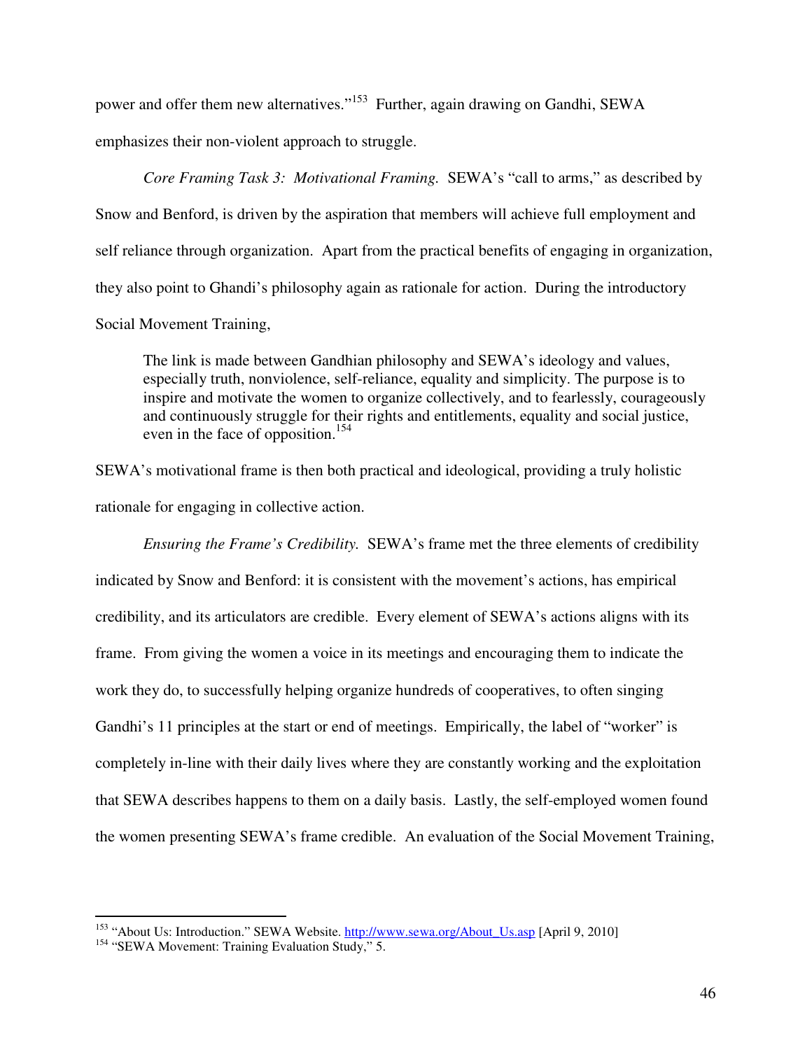power and offer them new alternatives."[153] Further, again drawing on Gandhi, SEWA emphasizes their non-violent approach to struggle.

*Core Framing Task 3: Motivational Framing.* SEWA's "call to arms," as described by Snow and Benford, is driven by the aspiration that members will achieve full employment and self reliance through organization. Apart from the practical benefits of engaging in organization, they also point to Ghandi's philosophy again as rationale for action. During the introductory Social Movement Training,

> The link is made between Gandhian philosophy and SEWA's ideology and values, especially truth, nonviolence, self-reliance, equality and simplicity. The purpose is to inspire and motivate the women to organize collectively, and to fearlessly, courageously and continuously struggle for their rights and entitlements, equality and social justice, even in the face of opposition.[154]

SEWA's motivational frame is then both practical and ideological, providing a truly holistic rationale for engaging in collective action.

*Ensuring the Frame's Credibility.* SEWA's frame met the three elements of credibility indicated by Snow and Benford: it is consistent with the movement's actions, has empirical credibility, and its articulators are credible. Every element of SEWA's actions aligns with its frame. From giving the women a voice in its meetings and encouraging them to indicate the work they do, to successfully helping organize hundreds of cooperatives, to often singing Gandhi's 11 principles at the start or end of meetings. Empirically, the label of "worker" is completely in-line with their daily lives where they are constantly working and the exploitation that SEWA describes happens to them on a daily basis. Lastly, the self-employed women found the women presenting SEWA's frame credible. An evaluation of the Social Movement Training,

---

[153] "About Us: Introduction." SEWA Website. http://www.sewa.org/About_Us.asp [April 9, 2010]

[154] "SEWA Movement: Training Evaluation Study," 5.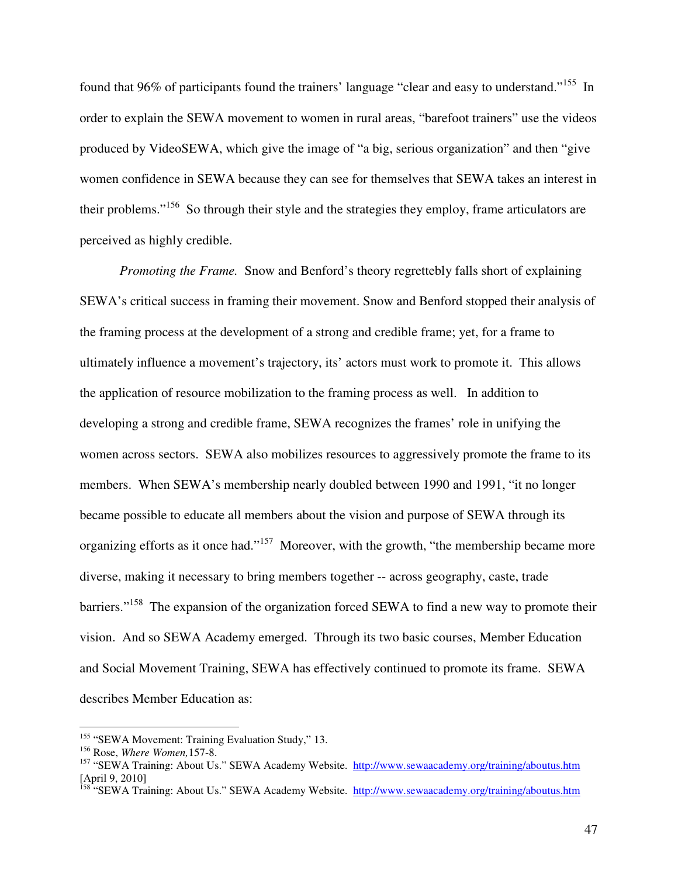found that 96% of participants found the trainers' language "clear and easy to understand."[155] In order to explain the SEWA movement to women in rural areas, "barefoot trainers" use the videos produced by VideoSEWA, which give the image of "a big, serious organization" and then "give women confidence in SEWA because they can see for themselves that SEWA takes an interest in their problems."[156] So through their style and the strategies they employ, frame articulators are perceived as highly credible.

*Promoting the Frame.* Snow and Benford's theory regrettebly falls short of explaining SEWA's critical success in framing their movement. Snow and Benford stopped their analysis of the framing process at the development of a strong and credible frame; yet, for a frame to ultimately influence a movement's trajectory, its' actors must work to promote it. This allows the application of resource mobilization to the framing process as well. In addition to developing a strong and credible frame, SEWA recognizes the frames' role in unifying the women across sectors. SEWA also mobilizes resources to aggressively promote the frame to its members. When SEWA's membership nearly doubled between 1990 and 1991, "it no longer became possible to educate all members about the vision and purpose of SEWA through its organizing efforts as it once had."[157] Moreover, with the growth, "the membership became more diverse, making it necessary to bring members together -- across geography, caste, trade barriers."[158] The expansion of the organization forced SEWA to find a new way to promote their vision. And so SEWA Academy emerged. Through its two basic courses, Member Education and Social Movement Training, SEWA has effectively continued to promote its frame. SEWA describes Member Education as:

---

[155] "SEWA Movement: Training Evaluation Study," 13.

[156] Rose, *Where Women,*157-8.

[157] "SEWA Training: About Us." SEWA Academy Website. http://www.sewaacademy.org/training/aboutus.htm [April 9, 2010]

[158] "SEWA Training: About Us." SEWA Academy Website. http://www.sewaacademy.org/training/aboutus.htm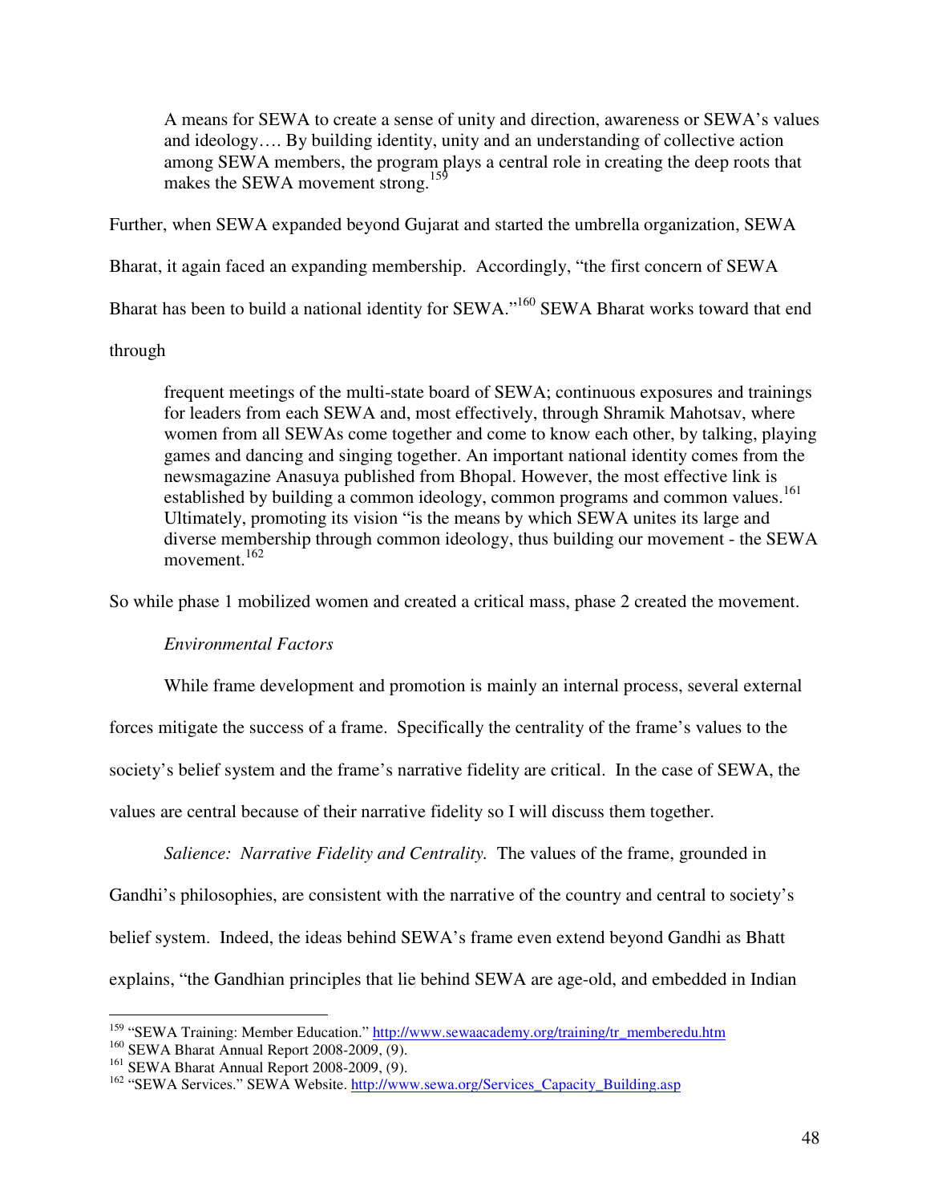> A means for SEWA to create a sense of unity and direction, awareness or SEWA's values and ideology…. By building identity, unity and an understanding of collective action among SEWA members, the program plays a central role in creating the deep roots that makes the SEWA movement strong.[159]

Further, when SEWA expanded beyond Gujarat and started the umbrella organization, SEWA Bharat, it again faced an expanding membership. Accordingly, "the first concern of SEWA Bharat has been to build a national identity for SEWA."[160] SEWA Bharat works toward that end through

> frequent meetings of the multi-state board of SEWA; continuous exposures and trainings for leaders from each SEWA and, most effectively, through Shramik Mahotsav, where women from all SEWAs come together and come to know each other, by talking, playing games and dancing and singing together. An important national identity comes from the newsmagazine Anasuya published from Bhopal. However, the most effective link is established by building a common ideology, common programs and common values.[161] Ultimately, promoting its vision "is the means by which SEWA unites its large and diverse membership through common ideology, thus building our movement - the SEWA movement.[162]

So while phase 1 mobilized women and created a critical mass, phase 2 created the movement.

*Environmental Factors*

While frame development and promotion is mainly an internal process, several external forces mitigate the success of a frame. Specifically the centrality of the frame's values to the society's belief system and the frame's narrative fidelity are critical. In the case of SEWA, the values are central because of their narrative fidelity so I will discuss them together.

*Salience: Narrative Fidelity and Centrality.* The values of the frame, grounded in Gandhi's philosophies, are consistent with the narrative of the country and central to society's belief system. Indeed, the ideas behind SEWA's frame even extend beyond Gandhi as Bhatt explains, "the Gandhian principles that lie behind SEWA are age-old, and embedded in Indian

---

[159] "SEWA Training: Member Education." http://www.sewaacademy.org/training/tr_memberedu.htm
[160] SEWA Bharat Annual Report 2008-2009, (9).
[161] SEWA Bharat Annual Report 2008-2009, (9).
[162] "SEWA Services." SEWA Website. http://www.sewa.org/Services_Capacity_Building.asp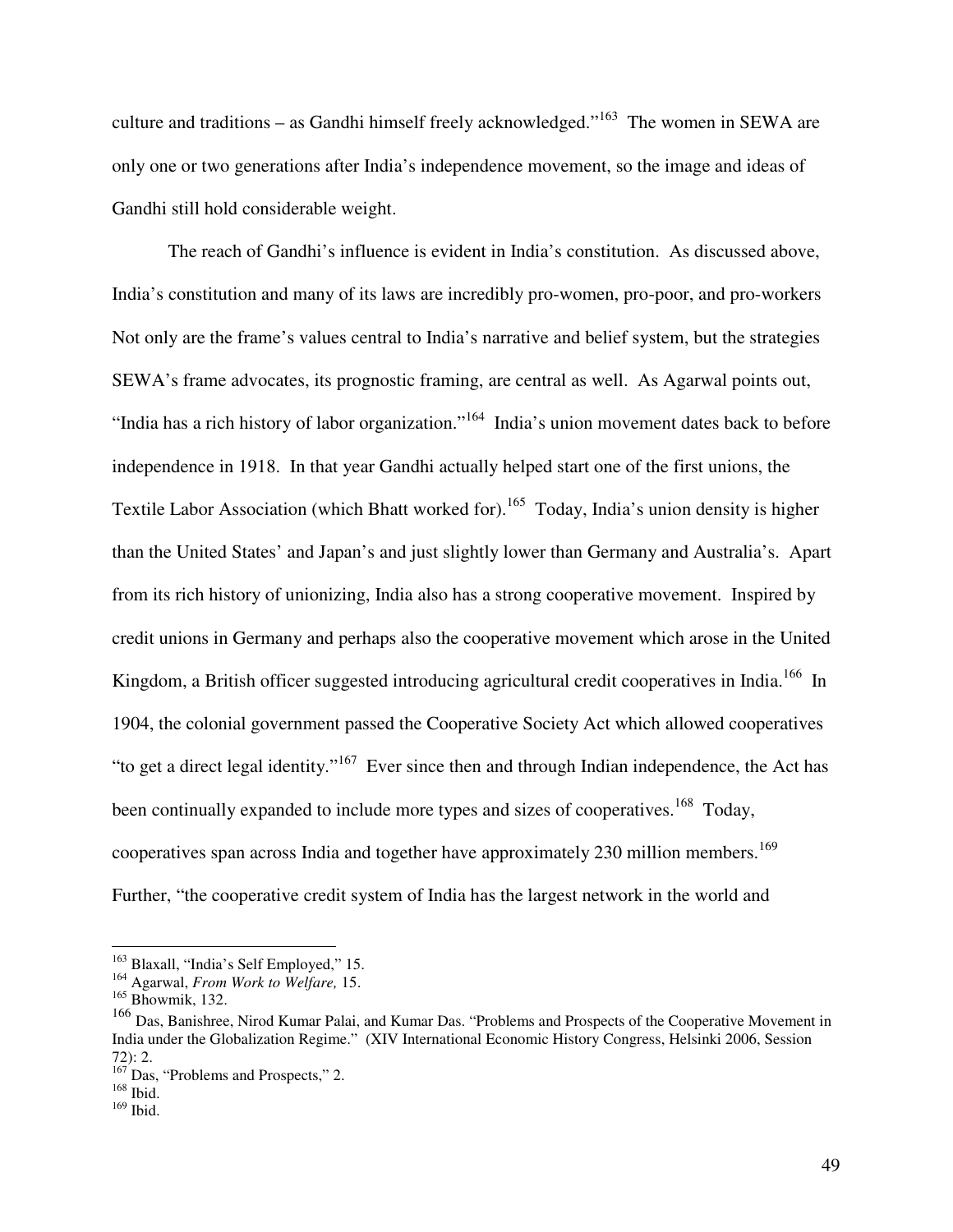culture and traditions – as Gandhi himself freely acknowledged."[163] The women in SEWA are only one or two generations after India's independence movement, so the image and ideas of Gandhi still hold considerable weight.

The reach of Gandhi's influence is evident in India's constitution. As discussed above, India's constitution and many of its laws are incredibly pro-women, pro-poor, and pro-workers Not only are the frame's values central to India's narrative and belief system, but the strategies SEWA's frame advocates, its prognostic framing, are central as well. As Agarwal points out, "India has a rich history of labor organization."[164] India's union movement dates back to before independence in 1918. In that year Gandhi actually helped start one of the first unions, the Textile Labor Association (which Bhatt worked for).[165] Today, India's union density is higher than the United States' and Japan's and just slightly lower than Germany and Australia's. Apart from its rich history of unionizing, India also has a strong cooperative movement. Inspired by credit unions in Germany and perhaps also the cooperative movement which arose in the United Kingdom, a British officer suggested introducing agricultural credit cooperatives in India.[166] In 1904, the colonial government passed the Cooperative Society Act which allowed cooperatives "to get a direct legal identity."[167] Ever since then and through Indian independence, the Act has been continually expanded to include more types and sizes of cooperatives.[168] Today, cooperatives span across India and together have approximately 230 million members.[169] Further, "the cooperative credit system of India has the largest network in the world and

---

[163] Blaxall, "India's Self Employed," 15.

[164] Agarwal, *From Work to Welfare,* 15.

[165] Bhowmik, 132.

[166] Das, Banishree, Nirod Kumar Palai, and Kumar Das. "Problems and Prospects of the Cooperative Movement in India under the Globalization Regime." (XIV International Economic History Congress, Helsinki 2006, Session 72): 2.

[167] Das, "Problems and Prospects," 2.

[168] Ibid.

[169] Ibid.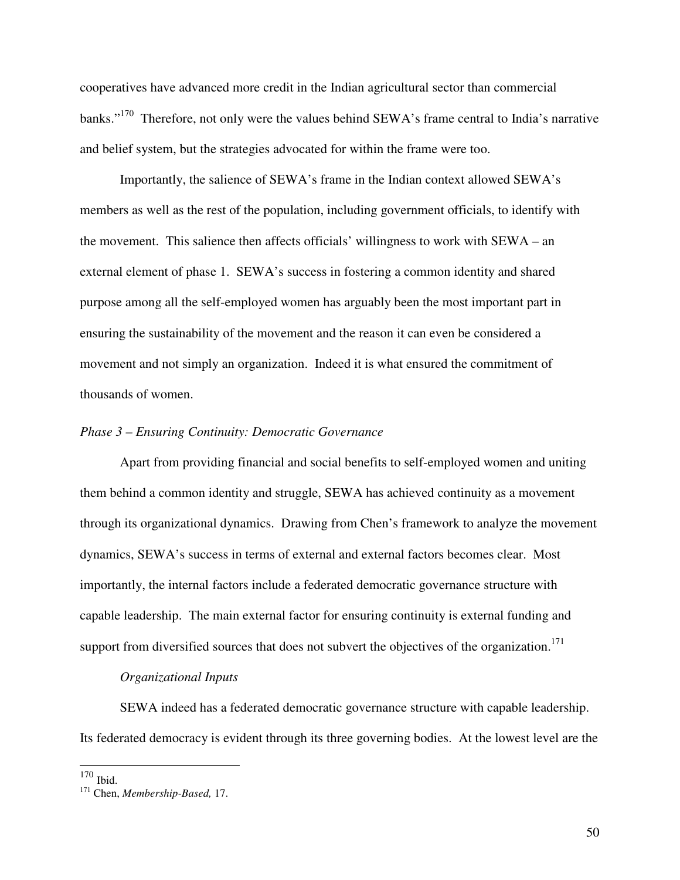cooperatives have advanced more credit in the Indian agricultural sector than commercial banks."[170] Therefore, not only were the values behind SEWA's frame central to India's narrative and belief system, but the strategies advocated for within the frame were too.

Importantly, the salience of SEWA's frame in the Indian context allowed SEWA's members as well as the rest of the population, including government officials, to identify with the movement. This salience then affects officials' willingness to work with SEWA – an external element of phase 1. SEWA's success in fostering a common identity and shared purpose among all the self-employed women has arguably been the most important part in ensuring the sustainability of the movement and the reason it can even be considered a movement and not simply an organization. Indeed it is what ensured the commitment of thousands of women.

*Phase 3 – Ensuring Continuity: Democratic Governance*

Apart from providing financial and social benefits to self-employed women and uniting them behind a common identity and struggle, SEWA has achieved continuity as a movement through its organizational dynamics. Drawing from Chen's framework to analyze the movement dynamics, SEWA's success in terms of external and external factors becomes clear. Most importantly, the internal factors include a federated democratic governance structure with capable leadership. The main external factor for ensuring continuity is external funding and support from diversified sources that does not subvert the objectives of the organization.[171]

*Organizational Inputs*

SEWA indeed has a federated democratic governance structure with capable leadership. Its federated democracy is evident through its three governing bodies. At the lowest level are the

---

[170] Ibid.
[171] Chen, *Membership-Based,* 17.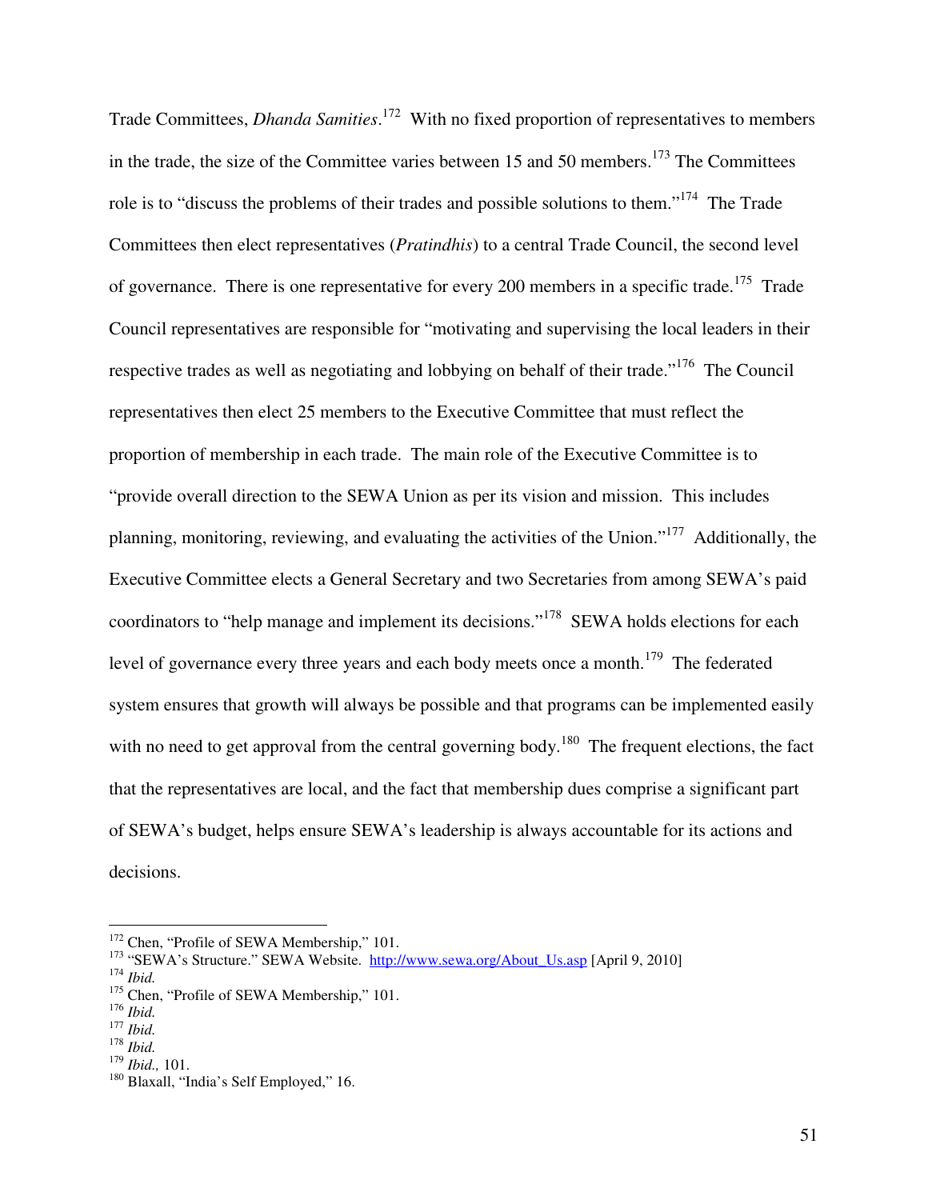Trade Committees, *Dhanda Samities*.[172] With no fixed proportion of representatives to members in the trade, the size of the Committee varies between 15 and 50 members.[173] The Committees role is to "discuss the problems of their trades and possible solutions to them."[174] The Trade Committees then elect representatives (*Pratindhis*) to a central Trade Council, the second level of governance. There is one representative for every 200 members in a specific trade.[175] Trade Council representatives are responsible for "motivating and supervising the local leaders in their respective trades as well as negotiating and lobbying on behalf of their trade."[176] The Council representatives then elect 25 members to the Executive Committee that must reflect the proportion of membership in each trade. The main role of the Executive Committee is to "provide overall direction to the SEWA Union as per its vision and mission. This includes planning, monitoring, reviewing, and evaluating the activities of the Union."[177] Additionally, the Executive Committee elects a General Secretary and two Secretaries from among SEWA's paid coordinators to "help manage and implement its decisions."[178] SEWA holds elections for each level of governance every three years and each body meets once a month.[179] The federated system ensures that growth will always be possible and that programs can be implemented easily with no need to get approval from the central governing body.[180] The frequent elections, the fact that the representatives are local, and the fact that membership dues comprise a significant part of SEWA's budget, helps ensure SEWA's leadership is always accountable for its actions and decisions.

---

[172] Chen, "Profile of SEWA Membership," 101.
[173] "SEWA's Structure." SEWA Website. http://www.sewa.org/About_Us.asp [April 9, 2010]
[174] *Ibid.*
[175] Chen, "Profile of SEWA Membership," 101.
[176] *Ibid.*
[177] *Ibid.*
[178] *Ibid.*
[179] *Ibid.,* 101.
[180] Blaxall, "India's Self Employed," 16.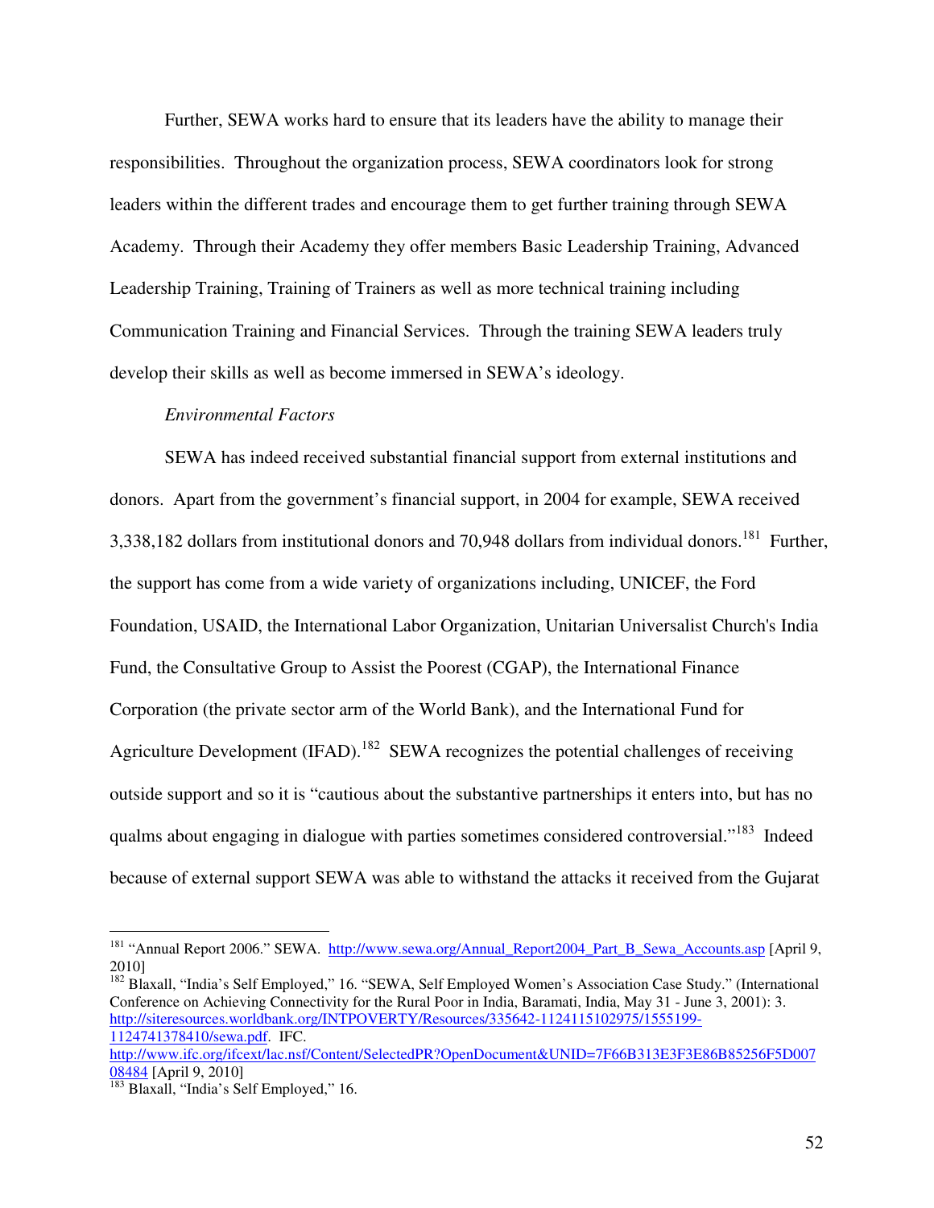Further, SEWA works hard to ensure that its leaders have the ability to manage their responsibilities. Throughout the organization process, SEWA coordinators look for strong leaders within the different trades and encourage them to get further training through SEWA Academy. Through their Academy they offer members Basic Leadership Training, Advanced Leadership Training, Training of Trainers as well as more technical training including Communication Training and Financial Services. Through the training SEWA leaders truly develop their skills as well as become immersed in SEWA's ideology.

*Environmental Factors*

SEWA has indeed received substantial financial support from external institutions and donors. Apart from the government's financial support, in 2004 for example, SEWA received 3,338,182 dollars from institutional donors and 70,948 dollars from individual donors.[181] Further, the support has come from a wide variety of organizations including, UNICEF, the Ford Foundation, USAID, the International Labor Organization, Unitarian Universalist Church's India Fund, the Consultative Group to Assist the Poorest (CGAP), the International Finance Corporation (the private sector arm of the World Bank), and the International Fund for Agriculture Development (IFAD).[182] SEWA recognizes the potential challenges of receiving outside support and so it is "cautious about the substantive partnerships it enters into, but has no qualms about engaging in dialogue with parties sometimes considered controversial."[183] Indeed because of external support SEWA was able to withstand the attacks it received from the Gujarat

---

[181] "Annual Report 2006." SEWA. http://www.sewa.org/Annual_Report2004_Part_B_Sewa_Accounts.asp [April 9, 2010]

[182] Blaxall, "India's Self Employed," 16. "SEWA, Self Employed Women's Association Case Study." (International Conference on Achieving Connectivity for the Rural Poor in India, Baramati, India, May 31 - June 3, 2001): 3. http://siteresources.worldbank.org/INTPOVERTY/Resources/335642-1124115102975/1555199-1124741378410/sewa.pdf. IFC. http://www.ifc.org/ifcext/lac.nsf/Content/SelectedPR?OpenDocument&UNID=7F66B313E3F3E86B85256F5D00708484 [April 9, 2010]

[183] Blaxall, "India's Self Employed," 16.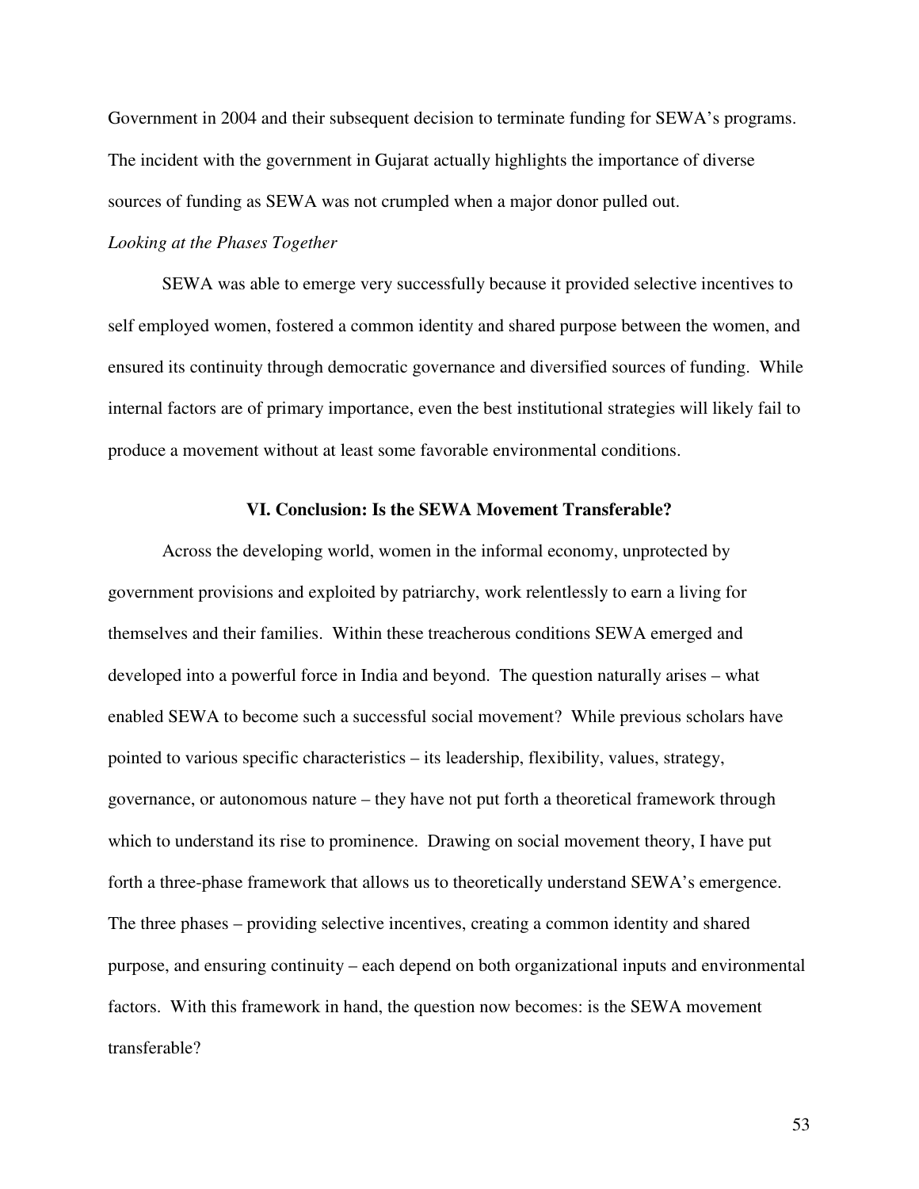Government in 2004 and their subsequent decision to terminate funding for SEWA's programs. The incident with the government in Gujarat actually highlights the importance of diverse sources of funding as SEWA was not crumpled when a major donor pulled out.

*Looking at the Phases Together*

SEWA was able to emerge very successfully because it provided selective incentives to self employed women, fostered a common identity and shared purpose between the women, and ensured its continuity through democratic governance and diversified sources of funding. While internal factors are of primary importance, even the best institutional strategies will likely fail to produce a movement without at least some favorable environmental conditions.

## VI. Conclusion: Is the SEWA Movement Transferable?

Across the developing world, women in the informal economy, unprotected by government provisions and exploited by patriarchy, work relentlessly to earn a living for themselves and their families. Within these treacherous conditions SEWA emerged and developed into a powerful force in India and beyond. The question naturally arises – what enabled SEWA to become such a successful social movement? While previous scholars have pointed to various specific characteristics – its leadership, flexibility, values, strategy, governance, or autonomous nature – they have not put forth a theoretical framework through which to understand its rise to prominence. Drawing on social movement theory, I have put forth a three-phase framework that allows us to theoretically understand SEWA's emergence. The three phases – providing selective incentives, creating a common identity and shared purpose, and ensuring continuity – each depend on both organizational inputs and environmental factors. With this framework in hand, the question now becomes: is the SEWA movement transferable?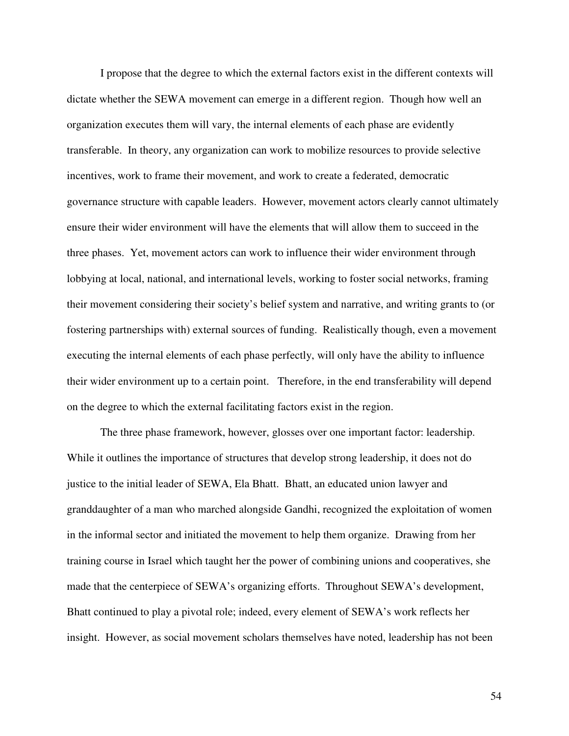I propose that the degree to which the external factors exist in the different contexts will dictate whether the SEWA movement can emerge in a different region. Though how well an organization executes them will vary, the internal elements of each phase are evidently transferable. In theory, any organization can work to mobilize resources to provide selective incentives, work to frame their movement, and work to create a federated, democratic governance structure with capable leaders. However, movement actors clearly cannot ultimately ensure their wider environment will have the elements that will allow them to succeed in the three phases. Yet, movement actors can work to influence their wider environment through lobbying at local, national, and international levels, working to foster social networks, framing their movement considering their society's belief system and narrative, and writing grants to (or fostering partnerships with) external sources of funding. Realistically though, even a movement executing the internal elements of each phase perfectly, will only have the ability to influence their wider environment up to a certain point. Therefore, in the end transferability will depend on the degree to which the external facilitating factors exist in the region.

The three phase framework, however, glosses over one important factor: leadership. While it outlines the importance of structures that develop strong leadership, it does not do justice to the initial leader of SEWA, Ela Bhatt. Bhatt, an educated union lawyer and granddaughter of a man who marched alongside Gandhi, recognized the exploitation of women in the informal sector and initiated the movement to help them organize. Drawing from her training course in Israel which taught her the power of combining unions and cooperatives, she made that the centerpiece of SEWA's organizing efforts. Throughout SEWA's development, Bhatt continued to play a pivotal role; indeed, every element of SEWA's work reflects her insight. However, as social movement scholars themselves have noted, leadership has not been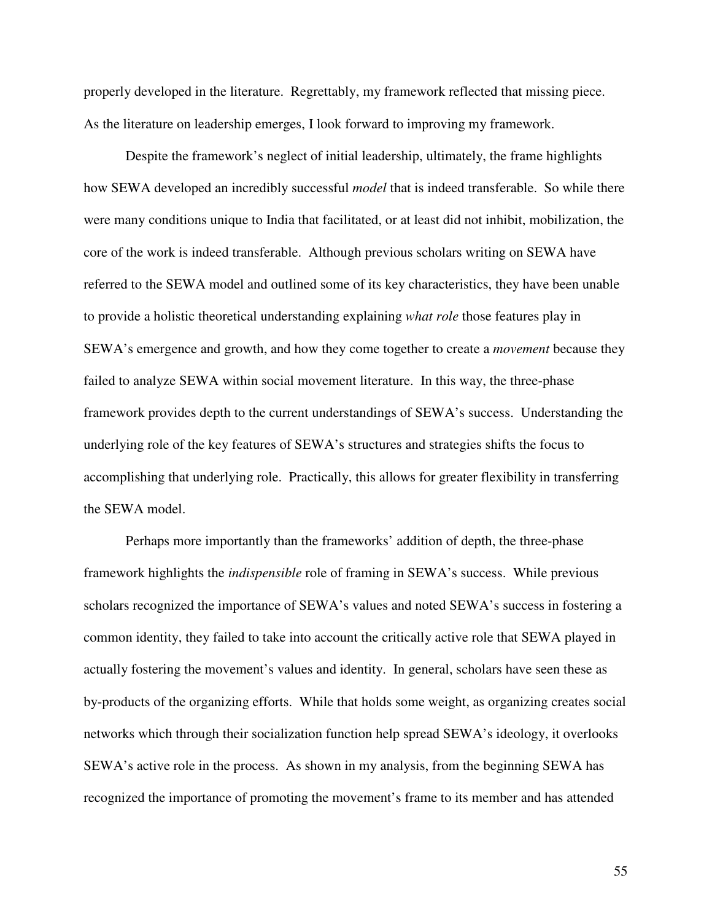properly developed in the literature. Regrettably, my framework reflected that missing piece. As the literature on leadership emerges, I look forward to improving my framework.

Despite the framework's neglect of initial leadership, ultimately, the frame highlights how SEWA developed an incredibly successful *model* that is indeed transferable. So while there were many conditions unique to India that facilitated, or at least did not inhibit, mobilization, the core of the work is indeed transferable. Although previous scholars writing on SEWA have referred to the SEWA model and outlined some of its key characteristics, they have been unable to provide a holistic theoretical understanding explaining *what role* those features play in SEWA's emergence and growth, and how they come together to create a *movement* because they failed to analyze SEWA within social movement literature. In this way, the three-phase framework provides depth to the current understandings of SEWA's success. Understanding the underlying role of the key features of SEWA's structures and strategies shifts the focus to accomplishing that underlying role. Practically, this allows for greater flexibility in transferring the SEWA model.

Perhaps more importantly than the frameworks' addition of depth, the three-phase framework highlights the *indispensible* role of framing in SEWA's success. While previous scholars recognized the importance of SEWA's values and noted SEWA's success in fostering a common identity, they failed to take into account the critically active role that SEWA played in actually fostering the movement's values and identity. In general, scholars have seen these as by-products of the organizing efforts. While that holds some weight, as organizing creates social networks which through their socialization function help spread SEWA's ideology, it overlooks SEWA's active role in the process. As shown in my analysis, from the beginning SEWA has recognized the importance of promoting the movement's frame to its member and has attended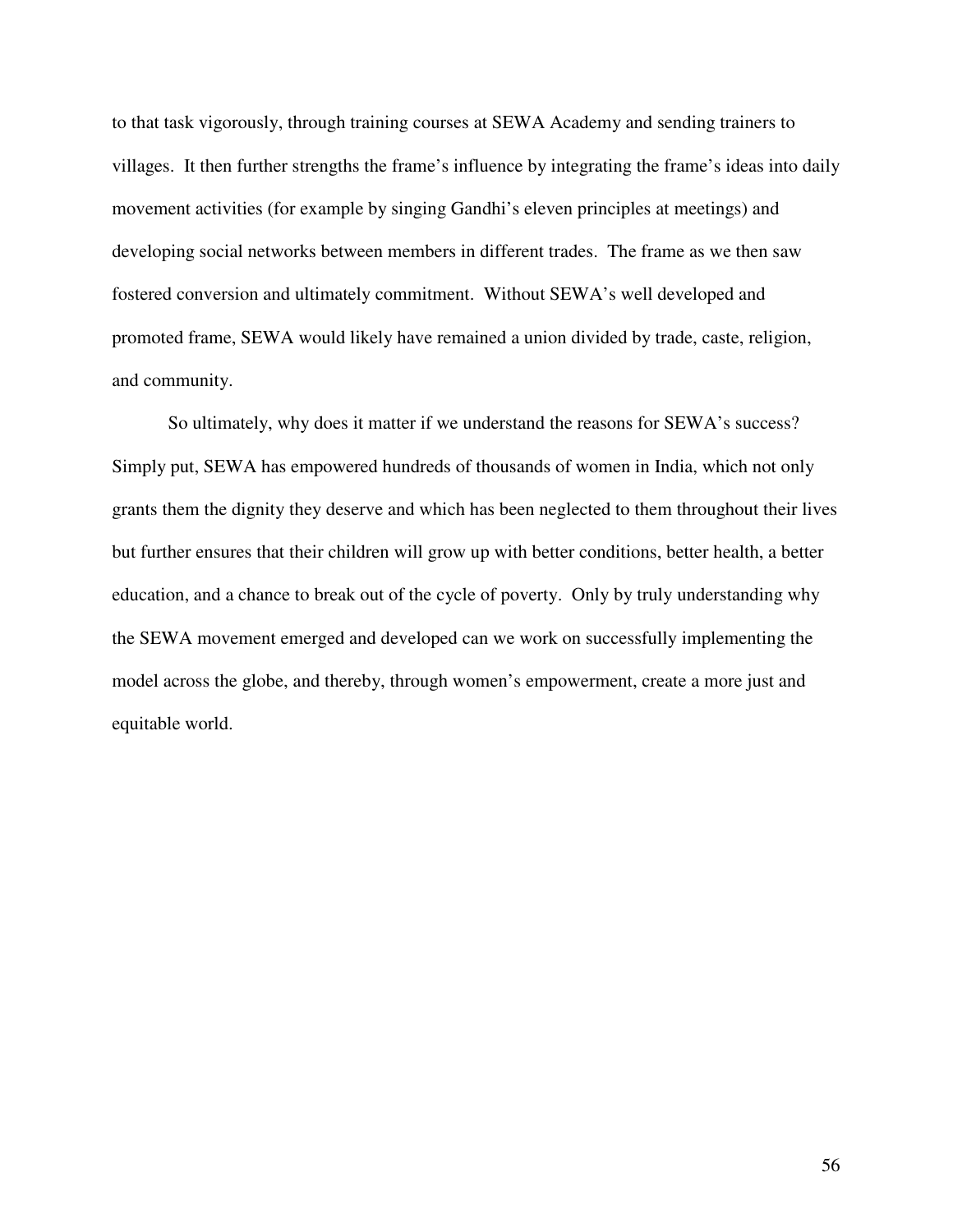to that task vigorously, through training courses at SEWA Academy and sending trainers to villages. It then further strengths the frame's influence by integrating the frame's ideas into daily movement activities (for example by singing Gandhi's eleven principles at meetings) and developing social networks between members in different trades. The frame as we then saw fostered conversion and ultimately commitment. Without SEWA's well developed and promoted frame, SEWA would likely have remained a union divided by trade, caste, religion, and community.

So ultimately, why does it matter if we understand the reasons for SEWA's success? Simply put, SEWA has empowered hundreds of thousands of women in India, which not only grants them the dignity they deserve and which has been neglected to them throughout their lives but further ensures that their children will grow up with better conditions, better health, a better education, and a chance to break out of the cycle of poverty. Only by truly understanding why the SEWA movement emerged and developed can we work on successfully implementing the model across the globe, and thereby, through women's empowerment, create a more just and equitable world.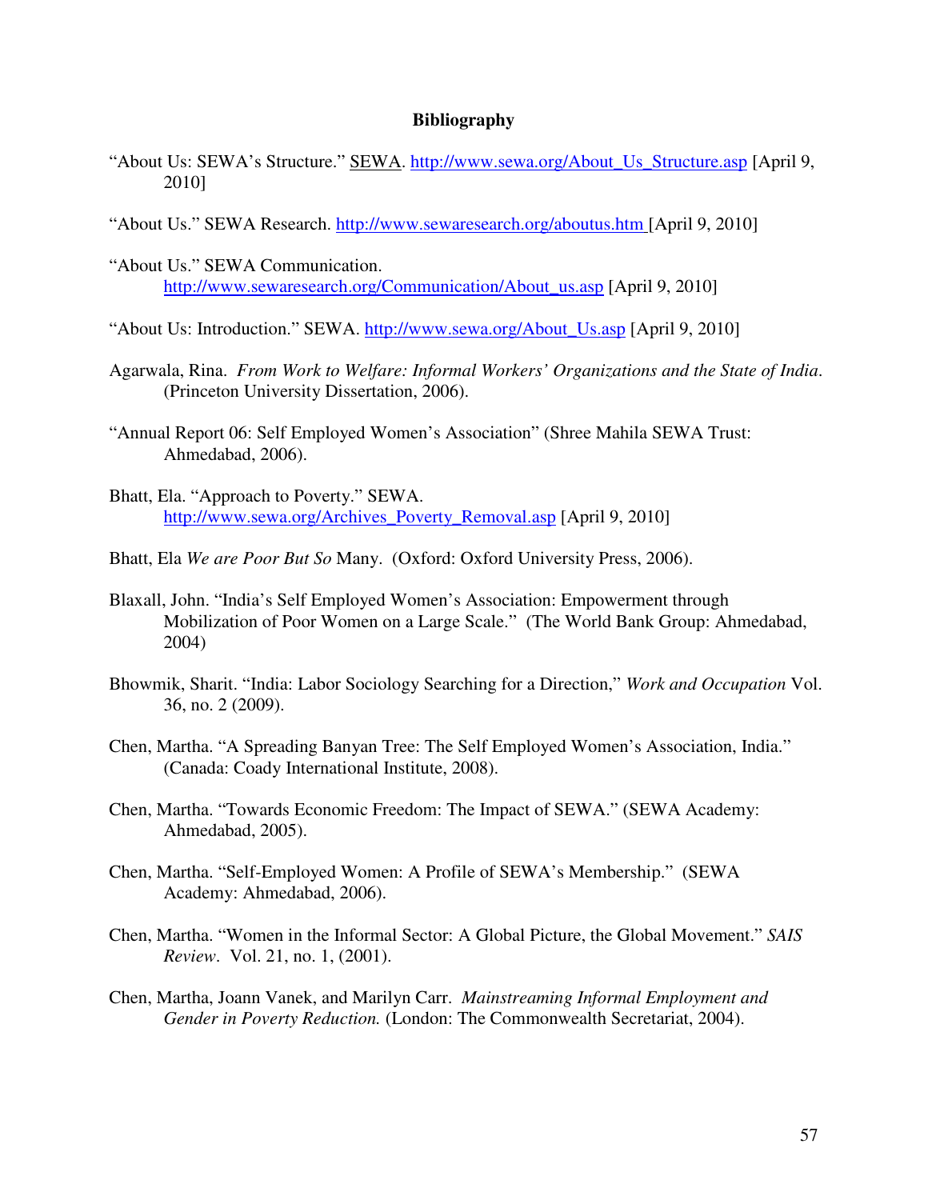**Bibliography**

"About Us: SEWA's Structure." SEWA. http://www.sewa.org/About_Us_Structure.asp [April 9, 2010]

"About Us." SEWA Research. http://www.sewaresearch.org/aboutus.htm [April 9, 2010]

"About Us." SEWA Communication. http://www.sewaresearch.org/Communication/About_us.asp [April 9, 2010]

"About Us: Introduction." SEWA. http://www.sewa.org/About_Us.asp [April 9, 2010]

Agarwala, Rina. *From Work to Welfare: Informal Workers' Organizations and the State of India*. (Princeton University Dissertation, 2006).

"Annual Report 06: Self Employed Women's Association" (Shree Mahila SEWA Trust: Ahmedabad, 2006).

Bhatt, Ela. "Approach to Poverty." SEWA. http://www.sewa.org/Archives_Poverty_Removal.asp [April 9, 2010]

Bhatt, Ela *We are Poor But So* Many. (Oxford: Oxford University Press, 2006).

Blaxall, John. "India's Self Employed Women's Association: Empowerment through Mobilization of Poor Women on a Large Scale." (The World Bank Group: Ahmedabad, 2004)

Bhowmik, Sharit. "India: Labor Sociology Searching for a Direction," *Work and Occupation* Vol. 36, no. 2 (2009).

Chen, Martha. "A Spreading Banyan Tree: The Self Employed Women's Association, India." (Canada: Coady International Institute, 2008).

Chen, Martha. "Towards Economic Freedom: The Impact of SEWA." (SEWA Academy: Ahmedabad, 2005).

Chen, Martha. "Self-Employed Women: A Profile of SEWA's Membership." (SEWA Academy: Ahmedabad, 2006).

Chen, Martha. "Women in the Informal Sector: A Global Picture, the Global Movement." *SAIS Review*. Vol. 21, no. 1, (2001).

Chen, Martha, Joann Vanek, and Marilyn Carr. *Mainstreaming Informal Employment and Gender in Poverty Reduction.* (London: The Commonwealth Secretariat, 2004).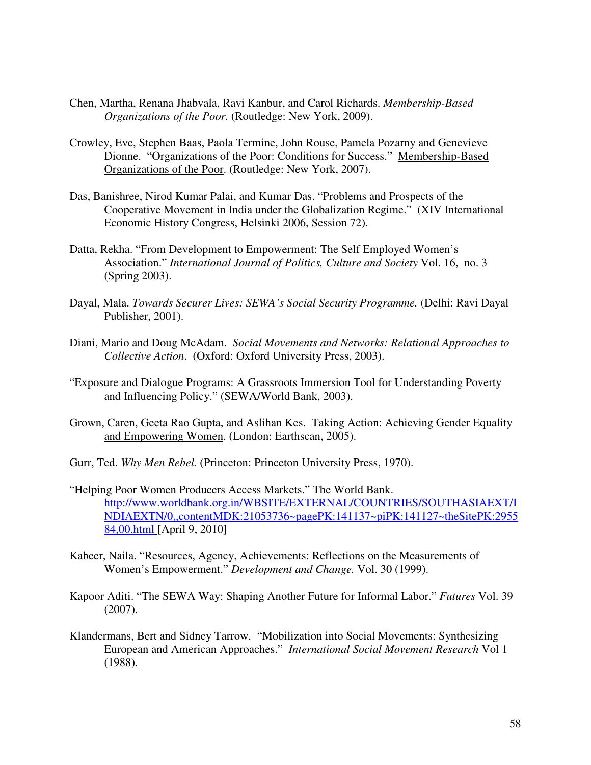Chen, Martha, Renana Jhabvala, Ravi Kanbur, and Carol Richards. *Membership-Based Organizations of the Poor.* (Routledge: New York, 2009).

Crowley, Eve, Stephen Baas, Paola Termine, John Rouse, Pamela Pozarny and Genevieve Dionne. "Organizations of the Poor: Conditions for Success." Membership-Based Organizations of the Poor. (Routledge: New York, 2007).

Das, Banishree, Nirod Kumar Palai, and Kumar Das. "Problems and Prospects of the Cooperative Movement in India under the Globalization Regime." (XIV International Economic History Congress, Helsinki 2006, Session 72).

Datta, Rekha. "From Development to Empowerment: The Self Employed Women's Association." *International Journal of Politics, Culture and Society* Vol. 16, no. 3 (Spring 2003).

Dayal, Mala. *Towards Securer Lives: SEWA's Social Security Programme.* (Delhi: Ravi Dayal Publisher, 2001).

Diani, Mario and Doug McAdam. *Social Movements and Networks: Relational Approaches to Collective Action*. (Oxford: Oxford University Press, 2003).

"Exposure and Dialogue Programs: A Grassroots Immersion Tool for Understanding Poverty and Influencing Policy." (SEWA/World Bank, 2003).

Grown, Caren, Geeta Rao Gupta, and Aslihan Kes. Taking Action: Achieving Gender Equality and Empowering Women. (London: Earthscan, 2005).

Gurr, Ted. *Why Men Rebel.* (Princeton: Princeton University Press, 1970).

"Helping Poor Women Producers Access Markets." The World Bank. http://www.worldbank.org.in/WBSITE/EXTERNAL/COUNTRIES/SOUTHASIAEXT/INDIAEXTN/0,,contentMDK:21053736~pagePK:141137~piPK:141127~theSitePK:295584,00.html [April 9, 2010]

Kabeer, Naila. "Resources, Agency, Achievements: Reflections on the Measurements of Women's Empowerment." *Development and Change.* Vol. 30 (1999).

Kapoor Aditi. "The SEWA Way: Shaping Another Future for Informal Labor." *Futures* Vol. 39 (2007).

Klandermans, Bert and Sidney Tarrow. "Mobilization into Social Movements: Synthesizing European and American Approaches." *International Social Movement Research* Vol 1 (1988).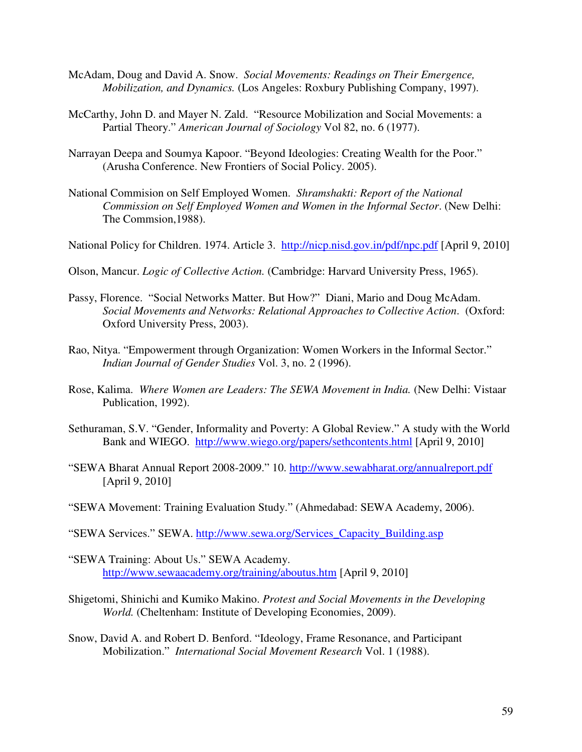McAdam, Doug and David A. Snow. *Social Movements: Readings on Their Emergence, Mobilization, and Dynamics.* (Los Angeles: Roxbury Publishing Company, 1997).

McCarthy, John D. and Mayer N. Zald. "Resource Mobilization and Social Movements: a Partial Theory." *American Journal of Sociology* Vol 82, no. 6 (1977).

Narrayan Deepa and Soumya Kapoor. "Beyond Ideologies: Creating Wealth for the Poor." (Arusha Conference. New Frontiers of Social Policy. 2005).

National Commision on Self Employed Women. *Shramshakti: Report of the National Commission on Self Employed Women and Women in the Informal Sector*. (New Delhi: The Commsion,1988).

National Policy for Children. 1974. Article 3. http://nicp.nisd.gov.in/pdf/npc.pdf [April 9, 2010]

Olson, Mancur. *Logic of Collective Action.* (Cambridge: Harvard University Press, 1965).

Passy, Florence. "Social Networks Matter. But How?" Diani, Mario and Doug McAdam. *Social Movements and Networks: Relational Approaches to Collective Action*. (Oxford: Oxford University Press, 2003).

Rao, Nitya. "Empowerment through Organization: Women Workers in the Informal Sector." *Indian Journal of Gender Studies* Vol. 3, no. 2 (1996).

Rose, Kalima. *Where Women are Leaders: The SEWA Movement in India.* (New Delhi: Vistaar Publication, 1992).

Sethuraman, S.V. "Gender, Informality and Poverty: A Global Review." A study with the World Bank and WIEGO. http://www.wiego.org/papers/sethcontents.html [April 9, 2010]

"SEWA Bharat Annual Report 2008-2009." 10. http://www.sewabharat.org/annualreport.pdf [April 9, 2010]

"SEWA Movement: Training Evaluation Study." (Ahmedabad: SEWA Academy, 2006).

"SEWA Services." SEWA. http://www.sewa.org/Services_Capacity_Building.asp

"SEWA Training: About Us." SEWA Academy. http://www.sewaacademy.org/training/aboutus.htm [April 9, 2010]

Shigetomi, Shinichi and Kumiko Makino. *Protest and Social Movements in the Developing World.* (Cheltenham: Institute of Developing Economies, 2009).

Snow, David A. and Robert D. Benford. "Ideology, Frame Resonance, and Participant Mobilization." *International Social Movement Research* Vol. 1 (1988).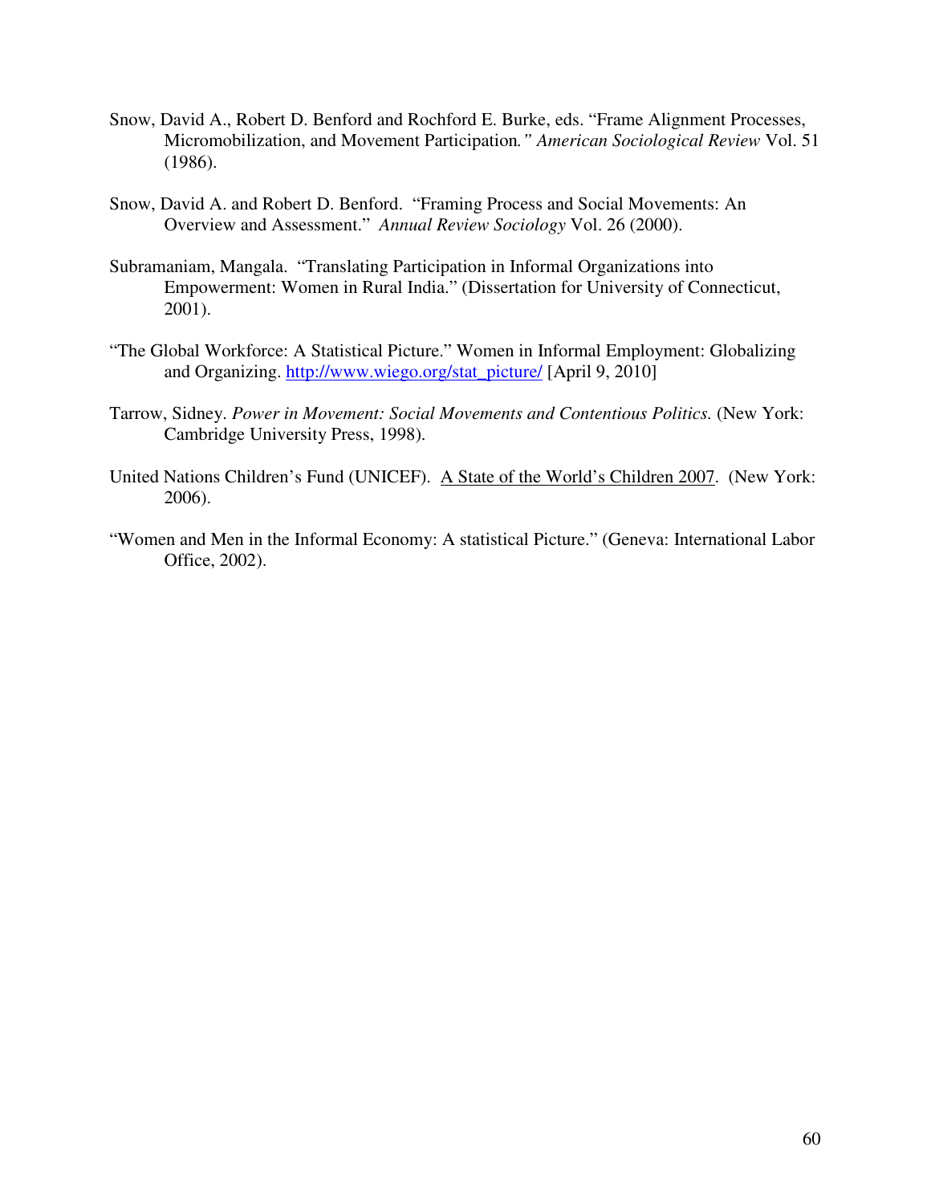Snow, David A., Robert D. Benford and Rochford E. Burke, eds. "Frame Alignment Processes, Micromobilization, and Movement Participation*." American Sociological Review* Vol. 51 (1986).

Snow, David A. and Robert D. Benford. "Framing Process and Social Movements: An Overview and Assessment." *Annual Review Sociology* Vol. 26 (2000).

Subramaniam, Mangala. "Translating Participation in Informal Organizations into Empowerment: Women in Rural India." (Dissertation for University of Connecticut, 2001).

"The Global Workforce: A Statistical Picture." Women in Informal Employment: Globalizing and Organizing. http://www.wiego.org/stat_picture/ [April 9, 2010]

Tarrow, Sidney. *Power in Movement: Social Movements and Contentious Politics.* (New York: Cambridge University Press, 1998).

United Nations Children's Fund (UNICEF). A State of the World's Children 2007. (New York: 2006).

"Women and Men in the Informal Economy: A statistical Picture." (Geneva: International Labor Office, 2002).